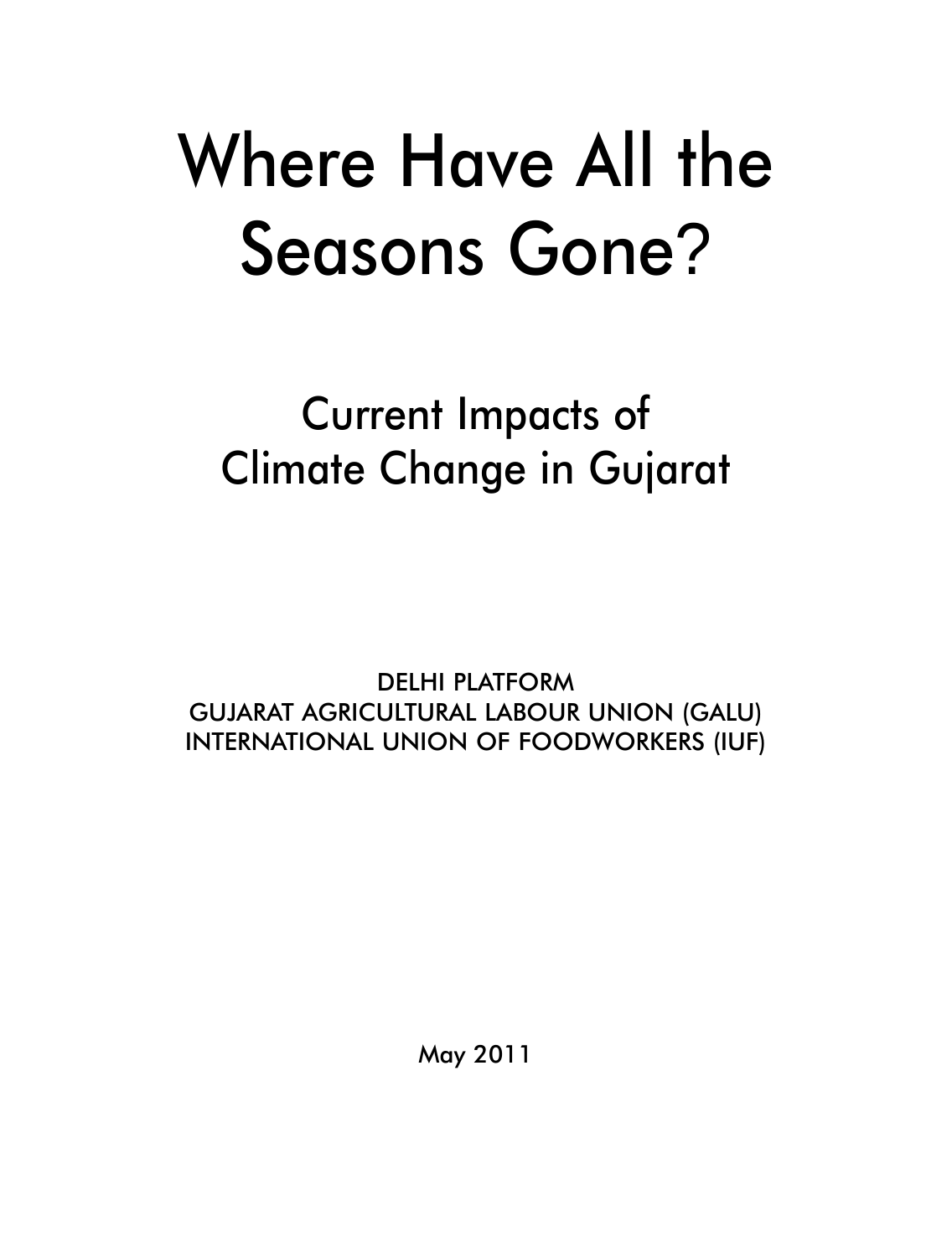# Where Have All the Seasons Gone?

## Current Impacts of Climate Change in Gujarat

DELHI PLATFORM
GUJARAT AGRICULTURAL LABOUR UNION (GALU)
INTERNATIONAL UNION OF FOODWORKERS (IUF)

May 2011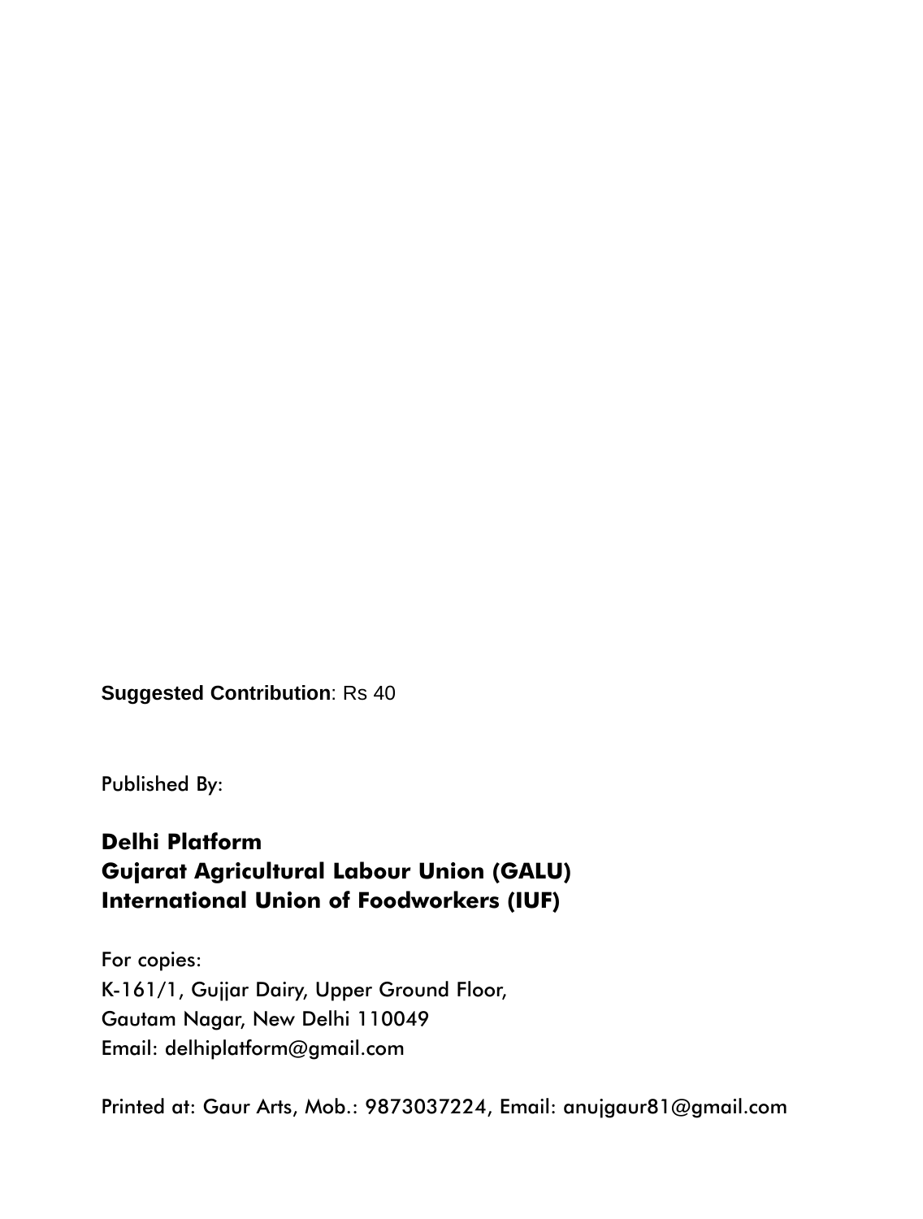**Suggested Contribution**: Rs 40

Published By:

**Delhi Platform**
**Gujarat Agricultural Labour Union (GALU)**
**International Union of Foodworkers (IUF)**

For copies:
K-161/1, Gujjar Dairy, Upper Ground Floor,
Gautam Nagar, New Delhi 110049
Email: delhiplatform@gmail.com

Printed at: Gaur Arts, Mob.: 9873037224, Email: anujgaur81@gmail.com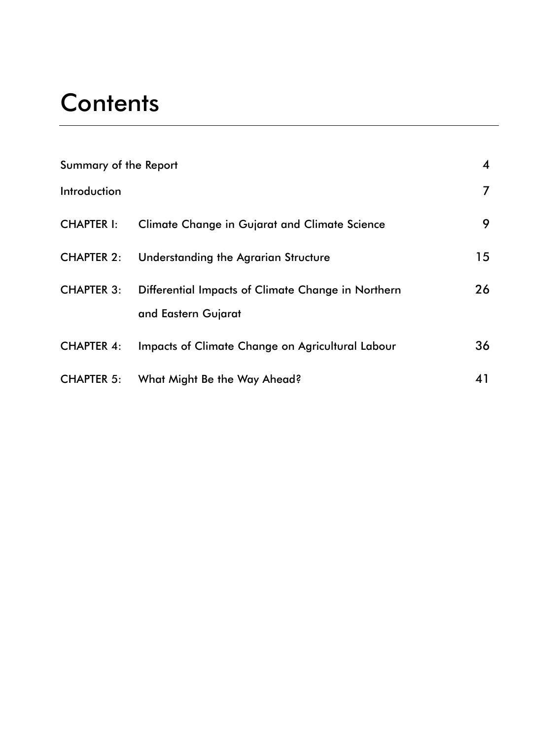# Contents

| | | |
|---|---|---|
| Summary of the Report | | 4 |
| Introduction | | 7 |
| CHAPTER I: | Climate Change in Gujarat and Climate Science | 9 |
| CHAPTER 2: | Understanding the Agrarian Structure | 15 |
| CHAPTER 3: | Differential Impacts of Climate Change in Northern and Eastern Gujarat | 26 |
| CHAPTER 4: | Impacts of Climate Change on Agricultural Labour | 36 |
| CHAPTER 5: | What Might Be the Way Ahead? | 41 |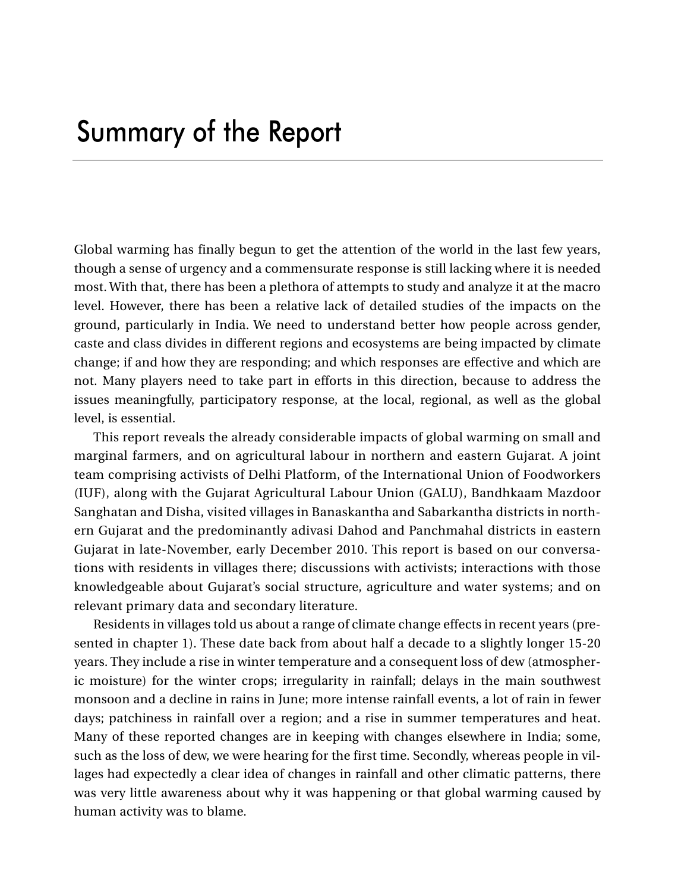# Summary of the Report

Global warming has finally begun to get the attention of the world in the last few years, though a sense of urgency and a commensurate response is still lacking where it is needed most. With that, there has been a plethora of attempts to study and analyze it at the macro level. However, there has been a relative lack of detailed studies of the impacts on the ground, particularly in India. We need to understand better how people across gender, caste and class divides in different regions and ecosystems are being impacted by climate change; if and how they are responding; and which responses are effective and which are not. Many players need to take part in efforts in this direction, because to address the issues meaningfully, participatory response, at the local, regional, as well as the global level, is essential.

This report reveals the already considerable impacts of global warming on small and marginal farmers, and on agricultural labour in northern and eastern Gujarat. A joint team comprising activists of Delhi Platform, of the International Union of Foodworkers (IUF), along with the Gujarat Agricultural Labour Union (GALU), Bandhkaam Mazdoor Sanghatan and Disha, visited villages in Banaskantha and Sabarkantha districts in northern Gujarat and the predominantly adivasi Dahod and Panchmahal districts in eastern Gujarat in late-November, early December 2010. This report is based on our conversations with residents in villages there; discussions with activists; interactions with those knowledgeable about Gujarat's social structure, agriculture and water systems; and on relevant primary data and secondary literature.

Residents in villages told us about a range of climate change effects in recent years (presented in chapter 1). These date back from about half a decade to a slightly longer 15-20 years. They include a rise in winter temperature and a consequent loss of dew (atmospheric moisture) for the winter crops; irregularity in rainfall; delays in the main southwest monsoon and a decline in rains in June; more intense rainfall events, a lot of rain in fewer days; patchiness in rainfall over a region; and a rise in summer temperatures and heat. Many of these reported changes are in keeping with changes elsewhere in India; some, such as the loss of dew, we were hearing for the first time. Secondly, whereas people in villages had expectedly a clear idea of changes in rainfall and other climatic patterns, there was very little awareness about why it was happening or that global warming caused by human activity was to blame.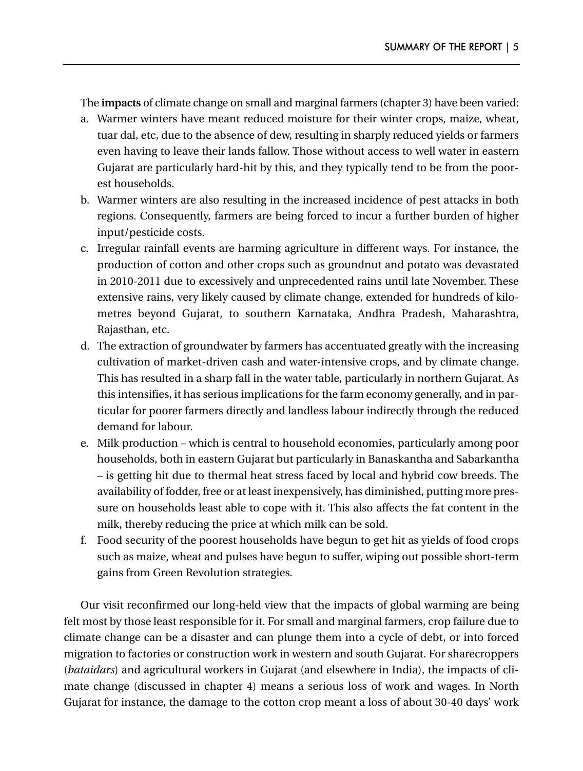The **impacts** of climate change on small and marginal farmers (chapter 3) have been varied:

a. Warmer winters have meant reduced moisture for their winter crops, maize, wheat, tuar dal, etc, due to the absence of dew, resulting in sharply reduced yields or farmers even having to leave their lands fallow. Those without access to well water in eastern Gujarat are particularly hard-hit by this, and they typically tend to be from the poorest households.
b. Warmer winters are also resulting in the increased incidence of pest attacks in both regions. Consequently, farmers are being forced to incur a further burden of higher input/pesticide costs.
c. Irregular rainfall events are harming agriculture in different ways. For instance, the production of cotton and other crops such as groundnut and potato was devastated in 2010-2011 due to excessively and unprecedented rains until late November. These extensive rains, very likely caused by climate change, extended for hundreds of kilometres beyond Gujarat, to southern Karnataka, Andhra Pradesh, Maharashtra, Rajasthan, etc.
d. The extraction of groundwater by farmers has accentuated greatly with the increasing cultivation of market-driven cash and water-intensive crops, and by climate change. This has resulted in a sharp fall in the water table, particularly in northern Gujarat. As this intensifies, it has serious implications for the farm economy generally, and in particular for poorer farmers directly and landless labour indirectly through the reduced demand for labour.
e. Milk production – which is central to household economies, particularly among poor households, both in eastern Gujarat but particularly in Banaskantha and Sabarkantha – is getting hit due to thermal heat stress faced by local and hybrid cow breeds. The availability of fodder, free or at least inexpensively, has diminished, putting more pressure on households least able to cope with it. This also affects the fat content in the milk, thereby reducing the price at which milk can be sold.
f. Food security of the poorest households have begun to get hit as yields of food crops such as maize, wheat and pulses have begun to suffer, wiping out possible short-term gains from Green Revolution strategies.

Our visit reconfirmed our long-held view that the impacts of global warming are being felt most by those least responsible for it. For small and marginal farmers, crop failure due to climate change can be a disaster and can plunge them into a cycle of debt, or into forced migration to factories or construction work in western and south Gujarat. For sharecroppers (*bataidars*) and agricultural workers in Gujarat (and elsewhere in India), the impacts of climate change (discussed in chapter 4) means a serious loss of work and wages. In North Gujarat for instance, the damage to the cotton crop meant a loss of about 30-40 days' work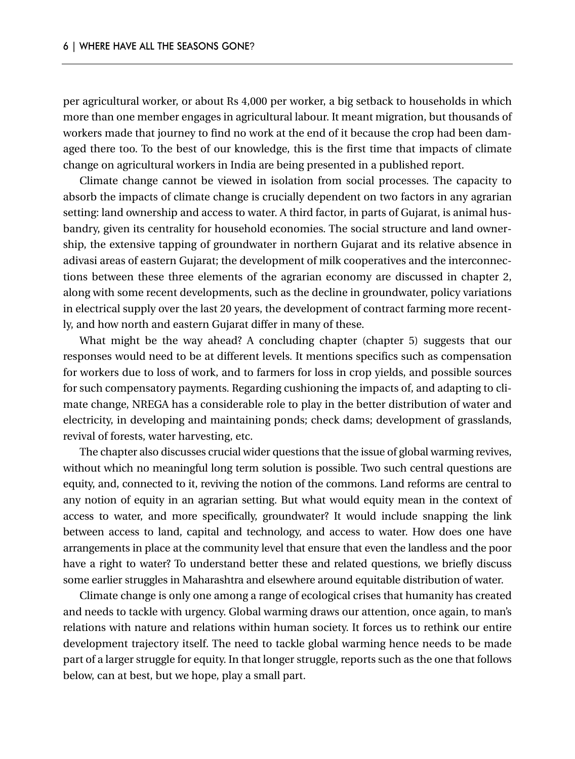per agricultural worker, or about Rs 4,000 per worker, a big setback to households in which more than one member engages in agricultural labour. It meant migration, but thousands of workers made that journey to find no work at the end of it because the crop had been damaged there too. To the best of our knowledge, this is the first time that impacts of climate change on agricultural workers in India are being presented in a published report.

Climate change cannot be viewed in isolation from social processes. The capacity to absorb the impacts of climate change is crucially dependent on two factors in any agrarian setting: land ownership and access to water. A third factor, in parts of Gujarat, is animal husbandry, given its centrality for household economies. The social structure and land ownership, the extensive tapping of groundwater in northern Gujarat and its relative absence in adivasi areas of eastern Gujarat; the development of milk cooperatives and the interconnections between these three elements of the agrarian economy are discussed in chapter 2, along with some recent developments, such as the decline in groundwater, policy variations in electrical supply over the last 20 years, the development of contract farming more recently, and how north and eastern Gujarat differ in many of these.

What might be the way ahead? A concluding chapter (chapter 5) suggests that our responses would need to be at different levels. It mentions specifics such as compensation for workers due to loss of work, and to farmers for loss in crop yields, and possible sources for such compensatory payments. Regarding cushioning the impacts of, and adapting to climate change, NREGA has a considerable role to play in the better distribution of water and electricity, in developing and maintaining ponds; check dams; development of grasslands, revival of forests, water harvesting, etc.

The chapter also discusses crucial wider questions that the issue of global warming revives, without which no meaningful long term solution is possible. Two such central questions are equity, and, connected to it, reviving the notion of the commons. Land reforms are central to any notion of equity in an agrarian setting. But what would equity mean in the context of access to water, and more specifically, groundwater? It would include snapping the link between access to land, capital and technology, and access to water. How does one have arrangements in place at the community level that ensure that even the landless and the poor have a right to water? To understand better these and related questions, we briefly discuss some earlier struggles in Maharashtra and elsewhere around equitable distribution of water.

Climate change is only one among a range of ecological crises that humanity has created and needs to tackle with urgency. Global warming draws our attention, once again, to man's relations with nature and relations within human society. It forces us to rethink our entire development trajectory itself. The need to tackle global warming hence needs to be made part of a larger struggle for equity. In that longer struggle, reports such as the one that follows below, can at best, but we hope, play a small part.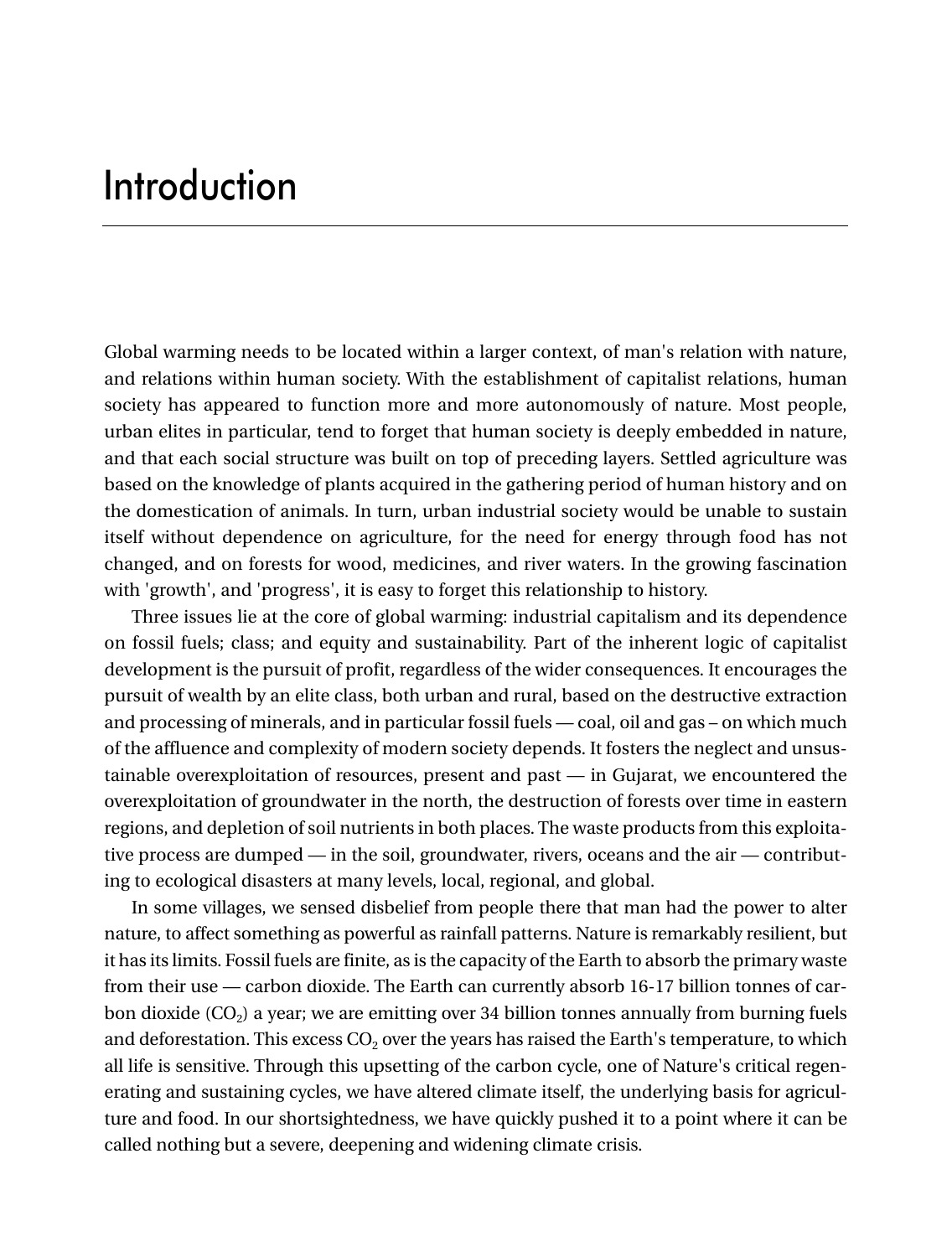# Introduction

Global warming needs to be located within a larger context, of man's relation with nature, and relations within human society. With the establishment of capitalist relations, human society has appeared to function more and more autonomously of nature. Most people, urban elites in particular, tend to forget that human society is deeply embedded in nature, and that each social structure was built on top of preceding layers. Settled agriculture was based on the knowledge of plants acquired in the gathering period of human history and on the domestication of animals. In turn, urban industrial society would be unable to sustain itself without dependence on agriculture, for the need for energy through food has not changed, and on forests for wood, medicines, and river waters. In the growing fascination with 'growth', and 'progress', it is easy to forget this relationship to history.

Three issues lie at the core of global warming: industrial capitalism and its dependence on fossil fuels; class; and equity and sustainability. Part of the inherent logic of capitalist development is the pursuit of profit, regardless of the wider consequences. It encourages the pursuit of wealth by an elite class, both urban and rural, based on the destructive extraction and processing of minerals, and in particular fossil fuels — coal, oil and gas – on which much of the affluence and complexity of modern society depends. It fosters the neglect and unsustainable overexploitation of resources, present and past — in Gujarat, we encountered the overexploitation of groundwater in the north, the destruction of forests over time in eastern regions, and depletion of soil nutrients in both places. The waste products from this exploitative process are dumped — in the soil, groundwater, rivers, oceans and the air — contributing to ecological disasters at many levels, local, regional, and global.

In some villages, we sensed disbelief from people there that man had the power to alter nature, to affect something as powerful as rainfall patterns. Nature is remarkably resilient, but it has its limits. Fossil fuels are finite, as is the capacity of the Earth to absorb the primary waste from their use — carbon dioxide. The Earth can currently absorb 16-17 billion tonnes of carbon dioxide ($CO_2$) a year; we are emitting over 34 billion tonnes annually from burning fuels and deforestation. This excess $CO_2$ over the years has raised the Earth's temperature, to which all life is sensitive. Through this upsetting of the carbon cycle, one of Nature's critical regenerating and sustaining cycles, we have altered climate itself, the underlying basis for agriculture and food. In our shortsightedness, we have quickly pushed it to a point where it can be called nothing but a severe, deepening and widening climate crisis.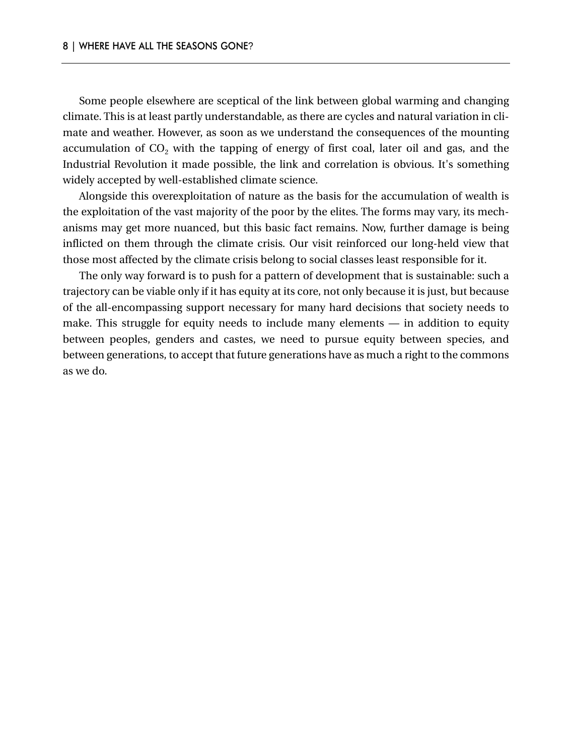Some people elsewhere are sceptical of the link between global warming and changing climate. This is at least partly understandable, as there are cycles and natural variation in climate and weather. However, as soon as we understand the consequences of the mounting accumulation of $CO_2$ with the tapping of energy of first coal, later oil and gas, and the Industrial Revolution it made possible, the link and correlation is obvious. It's something widely accepted by well-established climate science.

Alongside this overexploitation of nature as the basis for the accumulation of wealth is the exploitation of the vast majority of the poor by the elites. The forms may vary, its mechanisms may get more nuanced, but this basic fact remains. Now, further damage is being inflicted on them through the climate crisis. Our visit reinforced our long-held view that those most affected by the climate crisis belong to social classes least responsible for it.

The only way forward is to push for a pattern of development that is sustainable: such a trajectory can be viable only if it has equity at its core, not only because it is just, but because of the all-encompassing support necessary for many hard decisions that society needs to make. This struggle for equity needs to include many elements — in addition to equity between peoples, genders and castes, we need to pursue equity between species, and between generations, to accept that future generations have as much a right to the commons as we do.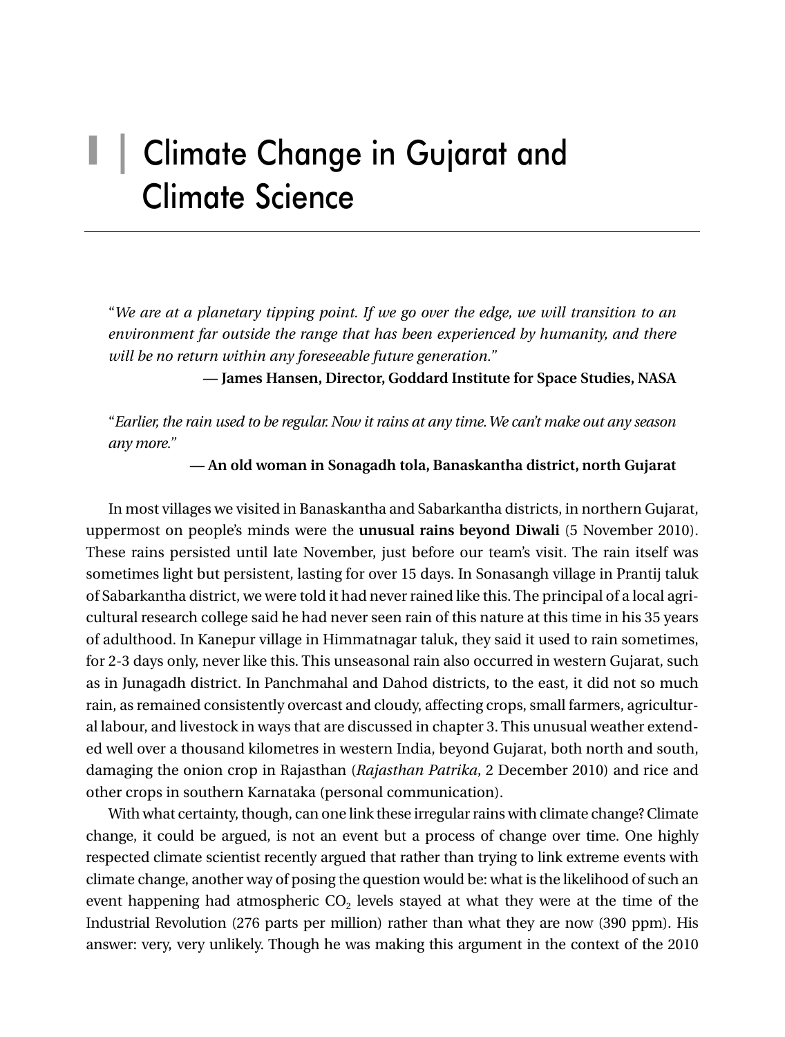# I | Climate Change in Gujarat and Climate Science

"*We are at a planetary tipping point. If we go over the edge, we will transition to an environment far outside the range that has been experienced by humanity, and there will be no return within any foreseeable future generation.*"

**— James Hansen, Director, Goddard Institute for Space Studies, NASA**

"*Earlier, the rain used to be regular. Now it rains at any time. We can't make out any season any more.*"

**— An old woman in Sonagadh tola, Banaskantha district, north Gujarat**

In most villages we visited in Banaskantha and Sabarkantha districts, in northern Gujarat, uppermost on people's minds were the **unusual rains beyond Diwali** (5 November 2010). These rains persisted until late November, just before our team's visit. The rain itself was sometimes light but persistent, lasting for over 15 days. In Sonasangh village in Prantij taluk of Sabarkantha district, we were told it had never rained like this. The principal of a local agricultural research college said he had never seen rain of this nature at this time in his 35 years of adulthood. In Kanepur village in Himmatnagar taluk, they said it used to rain sometimes, for 2-3 days only, never like this. This unseasonal rain also occurred in western Gujarat, such as in Junagadh district. In Panchmahal and Dahod districts, to the east, it did not so much rain, as remained consistently overcast and cloudy, affecting crops, small farmers, agricultural labour, and livestock in ways that are discussed in chapter 3. This unusual weather extended well over a thousand kilometres in western India, beyond Gujarat, both north and south, damaging the onion crop in Rajasthan (*Rajasthan Patrika*, 2 December 2010) and rice and other crops in southern Karnataka (personal communication).

With what certainty, though, can one link these irregular rains with climate change? Climate change, it could be argued, is not an event but a process of change over time. One highly respected climate scientist recently argued that rather than trying to link extreme events with climate change, another way of posing the question would be: what is the likelihood of such an event happening had atmospheric $CO_2$ levels stayed at what they were at the time of the Industrial Revolution (276 parts per million) rather than what they are now (390 ppm). His answer: very, very unlikely. Though he was making this argument in the context of the 2010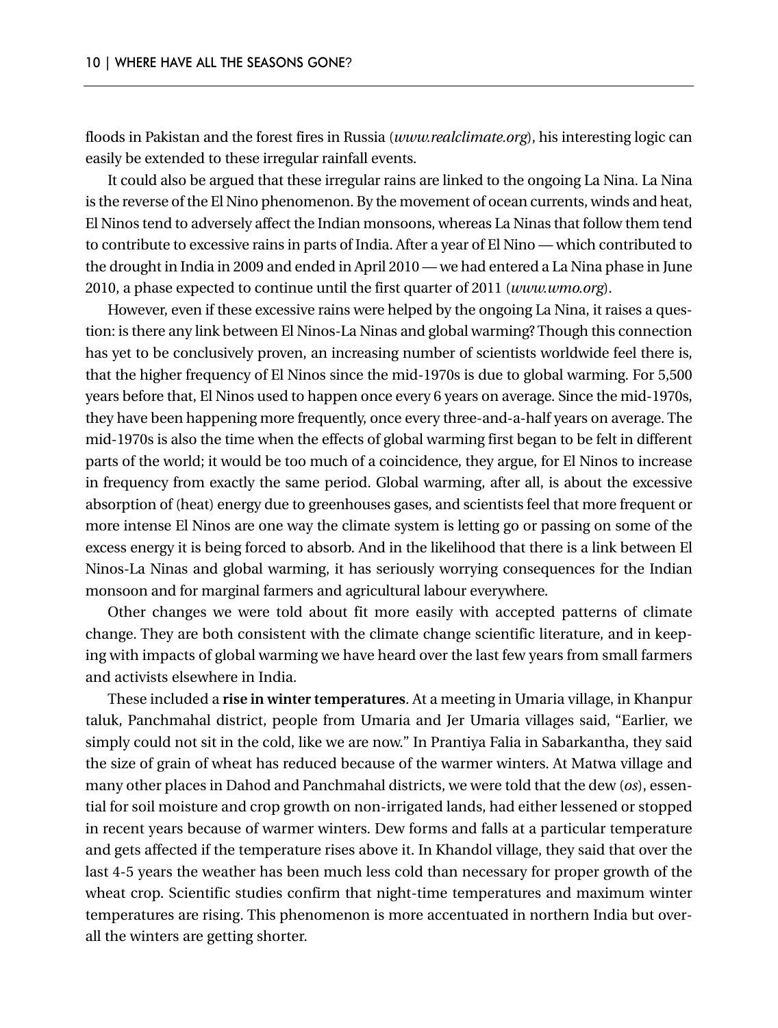floods in Pakistan and the forest fires in Russia (*www.realclimate.org*), his interesting logic can easily be extended to these irregular rainfall events.

It could also be argued that these irregular rains are linked to the ongoing La Nina. La Nina is the reverse of the El Nino phenomenon. By the movement of ocean currents, winds and heat, El Ninos tend to adversely affect the Indian monsoons, whereas La Ninas that follow them tend to contribute to excessive rains in parts of India. After a year of El Nino — which contributed to the drought in India in 2009 and ended in April 2010 — we had entered a La Nina phase in June 2010, a phase expected to continue until the first quarter of 2011 (*www.wmo.org*).

However, even if these excessive rains were helped by the ongoing La Nina, it raises a question: is there any link between El Ninos-La Ninas and global warming? Though this connection has yet to be conclusively proven, an increasing number of scientists worldwide feel there is, that the higher frequency of El Ninos since the mid-1970s is due to global warming. For 5,500 years before that, El Ninos used to happen once every 6 years on average. Since the mid-1970s, they have been happening more frequently, once every three-and-a-half years on average. The mid-1970s is also the time when the effects of global warming first began to be felt in different parts of the world; it would be too much of a coincidence, they argue, for El Ninos to increase in frequency from exactly the same period. Global warming, after all, is about the excessive absorption of (heat) energy due to greenhouses gases, and scientists feel that more frequent or more intense El Ninos are one way the climate system is letting go or passing on some of the excess energy it is being forced to absorb. And in the likelihood that there is a link between El Ninos-La Ninas and global warming, it has seriously worrying consequences for the Indian monsoon and for marginal farmers and agricultural labour everywhere.

Other changes we were told about fit more easily with accepted patterns of climate change. They are both consistent with the climate change scientific literature, and in keeping with impacts of global warming we have heard over the last few years from small farmers and activists elsewhere in India.

These included a **rise in winter temperatures**. At a meeting in Umaria village, in Khanpur taluk, Panchmahal district, people from Umaria and Jer Umaria villages said, “Earlier, we simply could not sit in the cold, like we are now.” In Prantiya Falia in Sabarkantha, they said the size of grain of wheat has reduced because of the warmer winters. At Matwa village and many other places in Dahod and Panchmahal districts, we were told that the dew (*os*), essential for soil moisture and crop growth on non-irrigated lands, had either lessened or stopped in recent years because of warmer winters. Dew forms and falls at a particular temperature and gets affected if the temperature rises above it. In Khandol village, they said that over the last 4-5 years the weather has been much less cold than necessary for proper growth of the wheat crop. Scientific studies confirm that night-time temperatures and maximum winter temperatures are rising. This phenomenon is more accentuated in northern India but overall the winters are getting shorter.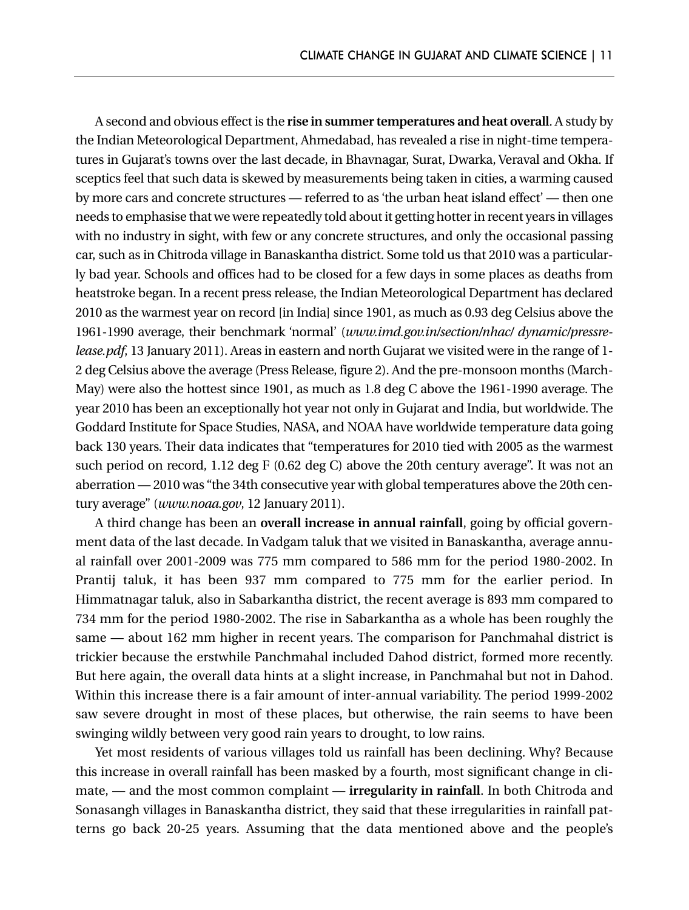A second and obvious effect is the **rise in summer temperatures and heat overall**. A study by the Indian Meteorological Department, Ahmedabad, has revealed a rise in night-time temperatures in Gujarat's towns over the last decade, in Bhavnagar, Surat, Dwarka, Veraval and Okha. If sceptics feel that such data is skewed by measurements being taken in cities, a warming caused by more cars and concrete structures — referred to as 'the urban heat island effect' — then one needs to emphasise that we were repeatedly told about it getting hotter in recent years in villages with no industry in sight, with few or any concrete structures, and only the occasional passing car, such as in Chitroda village in Banaskantha district. Some told us that 2010 was a particularly bad year. Schools and offices had to be closed for a few days in some places as deaths from heatstroke began. In a recent press release, the Indian Meteorological Department has declared 2010 as the warmest year on record [in India] since 1901, as much as 0.93 deg Celsius above the 1961-1990 average, their benchmark 'normal' (*www.imd.gov.in/section/nhac/ dynamic/pressrelease.pdf*, 13 January 2011). Areas in eastern and north Gujarat we visited were in the range of 1-2 deg Celsius above the average (Press Release, figure 2). And the pre-monsoon months (March-May) were also the hottest since 1901, as much as 1.8 deg C above the 1961-1990 average. The year 2010 has been an exceptionally hot year not only in Gujarat and India, but worldwide. The Goddard Institute for Space Studies, NASA, and NOAA have worldwide temperature data going back 130 years. Their data indicates that "temperatures for 2010 tied with 2005 as the warmest such period on record, 1.12 deg F (0.62 deg C) above the 20th century average". It was not an aberration — 2010 was "the 34th consecutive year with global temperatures above the 20th century average" (*www.noaa.gov*, 12 January 2011).

A third change has been an **overall increase in annual rainfall**, going by official government data of the last decade. In Vadgam taluk that we visited in Banaskantha, average annual rainfall over 2001-2009 was 775 mm compared to 586 mm for the period 1980-2002. In Prantij taluk, it has been 937 mm compared to 775 mm for the earlier period. In Himmatnagar taluk, also in Sabarkantha district, the recent average is 893 mm compared to 734 mm for the period 1980-2002. The rise in Sabarkantha as a whole has been roughly the same — about 162 mm higher in recent years. The comparison for Panchmahal district is trickier because the erstwhile Panchmahal included Dahod district, formed more recently. But here again, the overall data hints at a slight increase, in Panchmahal but not in Dahod. Within this increase there is a fair amount of inter-annual variability. The period 1999-2002 saw severe drought in most of these places, but otherwise, the rain seems to have been swinging wildly between very good rain years to drought, to low rains.

Yet most residents of various villages told us rainfall has been declining. Why? Because this increase in overall rainfall has been masked by a fourth, most significant change in climate, — and the most common complaint — **irregularity in rainfall**. In both Chitroda and Sonasangh villages in Banaskantha district, they said that these irregularities in rainfall patterns go back 20-25 years. Assuming that the data mentioned above and the people's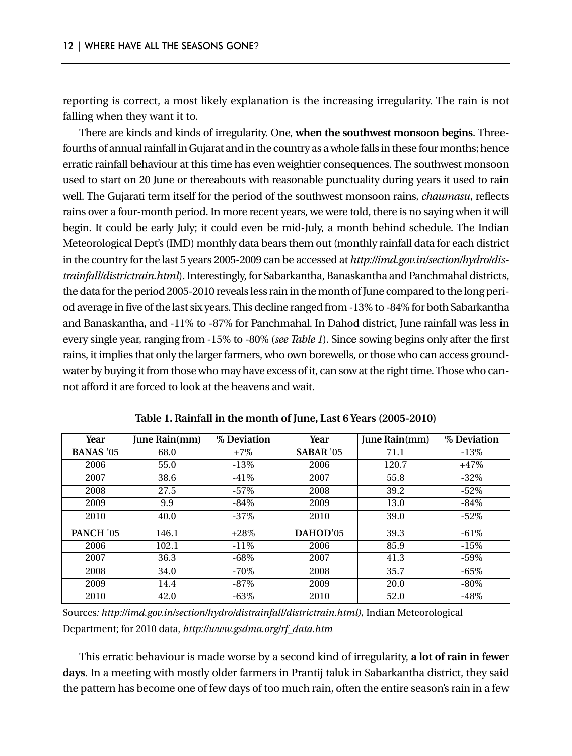reporting is correct, a most likely explanation is the increasing irregularity. The rain is not falling when they want it to.

There are kinds and kinds of irregularity. One, **when the southwest monsoon begins**. Three-fourths of annual rainfall in Gujarat and in the country as a whole falls in these four months; hence erratic rainfall behaviour at this time has even weightier consequences. The southwest monsoon used to start on 20 June or thereabouts with reasonable punctuality during years it used to rain well. The Gujarati term itself for the period of the southwest monsoon rains, *chaumasu*, reflects rains over a four-month period. In more recent years, we were told, there is no saying when it will begin. It could be early July; it could even be mid-July, a month behind schedule. The Indian Meteorological Dept's (IMD) monthly data bears them out (monthly rainfall data for each district in the country for the last 5 years 2005-2009 can be accessed at *http://imd.gov.in/section/hydro/distrainfall/districtrain.html*). Interestingly, for Sabarkantha, Banaskantha and Panchmahal districts, the data for the period 2005-2010 reveals less rain in the month of June compared to the long period average in five of the last six years. This decline ranged from -13% to -84% for both Sabarkantha and Banaskantha, and -11% to -87% for Panchmahal. In Dahod district, June rainfall was less in every single year, ranging from -15% to -80% (*see Table 1*). Since sowing begins only after the first rains, it implies that only the larger farmers, who own borewells, or those who can access groundwater by buying it from those who may have excess of it, can sow at the right time. Those who cannot afford it are forced to look at the heavens and wait.

**Table 1. Rainfall in the month of June, Last 6 Years (2005-2010)**

| Year | June Rain(mm) | % Deviation | Year | June Rain(mm) | % Deviation |
|---|---|---|---|---|---|
| **BANAS** '05 | 68.0 | +7% | **SABAR** '05 | 71.1 | -13% |
| 2006 | 55.0 | -13% | 2006 | 120.7 | +47% |
| 2007 | 38.6 | -41% | 2007 | 55.8 | -32% |
| 2008 | 27.5 | -57% | 2008 | 39.2 | -52% |
| 2009 | 9.9 | -84% | 2009 | 13.0 | -84% |
| 2010 | 40.0 | -37% | 2010 | 39.0 | -52% |
| **PANCH** '05 | 146.1 | +28% | **DAHOD**'05 | 39.3 | -61% |
| 2006 | 102.1 | -11% | 2006 | 85.9 | -15% |
| 2007 | 36.3 | -68% | 2007 | 41.3 | -59% |
| 2008 | 34.0 | -70% | 2008 | 35.7 | -65% |
| 2009 | 14.4 | -87% | 2009 | 20.0 | -80% |
| 2010 | 42.0 | -63% | 2010 | 52.0 | -48% |

Sources*: http://imd.gov.in/section/hydro/distrainfall/districtrain.html),* Indian Meteorological Department; for 2010 data, *http://www.gsdma.org/rf_data.htm*

This erratic behaviour is made worse by a second kind of irregularity, **a lot of rain in fewer days**. In a meeting with mostly older farmers in Prantij taluk in Sabarkantha district, they said the pattern has become one of few days of too much rain, often the entire season's rain in a few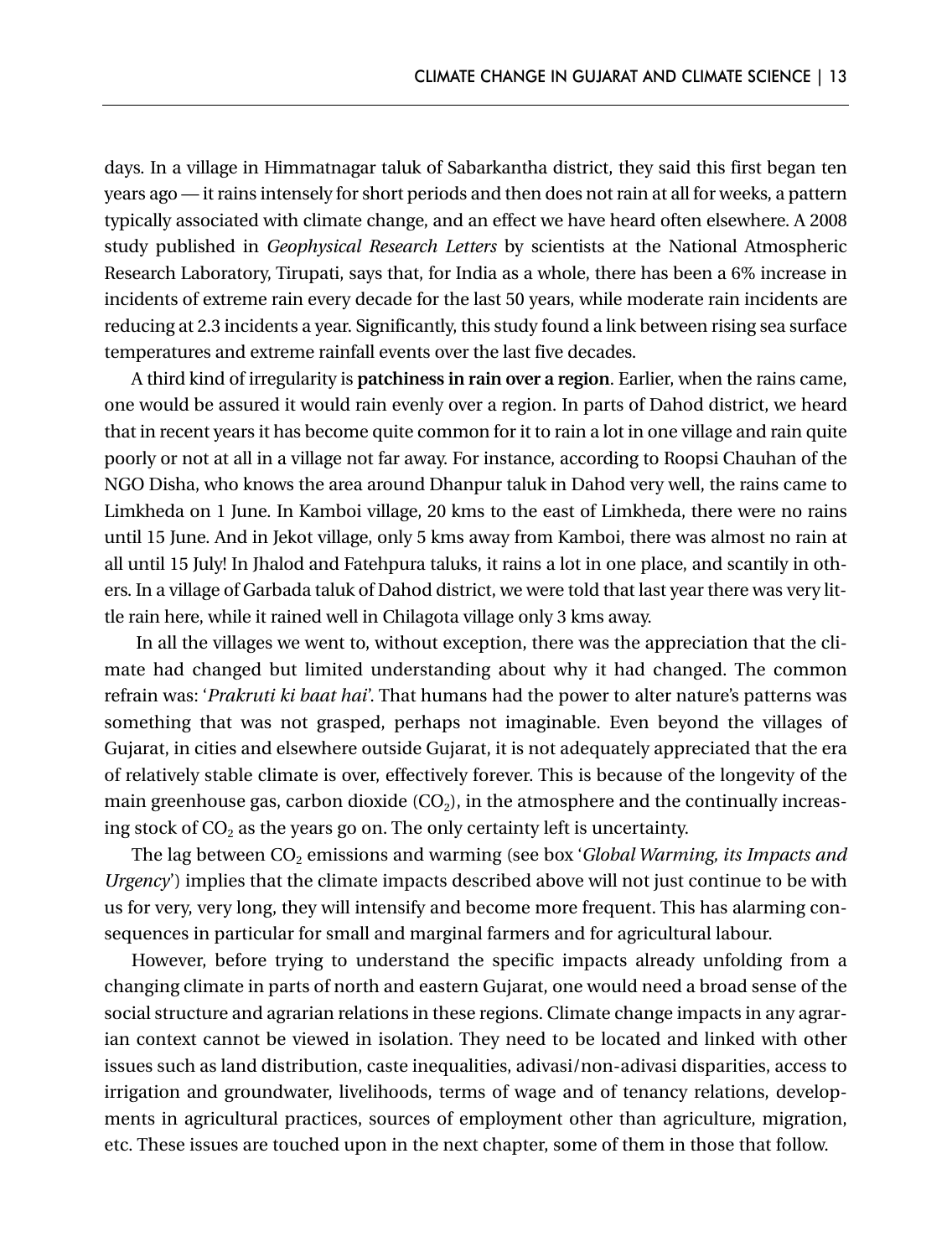days. In a village in Himmatnagar taluk of Sabarkantha district, they said this first began ten years ago — it rains intensely for short periods and then does not rain at all for weeks, a pattern typically associated with climate change, and an effect we have heard often elsewhere. A 2008 study published in *Geophysical Research Letters* by scientists at the National Atmospheric Research Laboratory, Tirupati, says that, for India as a whole, there has been a 6% increase in incidents of extreme rain every decade for the last 50 years, while moderate rain incidents are reducing at 2.3 incidents a year. Significantly, this study found a link between rising sea surface temperatures and extreme rainfall events over the last five decades.

A third kind of irregularity is **patchiness in rain over a region**. Earlier, when the rains came, one would be assured it would rain evenly over a region. In parts of Dahod district, we heard that in recent years it has become quite common for it to rain a lot in one village and rain quite poorly or not at all in a village not far away. For instance, according to Roopsi Chauhan of the NGO Disha, who knows the area around Dhanpur taluk in Dahod very well, the rains came to Limkheda on 1 June. In Kamboi village, 20 kms to the east of Limkheda, there were no rains until 15 June. And in Jekot village, only 5 kms away from Kamboi, there was almost no rain at all until 15 July! In Jhalod and Fatehpura taluks, it rains a lot in one place, and scantily in others. In a village of Garbada taluk of Dahod district, we were told that last year there was very little rain here, while it rained well in Chilagota village only 3 kms away.

In all the villages we went to, without exception, there was the appreciation that the climate had changed but limited understanding about why it had changed. The common refrain was: '*Prakruti ki baat hai*'. That humans had the power to alter nature's patterns was something that was not grasped, perhaps not imaginable. Even beyond the villages of Gujarat, in cities and elsewhere outside Gujarat, it is not adequately appreciated that the era of relatively stable climate is over, effectively forever. This is because of the longevity of the main greenhouse gas, carbon dioxide ($CO_2$), in the atmosphere and the continually increasing stock of $CO_2$ as the years go on. The only certainty left is uncertainty.

The lag between $CO_2$ emissions and warming (see box '*Global Warming, its Impacts and Urgency*') implies that the climate impacts described above will not just continue to be with us for very, very long, they will intensify and become more frequent. This has alarming consequences in particular for small and marginal farmers and for agricultural labour.

However, before trying to understand the specific impacts already unfolding from a changing climate in parts of north and eastern Gujarat, one would need a broad sense of the social structure and agrarian relations in these regions. Climate change impacts in any agrarian context cannot be viewed in isolation. They need to be located and linked with other issues such as land distribution, caste inequalities, adivasi/non-adivasi disparities, access to irrigation and groundwater, livelihoods, terms of wage and of tenancy relations, developments in agricultural practices, sources of employment other than agriculture, migration, etc. These issues are touched upon in the next chapter, some of them in those that follow.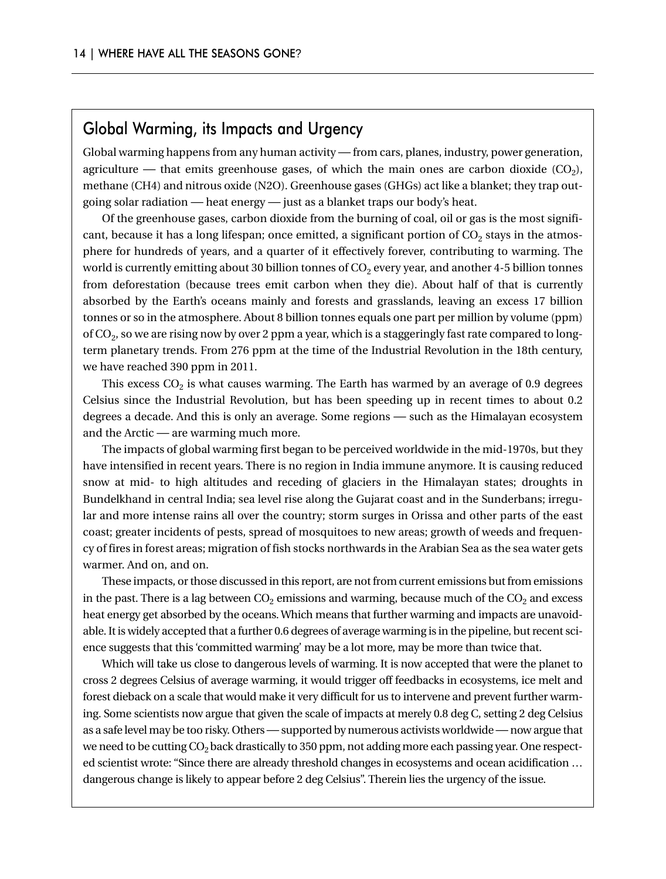## Global Warming, its Impacts and Urgency

Global warming happens from any human activity — from cars, planes, industry, power generation, agriculture — that emits greenhouse gases, of which the main ones are carbon dioxide ($CO_2$), methane (CH4) and nitrous oxide (N2O). Greenhouse gases (GHGs) act like a blanket; they trap outgoing solar radiation — heat energy — just as a blanket traps our body's heat.

Of the greenhouse gases, carbon dioxide from the burning of coal, oil or gas is the most significant, because it has a long lifespan; once emitted, a significant portion of $CO_2$ stays in the atmosphere for hundreds of years, and a quarter of it effectively forever, contributing to warming. The world is currently emitting about 30 billion tonnes of $CO_2$ every year, and another 4-5 billion tonnes from deforestation (because trees emit carbon when they die). About half of that is currently absorbed by the Earth's oceans mainly and forests and grasslands, leaving an excess 17 billion tonnes or so in the atmosphere. About 8 billion tonnes equals one part per million by volume (ppm) of $CO_2$, so we are rising now by over 2 ppm a year, which is a staggeringly fast rate compared to long-term planetary trends. From 276 ppm at the time of the Industrial Revolution in the 18th century, we have reached 390 ppm in 2011.

This excess $CO_2$ is what causes warming. The Earth has warmed by an average of 0.9 degrees Celsius since the Industrial Revolution, but has been speeding up in recent times to about 0.2 degrees a decade. And this is only an average. Some regions — such as the Himalayan ecosystem and the Arctic — are warming much more.

The impacts of global warming first began to be perceived worldwide in the mid-1970s, but they have intensified in recent years. There is no region in India immune anymore. It is causing reduced snow at mid- to high altitudes and receding of glaciers in the Himalayan states; droughts in Bundelkhand in central India; sea level rise along the Gujarat coast and in the Sunderbans; irregular and more intense rains all over the country; storm surges in Orissa and other parts of the east coast; greater incidents of pests, spread of mosquitoes to new areas; growth of weeds and frequency of fires in forest areas; migration of fish stocks northwards in the Arabian Sea as the sea water gets warmer. And on, and on.

These impacts, or those discussed in this report, are not from current emissions but from emissions in the past. There is a lag between $CO_2$ emissions and warming, because much of the $CO_2$ and excess heat energy get absorbed by the oceans. Which means that further warming and impacts are unavoidable. It is widely accepted that a further 0.6 degrees of average warming is in the pipeline, but recent science suggests that this 'committed warming' may be a lot more, may be more than twice that.

Which will take us close to dangerous levels of warming. It is now accepted that were the planet to cross 2 degrees Celsius of average warming, it would trigger off feedbacks in ecosystems, ice melt and forest dieback on a scale that would make it very difficult for us to intervene and prevent further warming. Some scientists now argue that given the scale of impacts at merely 0.8 deg C, setting 2 deg Celsius as a safe level may be too risky. Others — supported by numerous activists worldwide — now argue that we need to be cutting $CO_2$ back drastically to 350 ppm, not adding more each passing year. One respected scientist wrote: "Since there are already threshold changes in ecosystems and ocean acidification … dangerous change is likely to appear before 2 deg Celsius". Therein lies the urgency of the issue.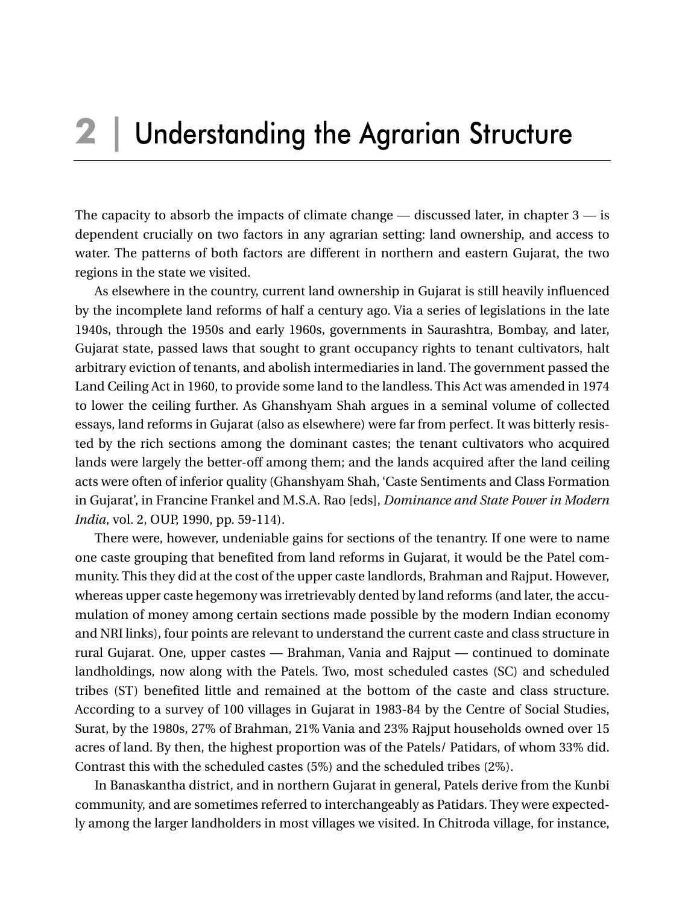# 2 | Understanding the Agrarian Structure

The capacity to absorb the impacts of climate change — discussed later, in chapter 3 — is dependent crucially on two factors in any agrarian setting: land ownership, and access to water. The patterns of both factors are different in northern and eastern Gujarat, the two regions in the state we visited.

As elsewhere in the country, current land ownership in Gujarat is still heavily influenced by the incomplete land reforms of half a century ago. Via a series of legislations in the late 1940s, through the 1950s and early 1960s, governments in Saurashtra, Bombay, and later, Gujarat state, passed laws that sought to grant occupancy rights to tenant cultivators, halt arbitrary eviction of tenants, and abolish intermediaries in land. The government passed the Land Ceiling Act in 1960, to provide some land to the landless. This Act was amended in 1974 to lower the ceiling further. As Ghanshyam Shah argues in a seminal volume of collected essays, land reforms in Gujarat (also as elsewhere) were far from perfect. It was bitterly resisted by the rich sections among the dominant castes; the tenant cultivators who acquired lands were largely the better-off among them; and the lands acquired after the land ceiling acts were often of inferior quality (Ghanshyam Shah, 'Caste Sentiments and Class Formation in Gujarat', in Francine Frankel and M.S.A. Rao [eds], *Dominance and State Power in Modern India*, vol. 2, OUP, 1990, pp. 59-114).

There were, however, undeniable gains for sections of the tenantry. If one were to name one caste grouping that benefited from land reforms in Gujarat, it would be the Patel community. This they did at the cost of the upper caste landlords, Brahman and Rajput. However, whereas upper caste hegemony was irretrievably dented by land reforms (and later, the accumulation of money among certain sections made possible by the modern Indian economy and NRI links), four points are relevant to understand the current caste and class structure in rural Gujarat. One, upper castes — Brahman, Vania and Rajput — continued to dominate landholdings, now along with the Patels. Two, most scheduled castes (SC) and scheduled tribes (ST) benefited little and remained at the bottom of the caste and class structure. According to a survey of 100 villages in Gujarat in 1983-84 by the Centre of Social Studies, Surat, by the 1980s, 27% of Brahman, 21% Vania and 23% Rajput households owned over 15 acres of land. By then, the highest proportion was of the Patels/ Patidars, of whom 33% did. Contrast this with the scheduled castes (5%) and the scheduled tribes (2%).

In Banaskantha district, and in northern Gujarat in general, Patels derive from the Kunbi community, and are sometimes referred to interchangeably as Patidars. They were expectedly among the larger landholders in most villages we visited. In Chitroda village, for instance,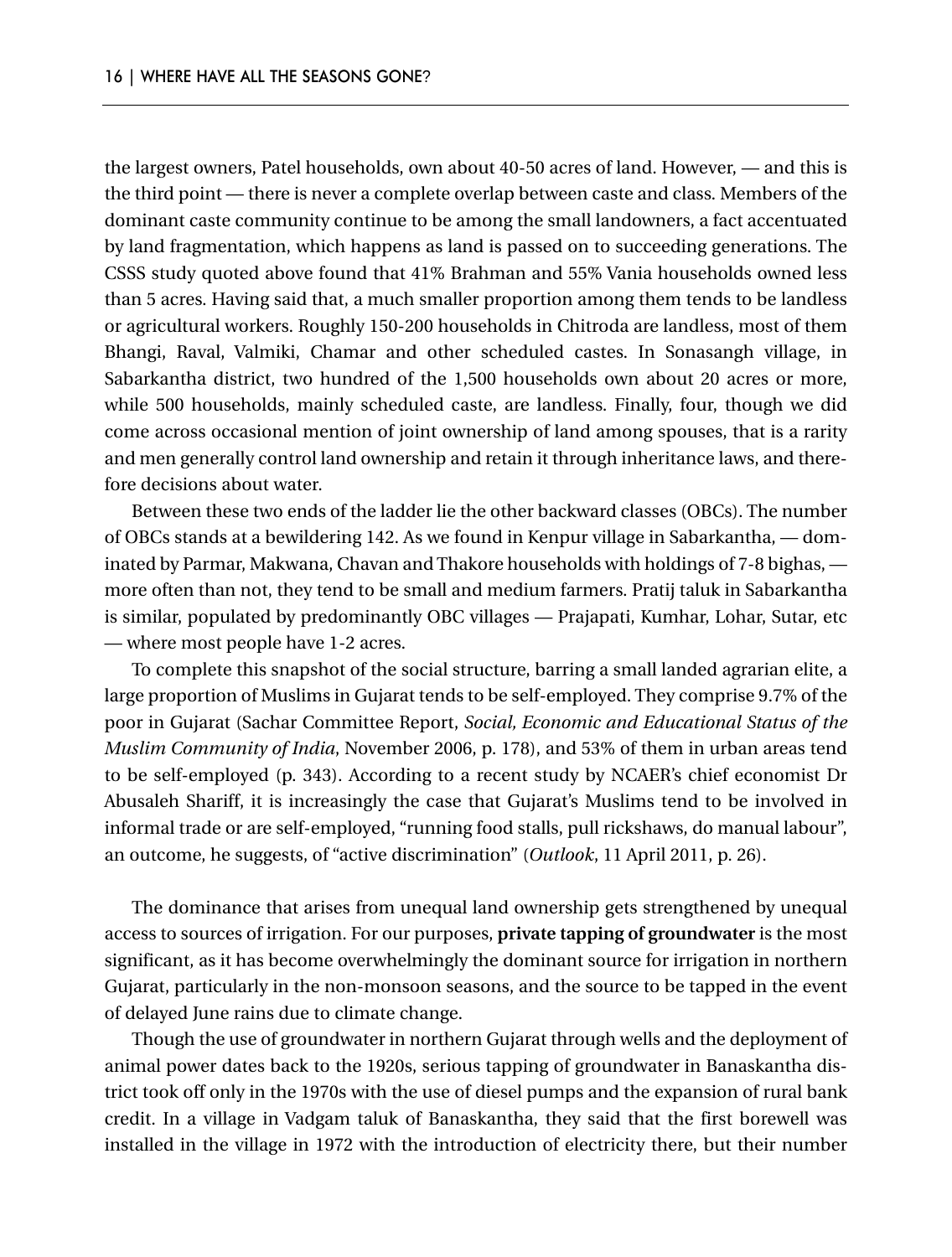the largest owners, Patel households, own about 40-50 acres of land. However, — and this is the third point — there is never a complete overlap between caste and class. Members of the dominant caste community continue to be among the small landowners, a fact accentuated by land fragmentation, which happens as land is passed on to succeeding generations. The CSSS study quoted above found that 41% Brahman and 55% Vania households owned less than 5 acres. Having said that, a much smaller proportion among them tends to be landless or agricultural workers. Roughly 150-200 households in Chitroda are landless, most of them Bhangi, Raval, Valmiki, Chamar and other scheduled castes. In Sonasangh village, in Sabarkantha district, two hundred of the 1,500 households own about 20 acres or more, while 500 households, mainly scheduled caste, are landless. Finally, four, though we did come across occasional mention of joint ownership of land among spouses, that is a rarity and men generally control land ownership and retain it through inheritance laws, and therefore decisions about water.

Between these two ends of the ladder lie the other backward classes (OBCs). The number of OBCs stands at a bewildering 142. As we found in Kenpur village in Sabarkantha, — dominated by Parmar, Makwana, Chavan and Thakore households with holdings of 7-8 bighas, — more often than not, they tend to be small and medium farmers. Pratij taluk in Sabarkantha is similar, populated by predominantly OBC villages — Prajapati, Kumhar, Lohar, Sutar, etc — where most people have 1-2 acres.

To complete this snapshot of the social structure, barring a small landed agrarian elite, a large proportion of Muslims in Gujarat tends to be self-employed. They comprise 9.7% of the poor in Gujarat (Sachar Committee Report, *Social, Economic and Educational Status of the Muslim Community of India*, November 2006, p. 178), and 53% of them in urban areas tend to be self-employed (p. 343). According to a recent study by NCAER's chief economist Dr Abusaleh Shariff, it is increasingly the case that Gujarat's Muslims tend to be involved in informal trade or are self-employed, "running food stalls, pull rickshaws, do manual labour", an outcome, he suggests, of "active discrimination" (*Outlook*, 11 April 2011, p. 26).

The dominance that arises from unequal land ownership gets strengthened by unequal access to sources of irrigation. For our purposes, **private tapping of groundwater** is the most significant, as it has become overwhelmingly the dominant source for irrigation in northern Gujarat, particularly in the non-monsoon seasons, and the source to be tapped in the event of delayed June rains due to climate change.

Though the use of groundwater in northern Gujarat through wells and the deployment of animal power dates back to the 1920s, serious tapping of groundwater in Banaskantha district took off only in the 1970s with the use of diesel pumps and the expansion of rural bank credit. In a village in Vadgam taluk of Banaskantha, they said that the first borewell was installed in the village in 1972 with the introduction of electricity there, but their number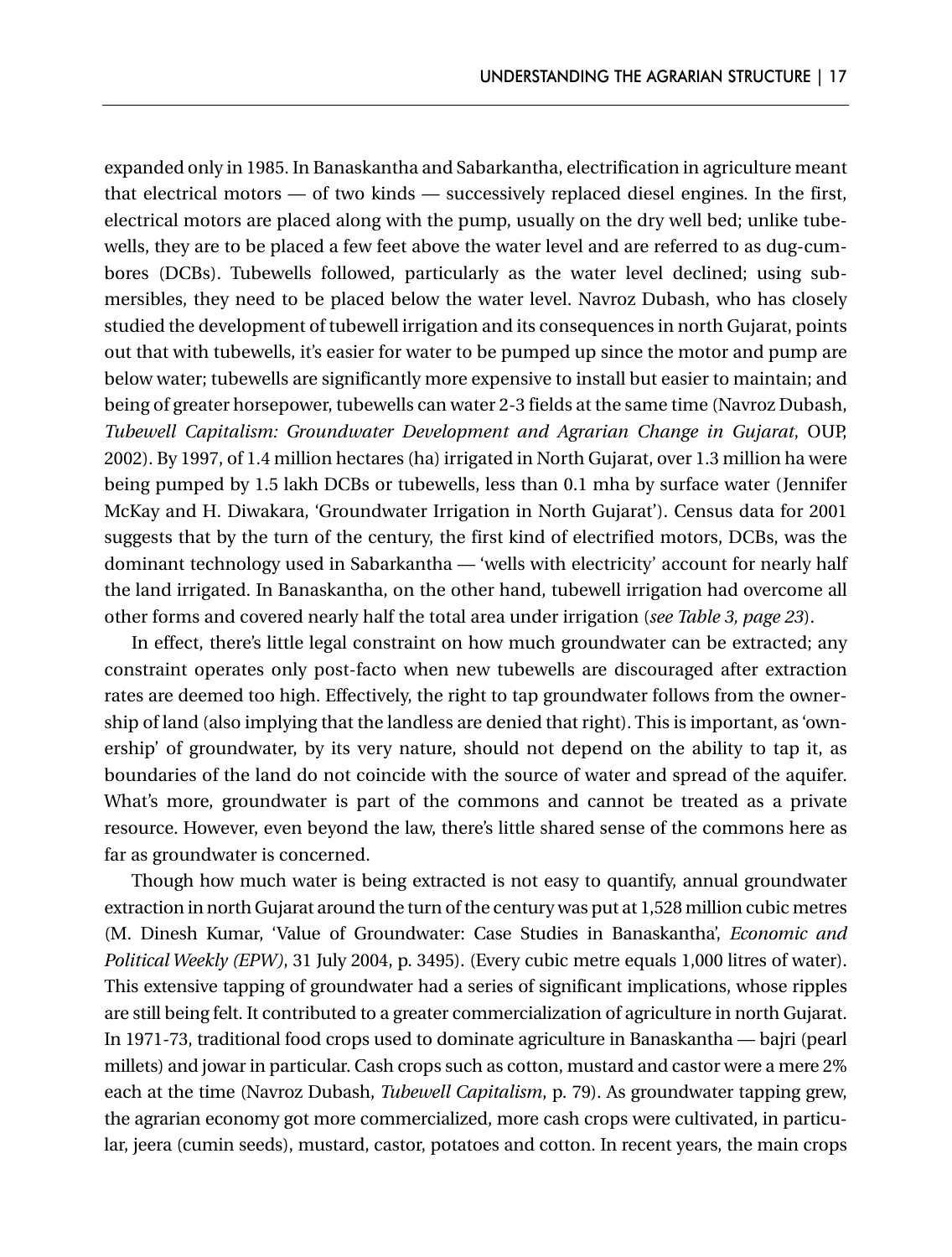expanded only in 1985. In Banaskantha and Sabarkantha, electrification in agriculture meant that electrical motors — of two kinds — successively replaced diesel engines. In the first, electrical motors are placed along with the pump, usually on the dry well bed; unlike tubewells, they are to be placed a few feet above the water level and are referred to as dug-cum-bores (DCBs). Tubewells followed, particularly as the water level declined; using submersibles, they need to be placed below the water level. Navroz Dubash, who has closely studied the development of tubewell irrigation and its consequences in north Gujarat, points out that with tubewells, it's easier for water to be pumped up since the motor and pump are below water; tubewells are significantly more expensive to install but easier to maintain; and being of greater horsepower, tubewells can water 2-3 fields at the same time (Navroz Dubash, *Tubewell Capitalism: Groundwater Development and Agrarian Change in Gujarat*, OUP, 2002). By 1997, of 1.4 million hectares (ha) irrigated in North Gujarat, over 1.3 million ha were being pumped by 1.5 lakh DCBs or tubewells, less than 0.1 mha by surface water (Jennifer McKay and H. Diwakara, 'Groundwater Irrigation in North Gujarat'). Census data for 2001 suggests that by the turn of the century, the first kind of electrified motors, DCBs, was the dominant technology used in Sabarkantha — 'wells with electricity' account for nearly half the land irrigated. In Banaskantha, on the other hand, tubewell irrigation had overcome all other forms and covered nearly half the total area under irrigation (*see Table 3, page 23*).

In effect, there's little legal constraint on how much groundwater can be extracted; any constraint operates only post-facto when new tubewells are discouraged after extraction rates are deemed too high. Effectively, the right to tap groundwater follows from the ownership of land (also implying that the landless are denied that right). This is important, as 'ownership' of groundwater, by its very nature, should not depend on the ability to tap it, as boundaries of the land do not coincide with the source of water and spread of the aquifer. What's more, groundwater is part of the commons and cannot be treated as a private resource. However, even beyond the law, there's little shared sense of the commons here as far as groundwater is concerned.

Though how much water is being extracted is not easy to quantify, annual groundwater extraction in north Gujarat around the turn of the century was put at 1,528 million cubic metres (M. Dinesh Kumar, 'Value of Groundwater: Case Studies in Banaskantha', *Economic and Political Weekly (EPW)*, 31 July 2004, p. 3495). (Every cubic metre equals 1,000 litres of water). This extensive tapping of groundwater had a series of significant implications, whose ripples are still being felt. It contributed to a greater commercialization of agriculture in north Gujarat. In 1971-73, traditional food crops used to dominate agriculture in Banaskantha — bajri (pearl millets) and jowar in particular. Cash crops such as cotton, mustard and castor were a mere 2% each at the time (Navroz Dubash, *Tubewell Capitalism*, p. 79). As groundwater tapping grew, the agrarian economy got more commercialized, more cash crops were cultivated, in particular, jeera (cumin seeds), mustard, castor, potatoes and cotton. In recent years, the main crops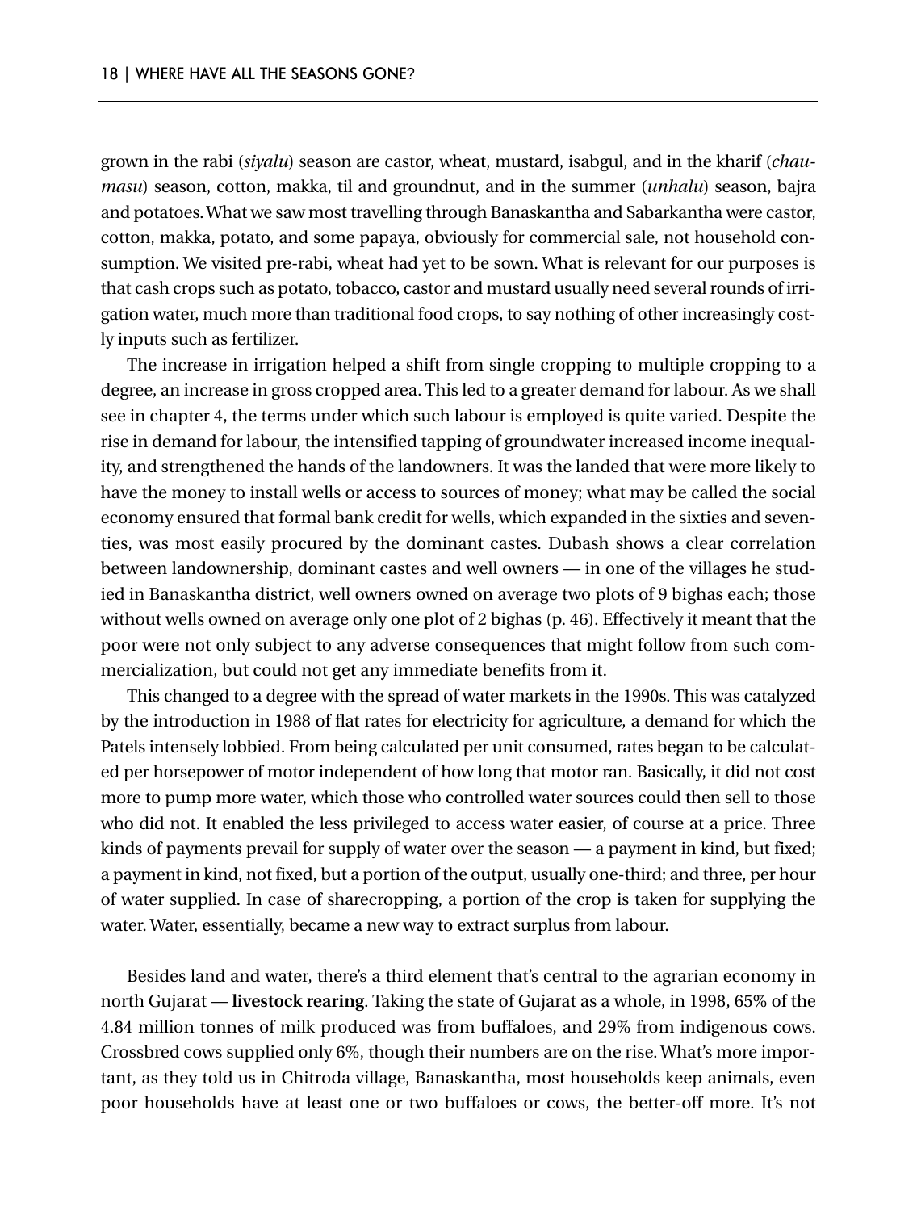grown in the rabi (*siyalu*) season are castor, wheat, mustard, isabgul, and in the kharif (*chaumasu*) season, cotton, makka, til and groundnut, and in the summer (*unhalu*) season, bajra and potatoes. What we saw most travelling through Banaskantha and Sabarkantha were castor, cotton, makka, potato, and some papaya, obviously for commercial sale, not household consumption. We visited pre-rabi, wheat had yet to be sown. What is relevant for our purposes is that cash crops such as potato, tobacco, castor and mustard usually need several rounds of irrigation water, much more than traditional food crops, to say nothing of other increasingly costly inputs such as fertilizer.

The increase in irrigation helped a shift from single cropping to multiple cropping to a degree, an increase in gross cropped area. This led to a greater demand for labour. As we shall see in chapter 4, the terms under which such labour is employed is quite varied. Despite the rise in demand for labour, the intensified tapping of groundwater increased income inequality, and strengthened the hands of the landowners. It was the landed that were more likely to have the money to install wells or access to sources of money; what may be called the social economy ensured that formal bank credit for wells, which expanded in the sixties and seventies, was most easily procured by the dominant castes. Dubash shows a clear correlation between landownership, dominant castes and well owners — in one of the villages he studied in Banaskantha district, well owners owned on average two plots of 9 bighas each; those without wells owned on average only one plot of 2 bighas (p. 46). Effectively it meant that the poor were not only subject to any adverse consequences that might follow from such commercialization, but could not get any immediate benefits from it.

This changed to a degree with the spread of water markets in the 1990s. This was catalyzed by the introduction in 1988 of flat rates for electricity for agriculture, a demand for which the Patels intensely lobbied. From being calculated per unit consumed, rates began to be calculated per horsepower of motor independent of how long that motor ran. Basically, it did not cost more to pump more water, which those who controlled water sources could then sell to those who did not. It enabled the less privileged to access water easier, of course at a price. Three kinds of payments prevail for supply of water over the season — a payment in kind, but fixed; a payment in kind, not fixed, but a portion of the output, usually one-third; and three, per hour of water supplied. In case of sharecropping, a portion of the crop is taken for supplying the water. Water, essentially, became a new way to extract surplus from labour.

Besides land and water, there's a third element that's central to the agrarian economy in north Gujarat — **livestock rearing**. Taking the state of Gujarat as a whole, in 1998, 65% of the 4.84 million tonnes of milk produced was from buffaloes, and 29% from indigenous cows. Crossbred cows supplied only 6%, though their numbers are on the rise. What's more important, as they told us in Chitroda village, Banaskantha, most households keep animals, even poor households have at least one or two buffaloes or cows, the better-off more. It's not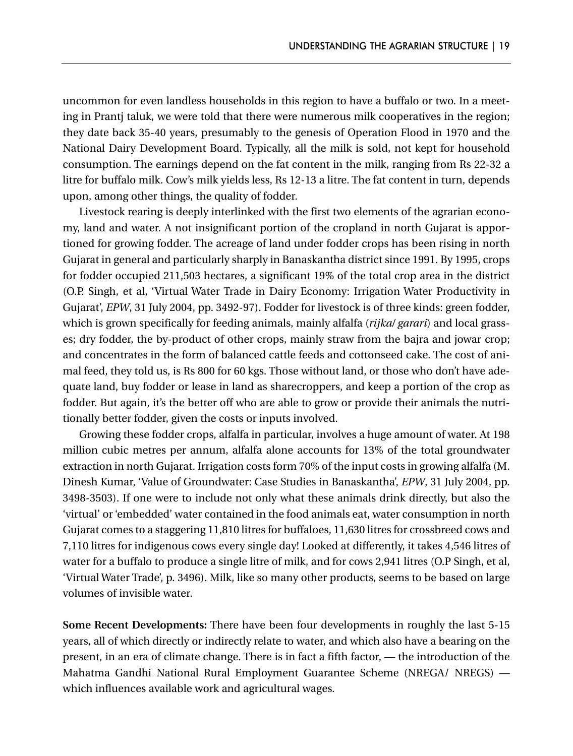uncommon for even landless households in this region to have a buffalo or two. In a meeting in Prantj taluk, we were told that there were numerous milk cooperatives in the region; they date back 35-40 years, presumably to the genesis of Operation Flood in 1970 and the National Dairy Development Board. Typically, all the milk is sold, not kept for household consumption. The earnings depend on the fat content in the milk, ranging from Rs 22-32 a litre for buffalo milk. Cow's milk yields less, Rs 12-13 a litre. The fat content in turn, depends upon, among other things, the quality of fodder.

Livestock rearing is deeply interlinked with the first two elements of the agrarian economy, land and water. A not insignificant portion of the cropland in north Gujarat is apportioned for growing fodder. The acreage of land under fodder crops has been rising in north Gujarat in general and particularly sharply in Banaskantha district since 1991. By 1995, crops for fodder occupied 211,503 hectares, a significant 19% of the total crop area in the district (O.P. Singh, et al, 'Virtual Water Trade in Dairy Economy: Irrigation Water Productivity in Gujarat', *EPW*, 31 July 2004, pp. 3492-97). Fodder for livestock is of three kinds: green fodder, which is grown specifically for feeding animals, mainly alfalfa (*rijka/ garari*) and local grasses; dry fodder, the by-product of other crops, mainly straw from the bajra and jowar crop; and concentrates in the form of balanced cattle feeds and cottonseed cake. The cost of animal feed, they told us, is Rs 800 for 60 kgs. Those without land, or those who don't have adequate land, buy fodder or lease in land as sharecroppers, and keep a portion of the crop as fodder. But again, it's the better off who are able to grow or provide their animals the nutritionally better fodder, given the costs or inputs involved.

Growing these fodder crops, alfalfa in particular, involves a huge amount of water. At 198 million cubic metres per annum, alfalfa alone accounts for 13% of the total groundwater extraction in north Gujarat. Irrigation costs form 70% of the input costs in growing alfalfa (M. Dinesh Kumar, 'Value of Groundwater: Case Studies in Banaskantha', *EPW*, 31 July 2004, pp. 3498-3503). If one were to include not only what these animals drink directly, but also the 'virtual' or 'embedded' water contained in the food animals eat, water consumption in north Gujarat comes to a staggering 11,810 litres for buffaloes, 11,630 litres for crossbreed cows and 7,110 litres for indigenous cows every single day! Looked at differently, it takes 4,546 litres of water for a buffalo to produce a single litre of milk, and for cows 2,941 litres (O.P Singh, et al, 'Virtual Water Trade', p. 3496). Milk, like so many other products, seems to be based on large volumes of invisible water.

**Some Recent Developments:** There have been four developments in roughly the last 5-15 years, all of which directly or indirectly relate to water, and which also have a bearing on the present, in an era of climate change. There is in fact a fifth factor, — the introduction of the Mahatma Gandhi National Rural Employment Guarantee Scheme (NREGA/ NREGS) — which influences available work and agricultural wages.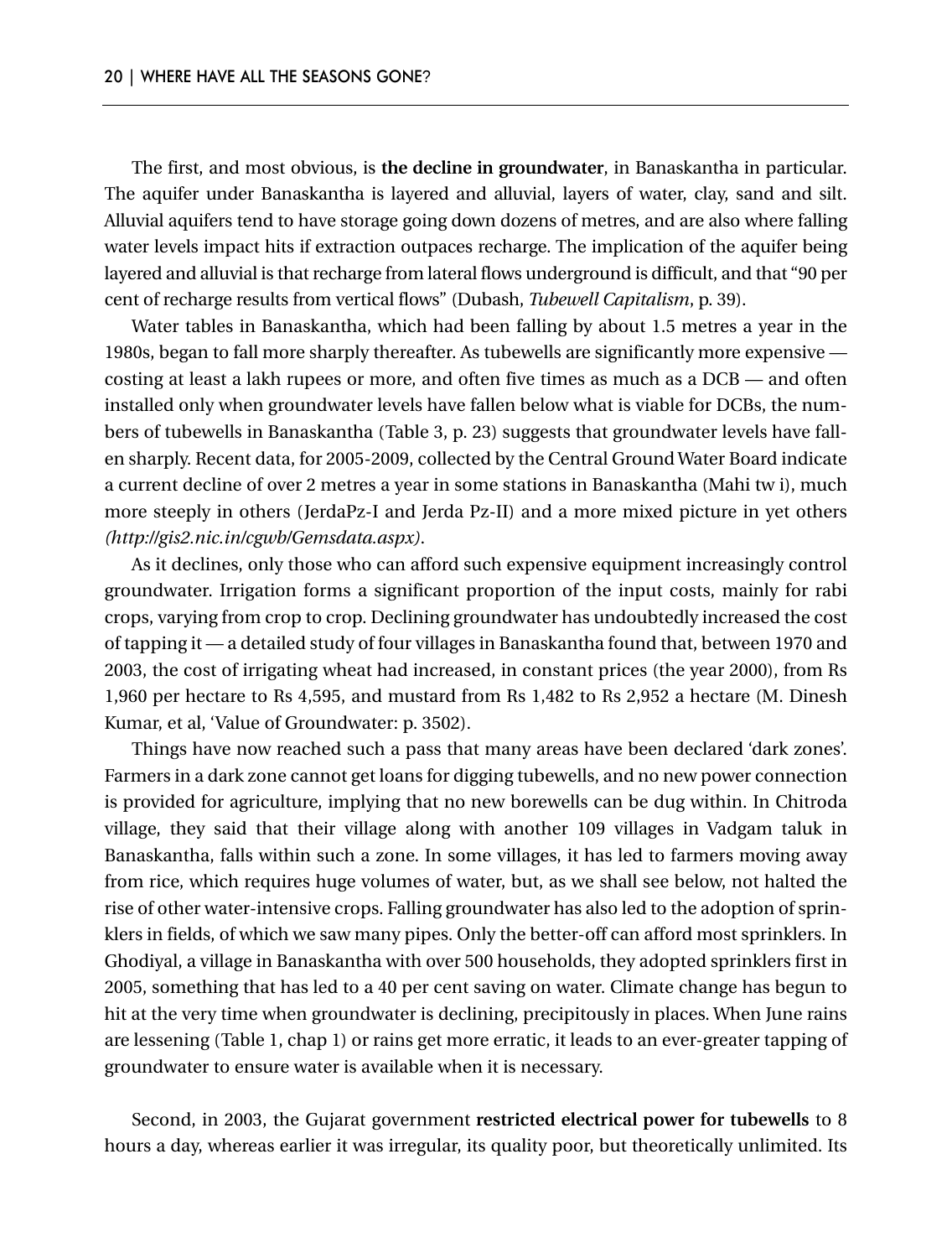The first, and most obvious, is **the decline in groundwater**, in Banaskantha in particular. The aquifer under Banaskantha is layered and alluvial, layers of water, clay, sand and silt. Alluvial aquifers tend to have storage going down dozens of metres, and are also where falling water levels impact hits if extraction outpaces recharge. The implication of the aquifer being layered and alluvial is that recharge from lateral flows underground is difficult, and that "90 per cent of recharge results from vertical flows" (Dubash, *Tubewell Capitalism*, p. 39).

Water tables in Banaskantha, which had been falling by about 1.5 metres a year in the 1980s, began to fall more sharply thereafter. As tubewells are significantly more expensive — costing at least a lakh rupees or more, and often five times as much as a DCB — and often installed only when groundwater levels have fallen below what is viable for DCBs, the numbers of tubewells in Banaskantha (Table 3, p. 23) suggests that groundwater levels have fallen sharply. Recent data, for 2005-2009, collected by the Central Ground Water Board indicate a current decline of over 2 metres a year in some stations in Banaskantha (Mahi tw i), much more steeply in others (JerdaPz-I and Jerda Pz-II) and a more mixed picture in yet others *(http://gis2.nic.in/cgwb/Gemsdata.aspx)*.

As it declines, only those who can afford such expensive equipment increasingly control groundwater. Irrigation forms a significant proportion of the input costs, mainly for rabi crops, varying from crop to crop. Declining groundwater has undoubtedly increased the cost of tapping it — a detailed study of four villages in Banaskantha found that, between 1970 and 2003, the cost of irrigating wheat had increased, in constant prices (the year 2000), from Rs 1,960 per hectare to Rs 4,595, and mustard from Rs 1,482 to Rs 2,952 a hectare (M. Dinesh Kumar, et al, 'Value of Groundwater: p. 3502).

Things have now reached such a pass that many areas have been declared 'dark zones'. Farmers in a dark zone cannot get loans for digging tubewells, and no new power connection is provided for agriculture, implying that no new borewells can be dug within. In Chitroda village, they said that their village along with another 109 villages in Vadgam taluk in Banaskantha, falls within such a zone. In some villages, it has led to farmers moving away from rice, which requires huge volumes of water, but, as we shall see below, not halted the rise of other water-intensive crops. Falling groundwater has also led to the adoption of sprinklers in fields, of which we saw many pipes. Only the better-off can afford most sprinklers. In Ghodiyal, a village in Banaskantha with over 500 households, they adopted sprinklers first in 2005, something that has led to a 40 per cent saving on water. Climate change has begun to hit at the very time when groundwater is declining, precipitously in places. When June rains are lessening (Table 1, chap 1) or rains get more erratic, it leads to an ever-greater tapping of groundwater to ensure water is available when it is necessary.

Second, in 2003, the Gujarat government **restricted electrical power for tubewells** to 8 hours a day, whereas earlier it was irregular, its quality poor, but theoretically unlimited. Its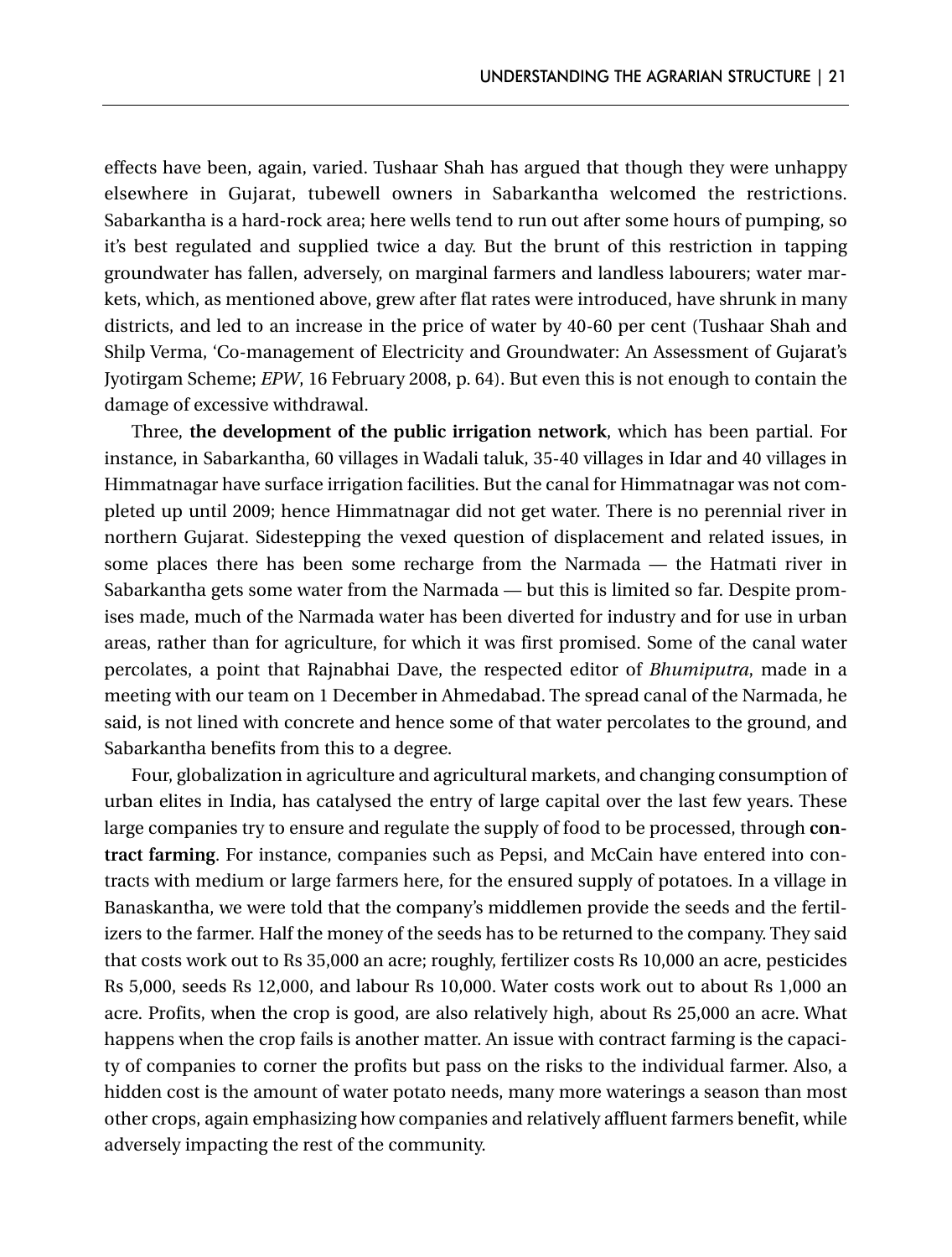effects have been, again, varied. Tushaar Shah has argued that though they were unhappy elsewhere in Gujarat, tubewell owners in Sabarkantha welcomed the restrictions. Sabarkantha is a hard-rock area; here wells tend to run out after some hours of pumping, so it's best regulated and supplied twice a day. But the brunt of this restriction in tapping groundwater has fallen, adversely, on marginal farmers and landless labourers; water markets, which, as mentioned above, grew after flat rates were introduced, have shrunk in many districts, and led to an increase in the price of water by 40-60 per cent (Tushaar Shah and Shilp Verma, 'Co-management of Electricity and Groundwater: An Assessment of Gujarat's Jyotirgam Scheme; *EPW*, 16 February 2008, p. 64). But even this is not enough to contain the damage of excessive withdrawal.

Three, **the development of the public irrigation network**, which has been partial. For instance, in Sabarkantha, 60 villages in Wadali taluk, 35-40 villages in Idar and 40 villages in Himmatnagar have surface irrigation facilities. But the canal for Himmatnagar was not completed up until 2009; hence Himmatnagar did not get water. There is no perennial river in northern Gujarat. Sidestepping the vexed question of displacement and related issues, in some places there has been some recharge from the Narmada — the Hatmati river in Sabarkantha gets some water from the Narmada — but this is limited so far. Despite promises made, much of the Narmada water has been diverted for industry and for use in urban areas, rather than for agriculture, for which it was first promised. Some of the canal water percolates, a point that Rajnabhai Dave, the respected editor of *Bhumiputra*, made in a meeting with our team on 1 December in Ahmedabad. The spread canal of the Narmada, he said, is not lined with concrete and hence some of that water percolates to the ground, and Sabarkantha benefits from this to a degree.

Four, globalization in agriculture and agricultural markets, and changing consumption of urban elites in India, has catalysed the entry of large capital over the last few years. These large companies try to ensure and regulate the supply of food to be processed, through **contract farming**. For instance, companies such as Pepsi, and McCain have entered into contracts with medium or large farmers here, for the ensured supply of potatoes. In a village in Banaskantha, we were told that the company's middlemen provide the seeds and the fertilizers to the farmer. Half the money of the seeds has to be returned to the company. They said that costs work out to Rs 35,000 an acre; roughly, fertilizer costs Rs 10,000 an acre, pesticides Rs 5,000, seeds Rs 12,000, and labour Rs 10,000. Water costs work out to about Rs 1,000 an acre. Profits, when the crop is good, are also relatively high, about Rs 25,000 an acre. What happens when the crop fails is another matter. An issue with contract farming is the capacity of companies to corner the profits but pass on the risks to the individual farmer. Also, a hidden cost is the amount of water potato needs, many more waterings a season than most other crops, again emphasizing how companies and relatively affluent farmers benefit, while adversely impacting the rest of the community.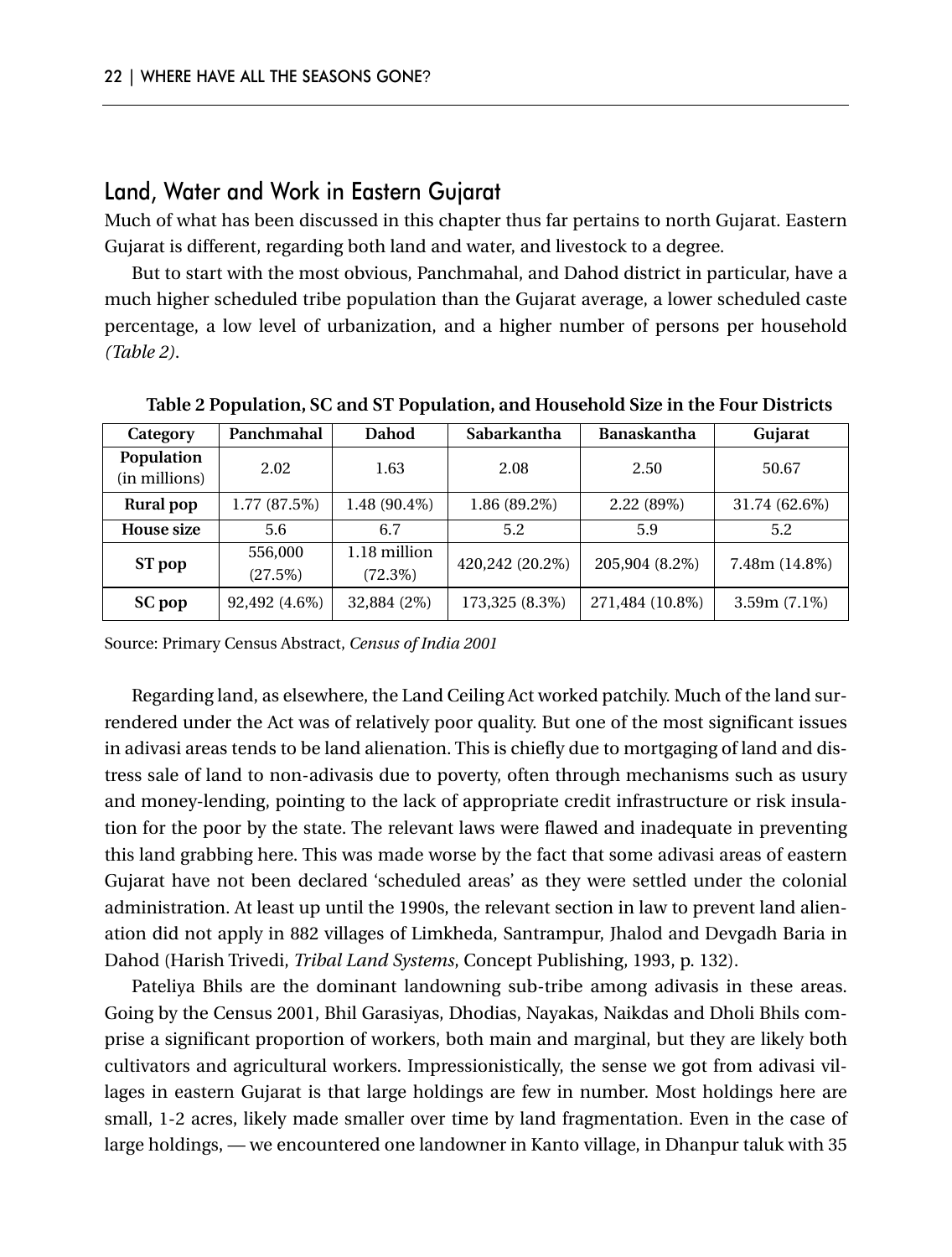## Land, Water and Work in Eastern Gujarat

Much of what has been discussed in this chapter thus far pertains to north Gujarat. Eastern Gujarat is different, regarding both land and water, and livestock to a degree.

But to start with the most obvious, Panchmahal, and Dahod district in particular, have a much higher scheduled tribe population than the Gujarat average, a lower scheduled caste percentage, a low level of urbanization, and a higher number of persons per household *(Table 2)*.

**Table 2 Population, SC and ST Population, and Household Size in the Four Districts**

| Category | Panchmahal | Dahod | Sabarkantha | Banaskantha | Gujarat |
|---|---|---|---|---|---|
| **Population** (in millions) | 2.02 | 1.63 | 2.08 | 2.50 | 50.67 |
| **Rural pop** | 1.77 (87.5%) | 1.48 (90.4%) | 1.86 (89.2%) | 2.22 (89%) | 31.74 (62.6%) |
| **House size** | 5.6 | 6.7 | 5.2 | 5.9 | 5.2 |
| **ST pop** | 556,000 (27.5%) | 1.18 million (72.3%) | 420,242 (20.2%) | 205,904 (8.2%) | 7.48m (14.8%) |
| **SC pop** | 92,492 (4.6%) | 32,884 (2%) | 173,325 (8.3%) | 271,484 (10.8%) | 3.59m (7.1%) |

Source: Primary Census Abstract, *Census of India 2001*

Regarding land, as elsewhere, the Land Ceiling Act worked patchily. Much of the land surrendered under the Act was of relatively poor quality. But one of the most significant issues in adivasi areas tends to be land alienation. This is chiefly due to mortgaging of land and distress sale of land to non-adivasis due to poverty, often through mechanisms such as usury and money-lending, pointing to the lack of appropriate credit infrastructure or risk insulation for the poor by the state. The relevant laws were flawed and inadequate in preventing this land grabbing here. This was made worse by the fact that some adivasi areas of eastern Gujarat have not been declared 'scheduled areas' as they were settled under the colonial administration. At least up until the 1990s, the relevant section in law to prevent land alienation did not apply in 882 villages of Limkheda, Santrampur, Jhalod and Devgadh Baria in Dahod (Harish Trivedi, *Tribal Land Systems*, Concept Publishing, 1993, p. 132).

Pateliya Bhils are the dominant landowning sub-tribe among adivasis in these areas. Going by the Census 2001, Bhil Garasiyas, Dhodias, Nayakas, Naikdas and Dholi Bhils comprise a significant proportion of workers, both main and marginal, but they are likely both cultivators and agricultural workers. Impressionistically, the sense we got from adivasi villages in eastern Gujarat is that large holdings are few in number. Most holdings here are small, 1-2 acres, likely made smaller over time by land fragmentation. Even in the case of large holdings, — we encountered one landowner in Kanto village, in Dhanpur taluk with 35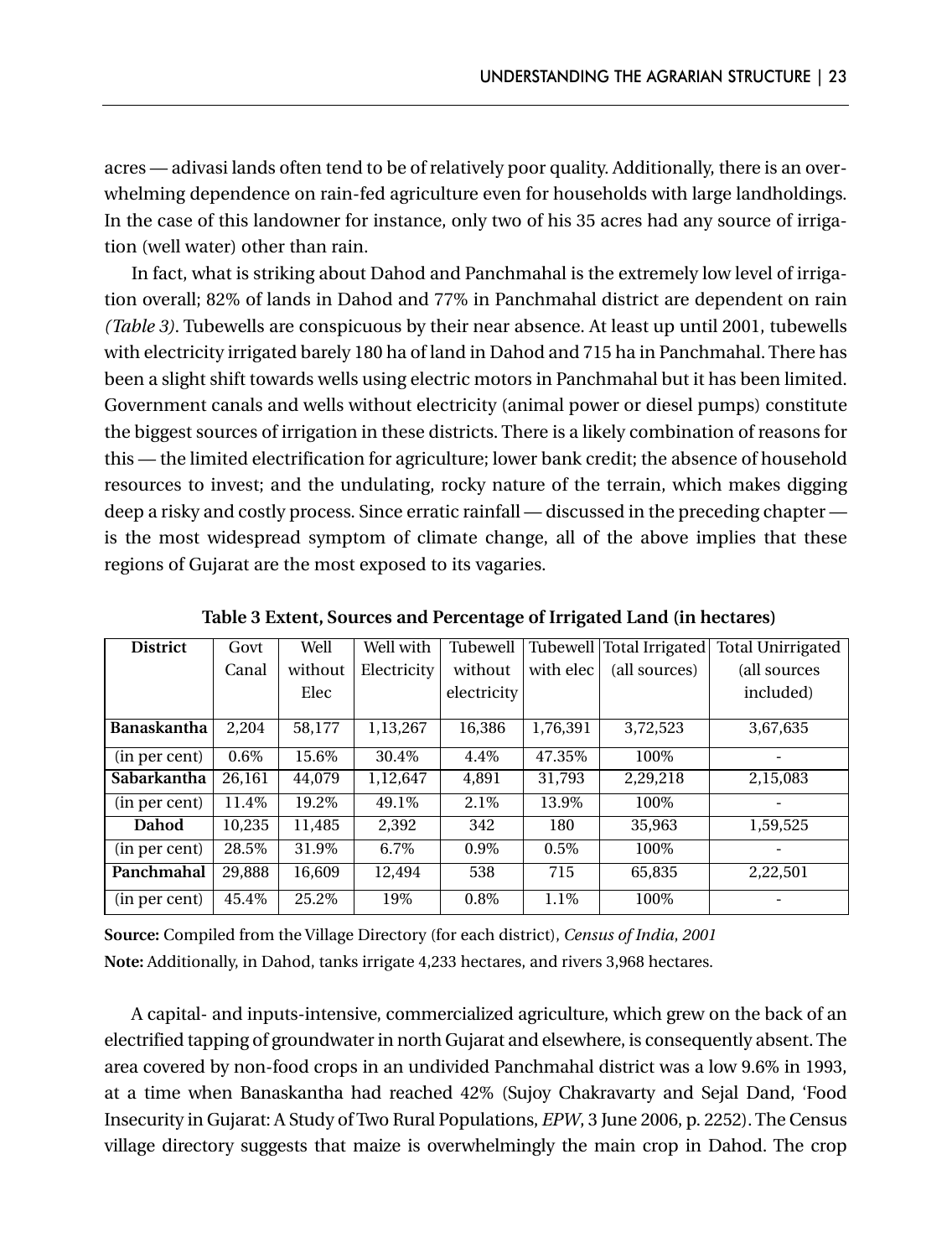acres — adivasi lands often tend to be of relatively poor quality. Additionally, there is an overwhelming dependence on rain-fed agriculture even for households with large landholdings. In the case of this landowner for instance, only two of his 35 acres had any source of irrigation (well water) other than rain.

In fact, what is striking about Dahod and Panchmahal is the extremely low level of irrigation overall; 82% of lands in Dahod and 77% in Panchmahal district are dependent on rain *(Table 3)*. Tubewells are conspicuous by their near absence. At least up until 2001, tubewells with electricity irrigated barely 180 ha of land in Dahod and 715 ha in Panchmahal. There has been a slight shift towards wells using electric motors in Panchmahal but it has been limited. Government canals and wells without electricity (animal power or diesel pumps) constitute the biggest sources of irrigation in these districts. There is a likely combination of reasons for this — the limited electrification for agriculture; lower bank credit; the absence of household resources to invest; and the undulating, rocky nature of the terrain, which makes digging deep a risky and costly process. Since erratic rainfall — discussed in the preceding chapter — is the most widespread symptom of climate change, all of the above implies that these regions of Gujarat are the most exposed to its vagaries.

**Table 3 Extent, Sources and Percentage of Irrigated Land (in hectares)**

| District | Govt Canal | Well without Elec | Well with Electricity | Tubewell without electricity | Tubewell with elec | Total Irrigated (all sources) | Total Unirrigated (all sources included) |
|---|---|---|---|---|---|---|---|
| **Banaskantha** | 2,204 | 58,177 | 1,13,267 | 16,386 | 1,76,391 | 3,72,523 | 3,67,635 |
| (in per cent) | 0.6% | 15.6% | 30.4% | 4.4% | 47.35% | 100% | - |
| **Sabarkantha** | 26,161 | 44,079 | 1,12,647 | 4,891 | 31,793 | 2,29,218 | 2,15,083 |
| (in per cent) | 11.4% | 19.2% | 49.1% | 2.1% | 13.9% | 100% | - |
| **Dahod** | 10,235 | 11,485 | 2,392 | 342 | 180 | 35,963 | 1,59,525 |
| (in per cent) | 28.5% | 31.9% | 6.7% | 0.9% | 0.5% | 100% | - |
| **Panchmahal** | 29,888 | 16,609 | 12,494 | 538 | 715 | 65,835 | 2,22,501 |
| (in per cent) | 45.4% | 25.2% | 19% | 0.8% | 1.1% | 100% | - |

**Source:** Compiled from the Village Directory (for each district), *Census of India, 2001*

**Note:** Additionally, in Dahod, tanks irrigate 4,233 hectares, and rivers 3,968 hectares.

A capital- and inputs-intensive, commercialized agriculture, which grew on the back of an electrified tapping of groundwater in north Gujarat and elsewhere, is consequently absent. The area covered by non-food crops in an undivided Panchmahal district was a low 9.6% in 1993, at a time when Banaskantha had reached 42% (Sujoy Chakravarty and Sejal Dand, 'Food Insecurity in Gujarat: A Study of Two Rural Populations, *EPW*, 3 June 2006, p. 2252). The Census village directory suggests that maize is overwhelmingly the main crop in Dahod. The crop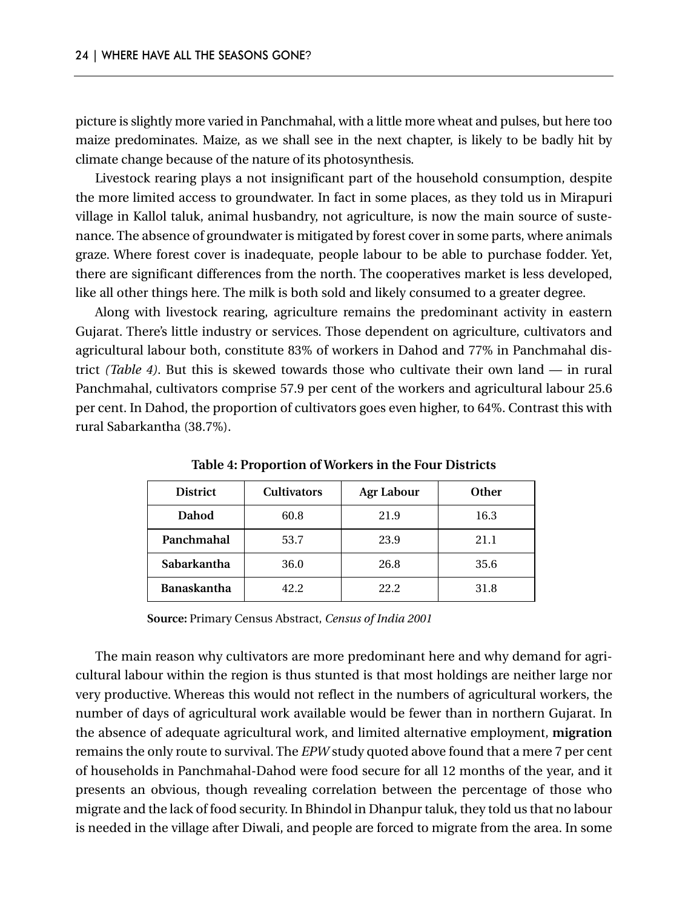picture is slightly more varied in Panchmahal, with a little more wheat and pulses, but here too maize predominates. Maize, as we shall see in the next chapter, is likely to be badly hit by climate change because of the nature of its photosynthesis.

Livestock rearing plays a not insignificant part of the household consumption, despite the more limited access to groundwater. In fact in some places, as they told us in Mirapuri village in Kallol taluk, animal husbandry, not agriculture, is now the main source of sustenance. The absence of groundwater is mitigated by forest cover in some parts, where animals graze. Where forest cover is inadequate, people labour to be able to purchase fodder. Yet, there are significant differences from the north. The cooperatives market is less developed, like all other things here. The milk is both sold and likely consumed to a greater degree.

Along with livestock rearing, agriculture remains the predominant activity in eastern Gujarat. There's little industry or services. Those dependent on agriculture, cultivators and agricultural labour both, constitute 83% of workers in Dahod and 77% in Panchmahal district *(Table 4)*. But this is skewed towards those who cultivate their own land — in rural Panchmahal, cultivators comprise 57.9 per cent of the workers and agricultural labour 25.6 per cent. In Dahod, the proportion of cultivators goes even higher, to 64%. Contrast this with rural Sabarkantha (38.7%).

**Table 4: Proportion of Workers in the Four Districts**

| District | Cultivators | Agr Labour | Other |
|---|---|---|---|
| **Dahod** | 60.8 | 21.9 | 16.3 |
| **Panchmahal** | 53.7 | 23.9 | 21.1 |
| **Sabarkantha** | 36.0 | 26.8 | 35.6 |
| **Banaskantha** | 42.2 | 22.2 | 31.8 |

**Source:** Primary Census Abstract, *Census of India 2001*

The main reason why cultivators are more predominant here and why demand for agricultural labour within the region is thus stunted is that most holdings are neither large nor very productive. Whereas this would not reflect in the numbers of agricultural workers, the number of days of agricultural work available would be fewer than in northern Gujarat. In the absence of adequate agricultural work, and limited alternative employment, **migration** remains the only route to survival. The *EPW* study quoted above found that a mere 7 per cent of households in Panchmahal-Dahod were food secure for all 12 months of the year, and it presents an obvious, though revealing correlation between the percentage of those who migrate and the lack of food security. In Bhindol in Dhanpur taluk, they told us that no labour is needed in the village after Diwali, and people are forced to migrate from the area. In some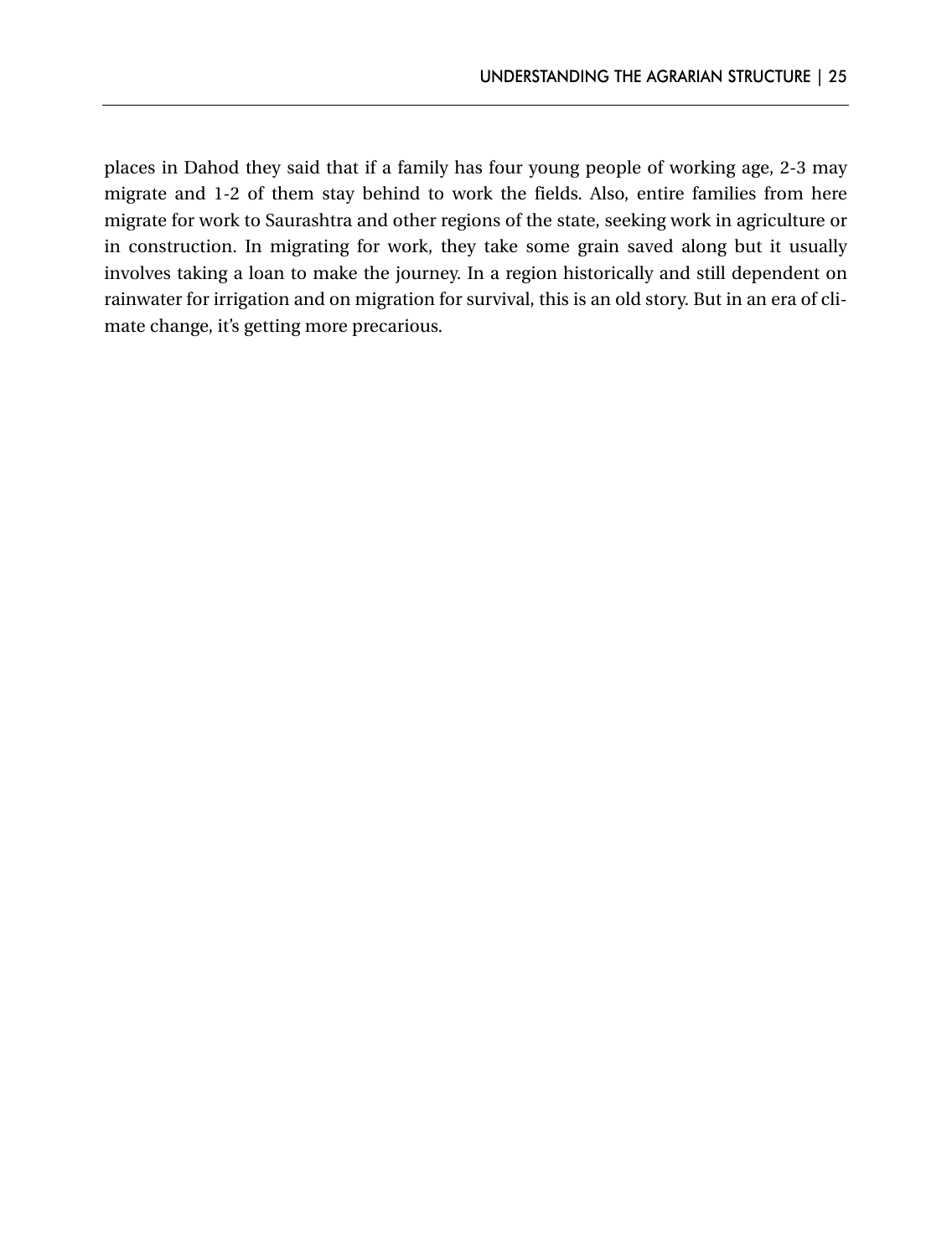places in Dahod they said that if a family has four young people of working age, 2-3 may migrate and 1-2 of them stay behind to work the fields. Also, entire families from here migrate for work to Saurashtra and other regions of the state, seeking work in agriculture or in construction. In migrating for work, they take some grain saved along but it usually involves taking a loan to make the journey. In a region historically and still dependent on rainwater for irrigation and on migration for survival, this is an old story. But in an era of climate change, it's getting more precarious.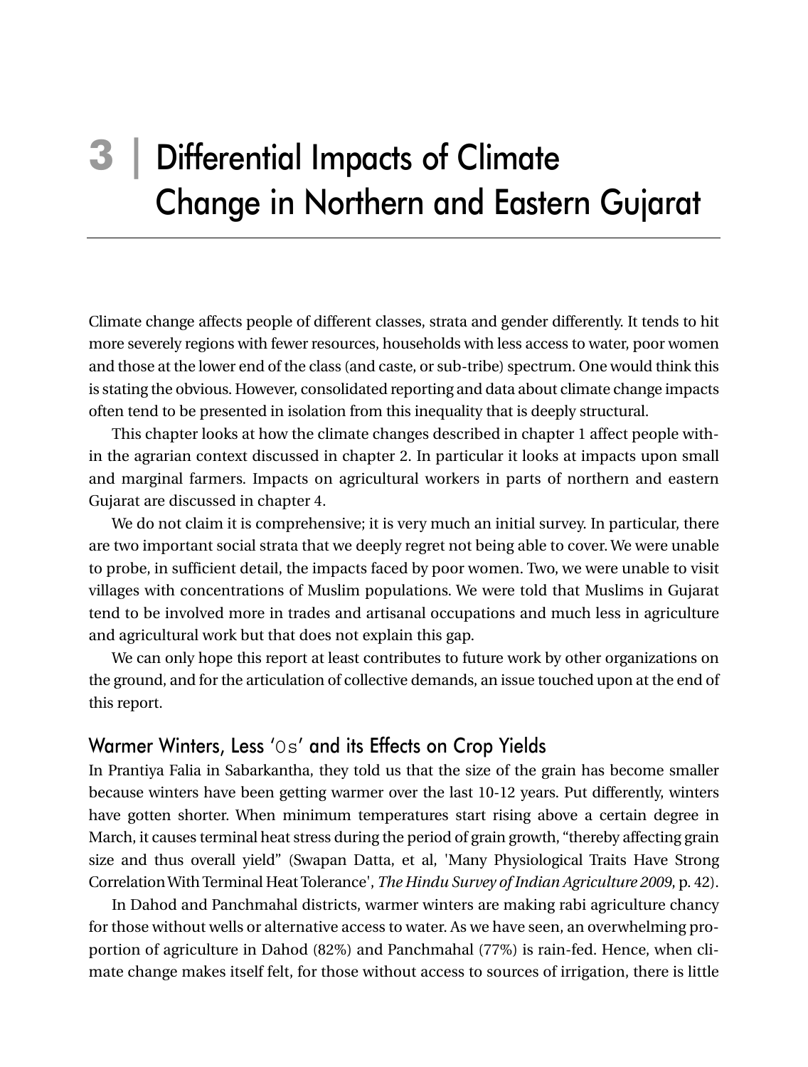# 3 | Differential Impacts of Climate Change in Northern and Eastern Gujarat

Climate change affects people of different classes, strata and gender differently. It tends to hit more severely regions with fewer resources, households with less access to water, poor women and those at the lower end of the class (and caste, or sub-tribe) spectrum. One would think this is stating the obvious. However, consolidated reporting and data about climate change impacts often tend to be presented in isolation from this inequality that is deeply structural.

This chapter looks at how the climate changes described in chapter 1 affect people within the agrarian context discussed in chapter 2. In particular it looks at impacts upon small and marginal farmers. Impacts on agricultural workers in parts of northern and eastern Gujarat are discussed in chapter 4.

We do not claim it is comprehensive; it is very much an initial survey. In particular, there are two important social strata that we deeply regret not being able to cover. We were unable to probe, in sufficient detail, the impacts faced by poor women. Two, we were unable to visit villages with concentrations of Muslim populations. We were told that Muslims in Gujarat tend to be involved more in trades and artisanal occupations and much less in agriculture and agricultural work but that does not explain this gap.

We can only hope this report at least contributes to future work by other organizations on the ground, and for the articulation of collective demands, an issue touched upon at the end of this report.

## Warmer Winters, Less 'Os' and its Effects on Crop Yields

In Prantiya Falia in Sabarkantha, they told us that the size of the grain has become smaller because winters have been getting warmer over the last 10-12 years. Put differently, winters have gotten shorter. When minimum temperatures start rising above a certain degree in March, it causes terminal heat stress during the period of grain growth, "thereby affecting grain size and thus overall yield" (Swapan Datta, et al, 'Many Physiological Traits Have Strong Correlation With Terminal Heat Tolerance', *The Hindu Survey of Indian Agriculture 2009*, p. 42).

In Dahod and Panchmahal districts, warmer winters are making rabi agriculture chancy for those without wells or alternative access to water. As we have seen, an overwhelming proportion of agriculture in Dahod (82%) and Panchmahal (77%) is rain-fed. Hence, when climate change makes itself felt, for those without access to sources of irrigation, there is little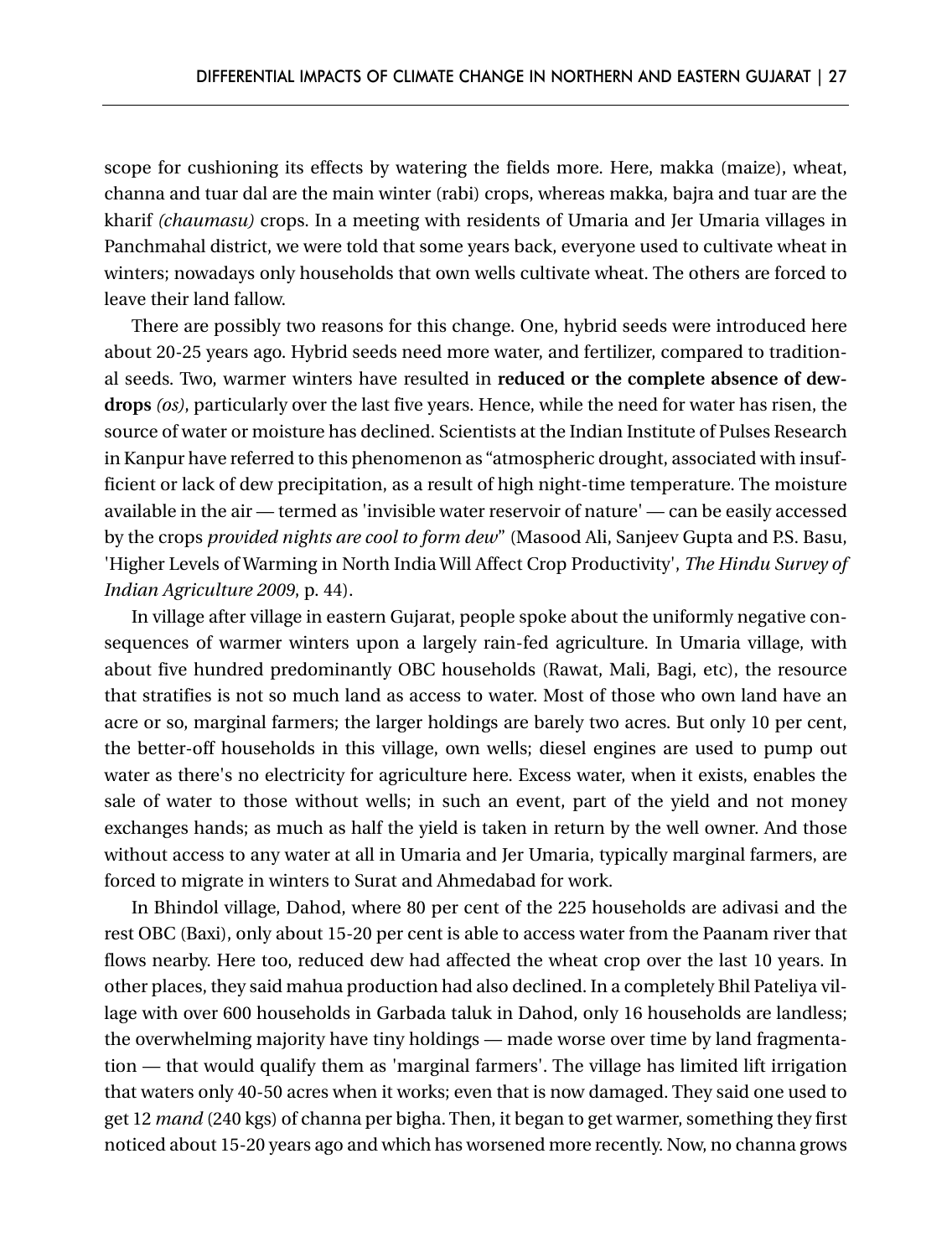scope for cushioning its effects by watering the fields more. Here, makka (maize), wheat, channa and tuar dal are the main winter (rabi) crops, whereas makka, bajra and tuar are the kharif *(chaumasu)* crops. In a meeting with residents of Umaria and Jer Umaria villages in Panchmahal district, we were told that some years back, everyone used to cultivate wheat in winters; nowadays only households that own wells cultivate wheat. The others are forced to leave their land fallow.

There are possibly two reasons for this change. One, hybrid seeds were introduced here about 20-25 years ago. Hybrid seeds need more water, and fertilizer, compared to traditional seeds. Two, warmer winters have resulted in **reduced or the complete absence of dew-drops** *(os)*, particularly over the last five years. Hence, while the need for water has risen, the source of water or moisture has declined. Scientists at the Indian Institute of Pulses Research in Kanpur have referred to this phenomenon as "atmospheric drought, associated with insufficient or lack of dew precipitation, as a result of high night-time temperature. The moisture available in the air — termed as 'invisible water reservoir of nature' — can be easily accessed by the crops *provided nights are cool to form dew*" (Masood Ali, Sanjeev Gupta and P.S. Basu, 'Higher Levels of Warming in North India Will Affect Crop Productivity', *The Hindu Survey of Indian Agriculture 2009*, p. 44).

In village after village in eastern Gujarat, people spoke about the uniformly negative consequences of warmer winters upon a largely rain-fed agriculture. In Umaria village, with about five hundred predominantly OBC households (Rawat, Mali, Bagi, etc), the resource that stratifies is not so much land as access to water. Most of those who own land have an acre or so, marginal farmers; the larger holdings are barely two acres. But only 10 per cent, the better-off households in this village, own wells; diesel engines are used to pump out water as there's no electricity for agriculture here. Excess water, when it exists, enables the sale of water to those without wells; in such an event, part of the yield and not money exchanges hands; as much as half the yield is taken in return by the well owner. And those without access to any water at all in Umaria and Jer Umaria, typically marginal farmers, are forced to migrate in winters to Surat and Ahmedabad for work.

In Bhindol village, Dahod, where 80 per cent of the 225 households are adivasi and the rest OBC (Baxi), only about 15-20 per cent is able to access water from the Paanam river that flows nearby. Here too, reduced dew had affected the wheat crop over the last 10 years. In other places, they said mahua production had also declined. In a completely Bhil Pateliya village with over 600 households in Garbada taluk in Dahod, only 16 households are landless; the overwhelming majority have tiny holdings — made worse over time by land fragmentation — that would qualify them as 'marginal farmers'. The village has limited lift irrigation that waters only 40-50 acres when it works; even that is now damaged. They said one used to get 12 *mand* (240 kgs) of channa per bigha. Then, it began to get warmer, something they first noticed about 15-20 years ago and which has worsened more recently. Now, no channa grows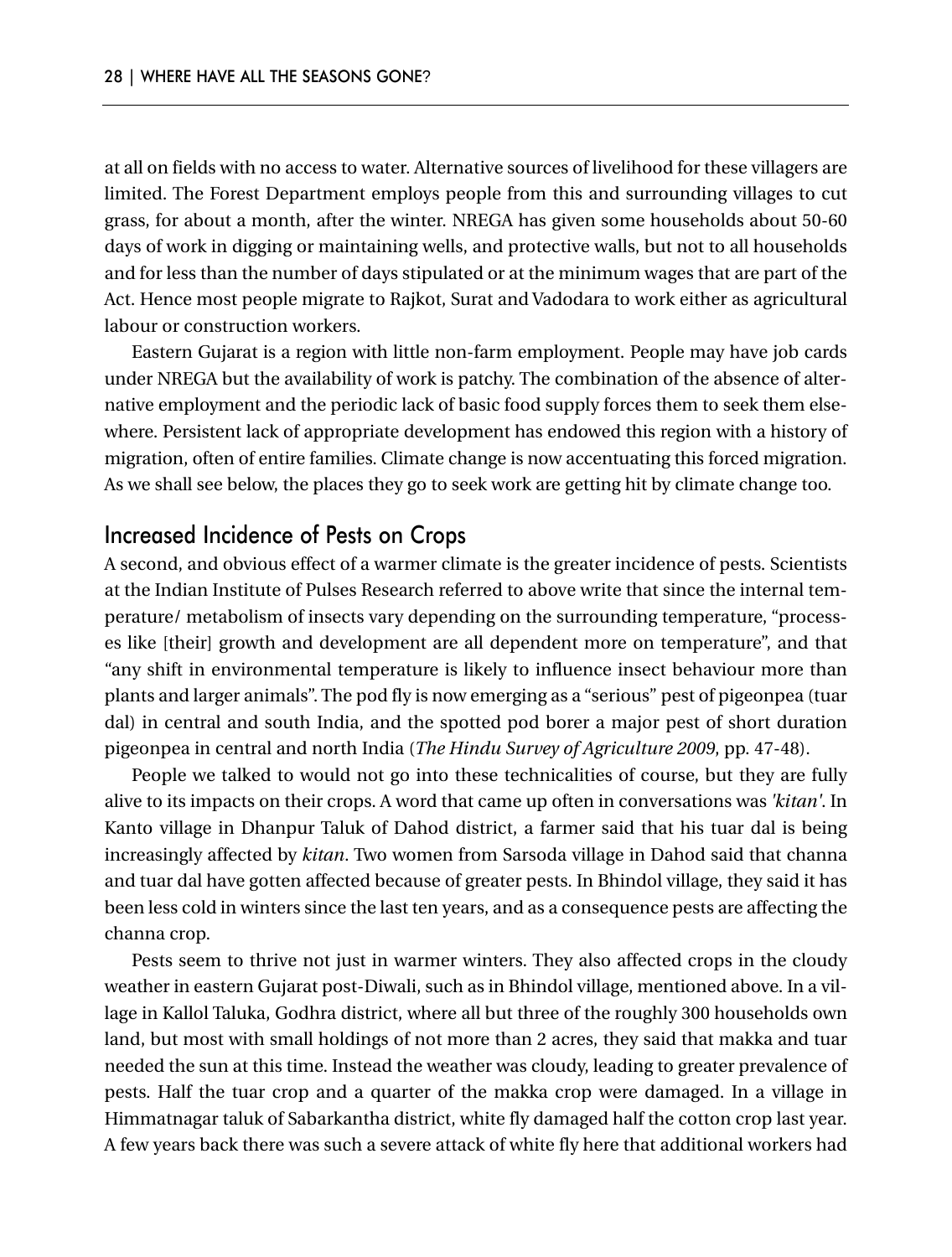at all on fields with no access to water. Alternative sources of livelihood for these villagers are limited. The Forest Department employs people from this and surrounding villages to cut grass, for about a month, after the winter. NREGA has given some households about 50-60 days of work in digging or maintaining wells, and protective walls, but not to all households and for less than the number of days stipulated or at the minimum wages that are part of the Act. Hence most people migrate to Rajkot, Surat and Vadodara to work either as agricultural labour or construction workers.

Eastern Gujarat is a region with little non-farm employment. People may have job cards under NREGA but the availability of work is patchy. The combination of the absence of alternative employment and the periodic lack of basic food supply forces them to seek them elsewhere. Persistent lack of appropriate development has endowed this region with a history of migration, often of entire families. Climate change is now accentuating this forced migration. As we shall see below, the places they go to seek work are getting hit by climate change too.

## Increased Incidence of Pests on Crops

A second, and obvious effect of a warmer climate is the greater incidence of pests. Scientists at the Indian Institute of Pulses Research referred to above write that since the internal temperature/ metabolism of insects vary depending on the surrounding temperature, "processes like [their] growth and development are all dependent more on temperature", and that "any shift in environmental temperature is likely to influence insect behaviour more than plants and larger animals". The pod fly is now emerging as a "serious" pest of pigeonpea (tuar dal) in central and south India, and the spotted pod borer a major pest of short duration pigeonpea in central and north India (*The Hindu Survey of Agriculture 2009*, pp. 47-48).

People we talked to would not go into these technicalities of course, but they are fully alive to its impacts on their crops. A word that came up often in conversations was *'kitan'*. In Kanto village in Dhanpur Taluk of Dahod district, a farmer said that his tuar dal is being increasingly affected by *kitan*. Two women from Sarsoda village in Dahod said that channa and tuar dal have gotten affected because of greater pests. In Bhindol village, they said it has been less cold in winters since the last ten years, and as a consequence pests are affecting the channa crop.

Pests seem to thrive not just in warmer winters. They also affected crops in the cloudy weather in eastern Gujarat post-Diwali, such as in Bhindol village, mentioned above. In a village in Kallol Taluka, Godhra district, where all but three of the roughly 300 households own land, but most with small holdings of not more than 2 acres, they said that makka and tuar needed the sun at this time. Instead the weather was cloudy, leading to greater prevalence of pests. Half the tuar crop and a quarter of the makka crop were damaged. In a village in Himmatnagar taluk of Sabarkantha district, white fly damaged half the cotton crop last year. A few years back there was such a severe attack of white fly here that additional workers had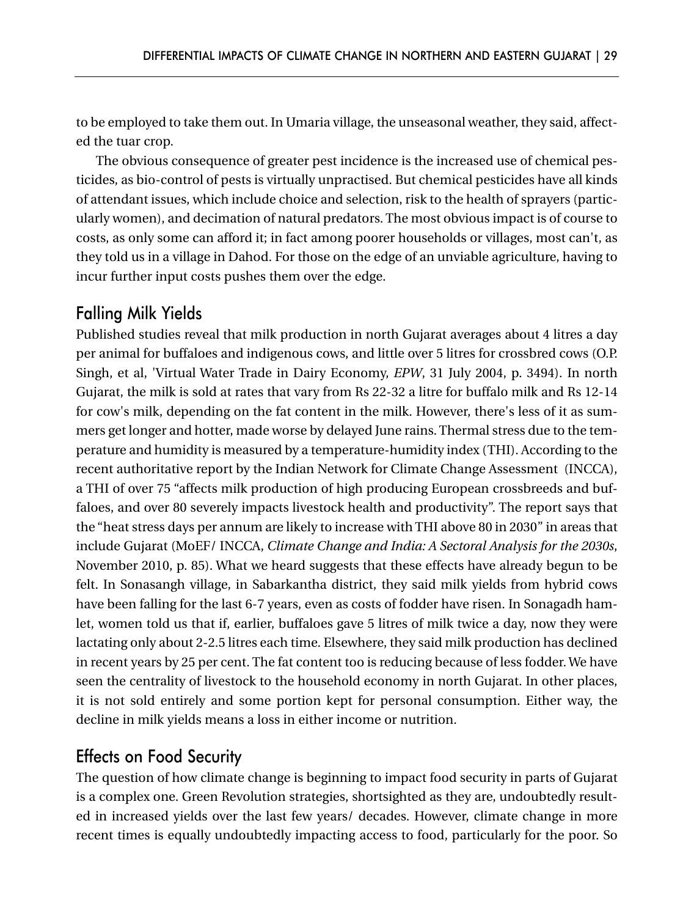to be employed to take them out. In Umaria village, the unseasonal weather, they said, affected the tuar crop.

The obvious consequence of greater pest incidence is the increased use of chemical pesticides, as bio-control of pests is virtually unpractised. But chemical pesticides have all kinds of attendant issues, which include choice and selection, risk to the health of sprayers (particularly women), and decimation of natural predators. The most obvious impact is of course to costs, as only some can afford it; in fact among poorer households or villages, most can't, as they told us in a village in Dahod. For those on the edge of an unviable agriculture, having to incur further input costs pushes them over the edge.

## Falling Milk Yields

Published studies reveal that milk production in north Gujarat averages about 4 litres a day per animal for buffaloes and indigenous cows, and little over 5 litres for crossbred cows (O.P. Singh, et al, 'Virtual Water Trade in Dairy Economy, *EPW*, 31 July 2004, p. 3494). In north Gujarat, the milk is sold at rates that vary from Rs 22-32 a litre for buffalo milk and Rs 12-14 for cow's milk, depending on the fat content in the milk. However, there's less of it as summers get longer and hotter, made worse by delayed June rains. Thermal stress due to the temperature and humidity is measured by a temperature-humidity index (THI). According to the recent authoritative report by the Indian Network for Climate Change Assessment (INCCA), a THI of over 75 "affects milk production of high producing European crossbreeds and buffaloes, and over 80 severely impacts livestock health and productivity". The report says that the "heat stress days per annum are likely to increase with THI above 80 in 2030" in areas that include Gujarat (MoEF/ INCCA, *Climate Change and India: A Sectoral Analysis for the 2030s*, November 2010, p. 85). What we heard suggests that these effects have already begun to be felt. In Sonasangh village, in Sabarkantha district, they said milk yields from hybrid cows have been falling for the last 6-7 years, even as costs of fodder have risen. In Sonagadh hamlet, women told us that if, earlier, buffaloes gave 5 litres of milk twice a day, now they were lactating only about 2-2.5 litres each time. Elsewhere, they said milk production has declined in recent years by 25 per cent. The fat content too is reducing because of less fodder. We have seen the centrality of livestock to the household economy in north Gujarat. In other places, it is not sold entirely and some portion kept for personal consumption. Either way, the decline in milk yields means a loss in either income or nutrition.

## Effects on Food Security

The question of how climate change is beginning to impact food security in parts of Gujarat is a complex one. Green Revolution strategies, shortsighted as they are, undoubtedly resulted in increased yields over the last few years/ decades. However, climate change in more recent times is equally undoubtedly impacting access to food, particularly for the poor. So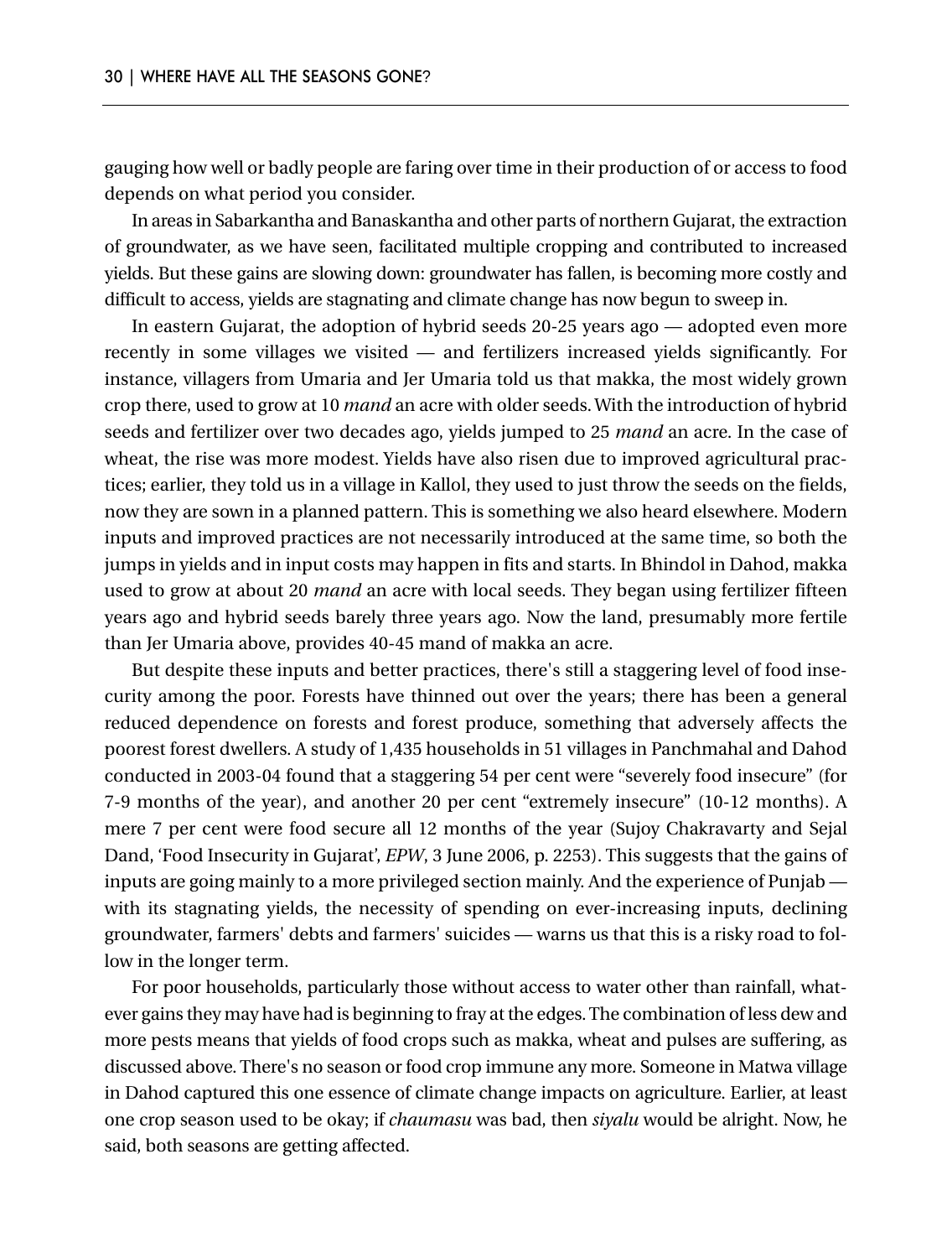gauging how well or badly people are faring over time in their production of or access to food depends on what period you consider.

In areas in Sabarkantha and Banaskantha and other parts of northern Gujarat, the extraction of groundwater, as we have seen, facilitated multiple cropping and contributed to increased yields. But these gains are slowing down: groundwater has fallen, is becoming more costly and difficult to access, yields are stagnating and climate change has now begun to sweep in.

In eastern Gujarat, the adoption of hybrid seeds 20-25 years ago — adopted even more recently in some villages we visited — and fertilizers increased yields significantly. For instance, villagers from Umaria and Jer Umaria told us that makka, the most widely grown crop there, used to grow at 10 *mand* an acre with older seeds. With the introduction of hybrid seeds and fertilizer over two decades ago, yields jumped to 25 *mand* an acre. In the case of wheat, the rise was more modest. Yields have also risen due to improved agricultural practices; earlier, they told us in a village in Kallol, they used to just throw the seeds on the fields, now they are sown in a planned pattern. This is something we also heard elsewhere. Modern inputs and improved practices are not necessarily introduced at the same time, so both the jumps in yields and in input costs may happen in fits and starts. In Bhindol in Dahod, makka used to grow at about 20 *mand* an acre with local seeds. They began using fertilizer fifteen years ago and hybrid seeds barely three years ago. Now the land, presumably more fertile than Jer Umaria above, provides 40-45 mand of makka an acre.

But despite these inputs and better practices, there's still a staggering level of food insecurity among the poor. Forests have thinned out over the years; there has been a general reduced dependence on forests and forest produce, something that adversely affects the poorest forest dwellers. A study of 1,435 households in 51 villages in Panchmahal and Dahod conducted in 2003-04 found that a staggering 54 per cent were "severely food insecure" (for 7-9 months of the year), and another 20 per cent "extremely insecure" (10-12 months). A mere 7 per cent were food secure all 12 months of the year (Sujoy Chakravarty and Sejal Dand, 'Food Insecurity in Gujarat', *EPW*, 3 June 2006, p. 2253). This suggests that the gains of inputs are going mainly to a more privileged section mainly. And the experience of Punjab — with its stagnating yields, the necessity of spending on ever-increasing inputs, declining groundwater, farmers' debts and farmers' suicides — warns us that this is a risky road to follow in the longer term.

For poor households, particularly those without access to water other than rainfall, whatever gains they may have had is beginning to fray at the edges. The combination of less dew and more pests means that yields of food crops such as makka, wheat and pulses are suffering, as discussed above. There's no season or food crop immune any more. Someone in Matwa village in Dahod captured this one essence of climate change impacts on agriculture. Earlier, at least one crop season used to be okay; if *chaumasu* was bad, then *siyalu* would be alright. Now, he said, both seasons are getting affected.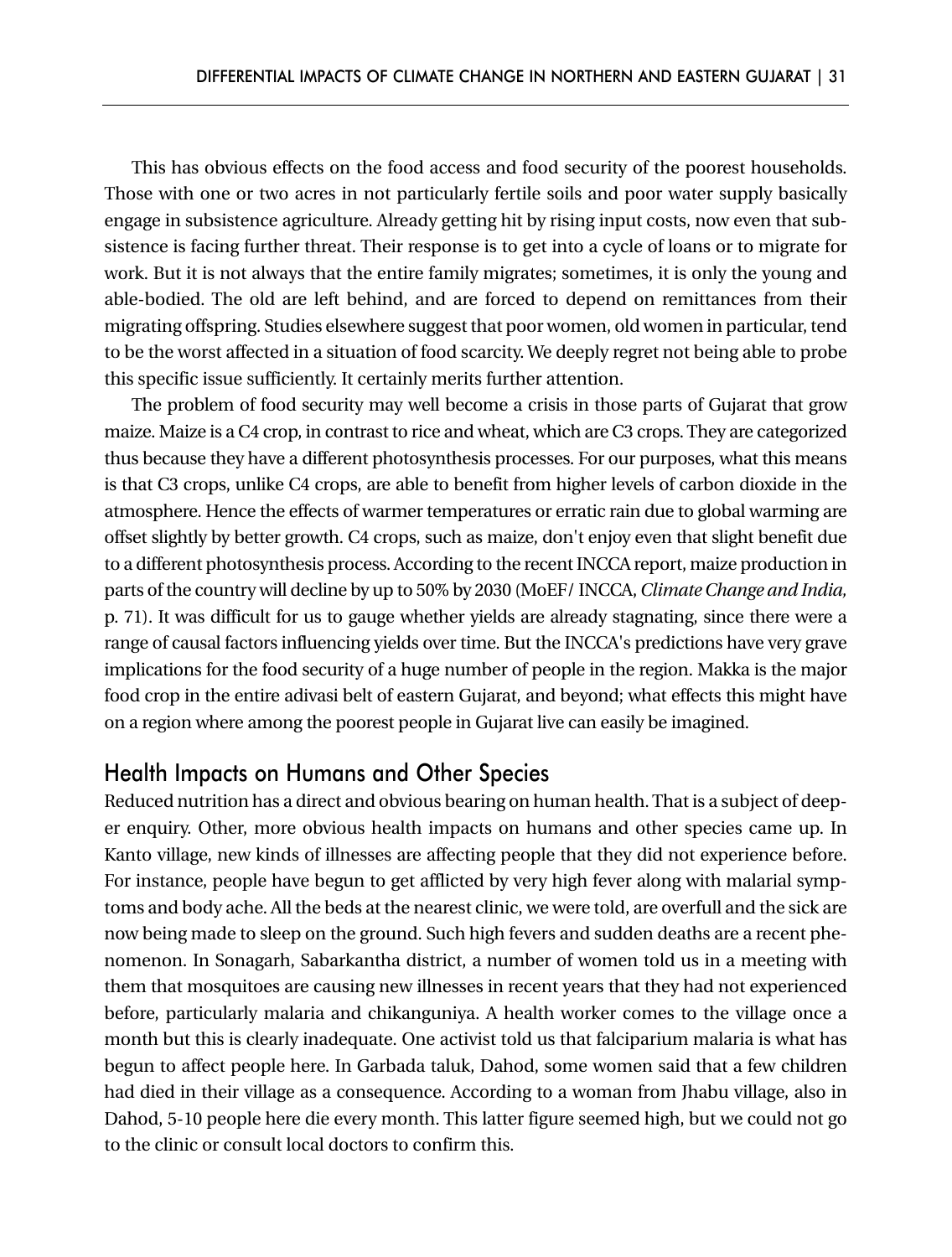This has obvious effects on the food access and food security of the poorest households. Those with one or two acres in not particularly fertile soils and poor water supply basically engage in subsistence agriculture. Already getting hit by rising input costs, now even that subsistence is facing further threat. Their response is to get into a cycle of loans or to migrate for work. But it is not always that the entire family migrates; sometimes, it is only the young and able-bodied. The old are left behind, and are forced to depend on remittances from their migrating offspring. Studies elsewhere suggest that poor women, old women in particular, tend to be the worst affected in a situation of food scarcity. We deeply regret not being able to probe this specific issue sufficiently. It certainly merits further attention.

The problem of food security may well become a crisis in those parts of Gujarat that grow maize. Maize is a C4 crop, in contrast to rice and wheat, which are C3 crops. They are categorized thus because they have a different photosynthesis processes. For our purposes, what this means is that C3 crops, unlike C4 crops, are able to benefit from higher levels of carbon dioxide in the atmosphere. Hence the effects of warmer temperatures or erratic rain due to global warming are offset slightly by better growth. C4 crops, such as maize, don't enjoy even that slight benefit due to a different photosynthesis process. According to the recent INCCA report, maize production in parts of the country will decline by up to 50% by 2030 (MoEF/ INCCA, *Climate Change and India,* p. 71). It was difficult for us to gauge whether yields are already stagnating, since there were a range of causal factors influencing yields over time. But the INCCA's predictions have very grave implications for the food security of a huge number of people in the region. Makka is the major food crop in the entire adivasi belt of eastern Gujarat, and beyond; what effects this might have on a region where among the poorest people in Gujarat live can easily be imagined.

## Health Impacts on Humans and Other Species

Reduced nutrition has a direct and obvious bearing on human health. That is a subject of deeper enquiry. Other, more obvious health impacts on humans and other species came up. In Kanto village, new kinds of illnesses are affecting people that they did not experience before. For instance, people have begun to get afflicted by very high fever along with malarial symptoms and body ache. All the beds at the nearest clinic, we were told, are overfull and the sick are now being made to sleep on the ground. Such high fevers and sudden deaths are a recent phenomenon. In Sonagarh, Sabarkantha district, a number of women told us in a meeting with them that mosquitoes are causing new illnesses in recent years that they had not experienced before, particularly malaria and chikanguniya. A health worker comes to the village once a month but this is clearly inadequate. One activist told us that falciparium malaria is what has begun to affect people here. In Garbada taluk, Dahod, some women said that a few children had died in their village as a consequence. According to a woman from Jhabu village, also in Dahod, 5-10 people here die every month. This latter figure seemed high, but we could not go to the clinic or consult local doctors to confirm this.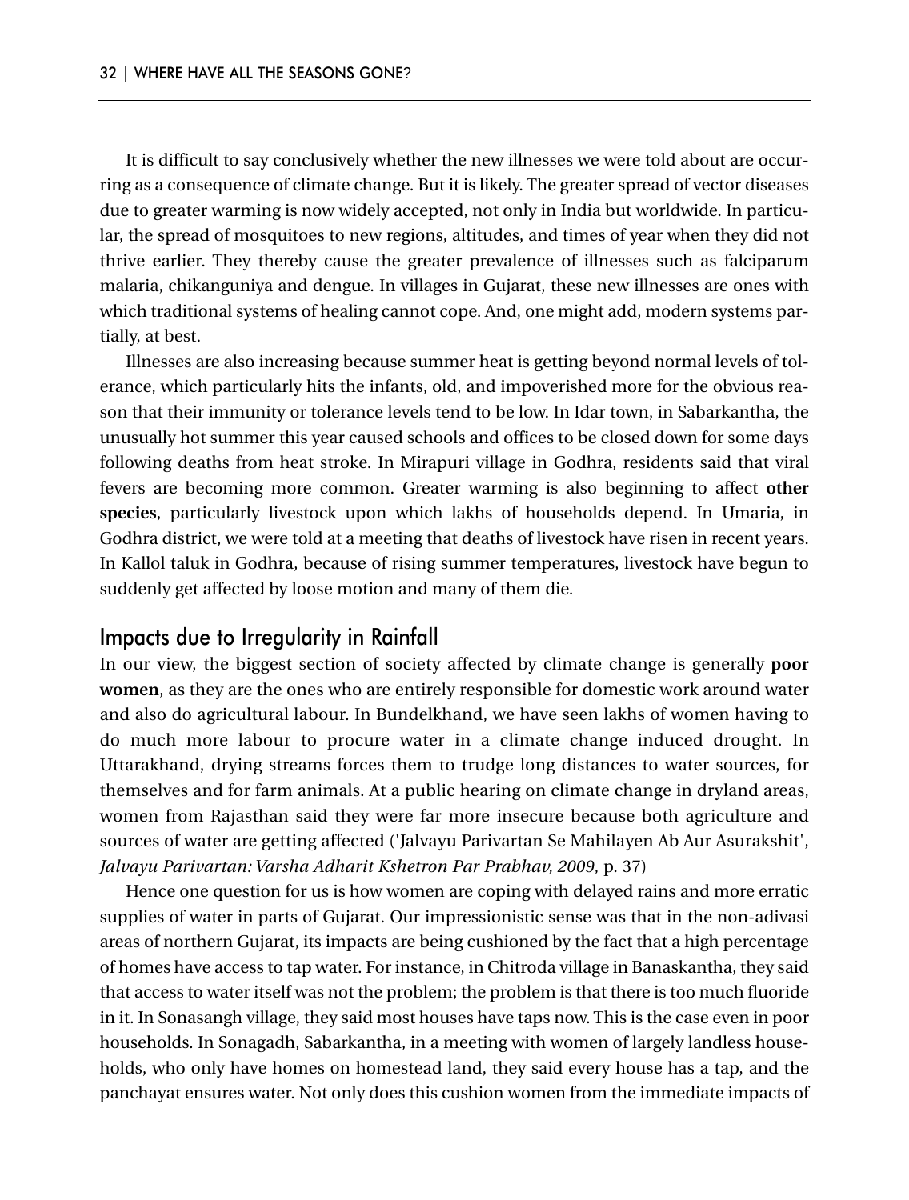It is difficult to say conclusively whether the new illnesses we were told about are occurring as a consequence of climate change. But it is likely. The greater spread of vector diseases due to greater warming is now widely accepted, not only in India but worldwide. In particular, the spread of mosquitoes to new regions, altitudes, and times of year when they did not thrive earlier. They thereby cause the greater prevalence of illnesses such as falciparum malaria, chikanguniya and dengue. In villages in Gujarat, these new illnesses are ones with which traditional systems of healing cannot cope. And, one might add, modern systems partially, at best.

Illnesses are also increasing because summer heat is getting beyond normal levels of tolerance, which particularly hits the infants, old, and impoverished more for the obvious reason that their immunity or tolerance levels tend to be low. In Idar town, in Sabarkantha, the unusually hot summer this year caused schools and offices to be closed down for some days following deaths from heat stroke. In Mirapuri village in Godhra, residents said that viral fevers are becoming more common. Greater warming is also beginning to affect **other species**, particularly livestock upon which lakhs of households depend. In Umaria, in Godhra district, we were told at a meeting that deaths of livestock have risen in recent years. In Kallol taluk in Godhra, because of rising summer temperatures, livestock have begun to suddenly get affected by loose motion and many of them die.

## Impacts due to Irregularity in Rainfall

In our view, the biggest section of society affected by climate change is generally **poor women**, as they are the ones who are entirely responsible for domestic work around water and also do agricultural labour. In Bundelkhand, we have seen lakhs of women having to do much more labour to procure water in a climate change induced drought. In Uttarakhand, drying streams forces them to trudge long distances to water sources, for themselves and for farm animals. At a public hearing on climate change in dryland areas, women from Rajasthan said they were far more insecure because both agriculture and sources of water are getting affected ('Jalvayu Parivartan Se Mahilayen Ab Aur Asurakshit', *Jalvayu Parivartan: Varsha Adharit Kshetron Par Prabhav, 2009*, p. 37)

Hence one question for us is how women are coping with delayed rains and more erratic supplies of water in parts of Gujarat. Our impressionistic sense was that in the non-adivasi areas of northern Gujarat, its impacts are being cushioned by the fact that a high percentage of homes have access to tap water. For instance, in Chitroda village in Banaskantha, they said that access to water itself was not the problem; the problem is that there is too much fluoride in it. In Sonasangh village, they said most houses have taps now. This is the case even in poor households. In Sonagadh, Sabarkantha, in a meeting with women of largely landless households, who only have homes on homestead land, they said every house has a tap, and the panchayat ensures water. Not only does this cushion women from the immediate impacts of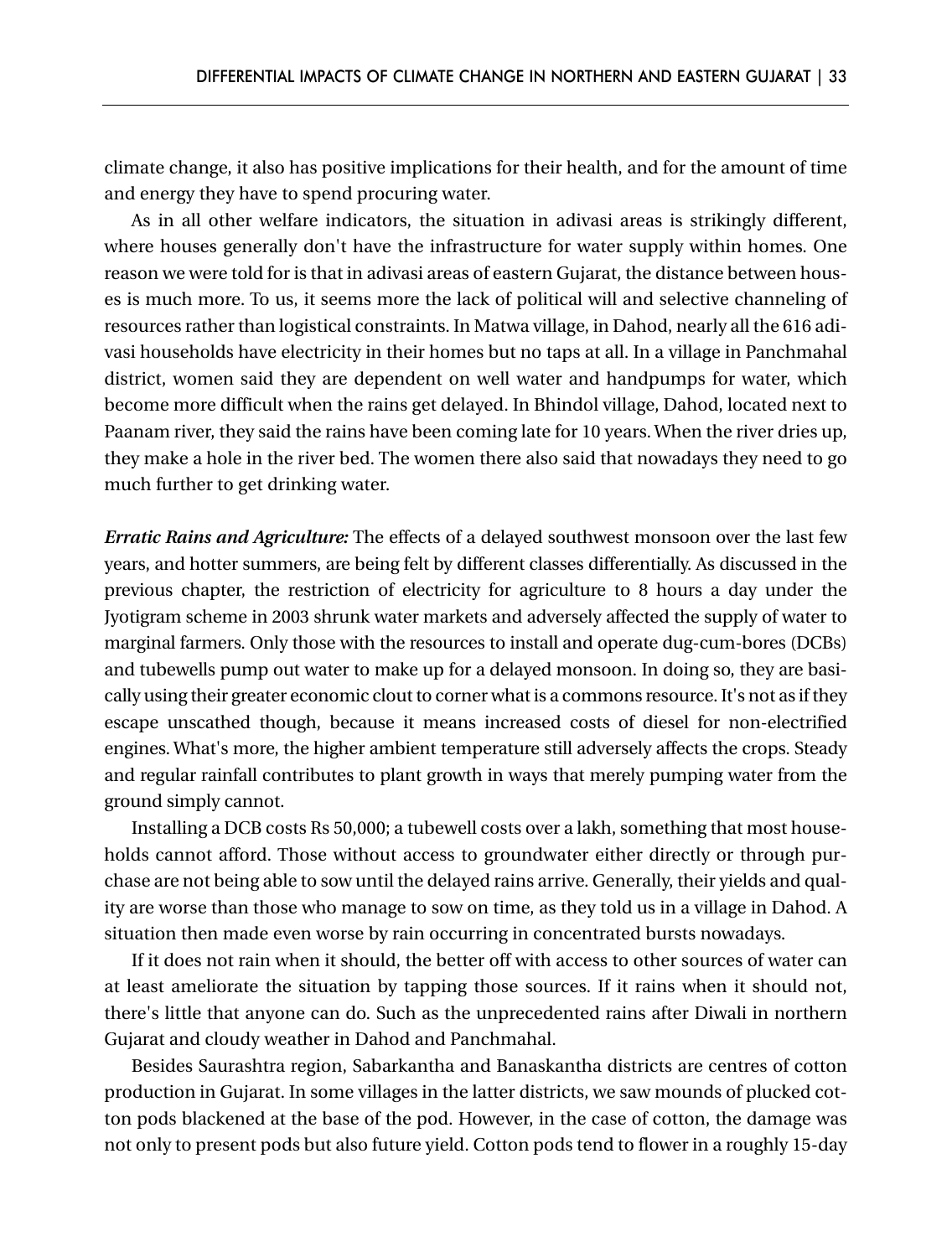climate change, it also has positive implications for their health, and for the amount of time and energy they have to spend procuring water.

As in all other welfare indicators, the situation in adivasi areas is strikingly different, where houses generally don't have the infrastructure for water supply within homes. One reason we were told for is that in adivasi areas of eastern Gujarat, the distance between houses is much more. To us, it seems more the lack of political will and selective channeling of resources rather than logistical constraints. In Matwa village, in Dahod, nearly all the 616 adivasi households have electricity in their homes but no taps at all. In a village in Panchmahal district, women said they are dependent on well water and handpumps for water, which become more difficult when the rains get delayed. In Bhindol village, Dahod, located next to Paanam river, they said the rains have been coming late for 10 years. When the river dries up, they make a hole in the river bed. The women there also said that nowadays they need to go much further to get drinking water.

***Erratic Rains and Agriculture:*** The effects of a delayed southwest monsoon over the last few years, and hotter summers, are being felt by different classes differentially. As discussed in the previous chapter, the restriction of electricity for agriculture to 8 hours a day under the Jyotigram scheme in 2003 shrunk water markets and adversely affected the supply of water to marginal farmers. Only those with the resources to install and operate dug-cum-bores (DCBs) and tubewells pump out water to make up for a delayed monsoon. In doing so, they are basically using their greater economic clout to corner what is a commons resource. It's not as if they escape unscathed though, because it means increased costs of diesel for non-electrified engines. What's more, the higher ambient temperature still adversely affects the crops. Steady and regular rainfall contributes to plant growth in ways that merely pumping water from the ground simply cannot.

Installing a DCB costs Rs 50,000; a tubewell costs over a lakh, something that most households cannot afford. Those without access to groundwater either directly or through purchase are not being able to sow until the delayed rains arrive. Generally, their yields and quality are worse than those who manage to sow on time, as they told us in a village in Dahod. A situation then made even worse by rain occurring in concentrated bursts nowadays.

If it does not rain when it should, the better off with access to other sources of water can at least ameliorate the situation by tapping those sources. If it rains when it should not, there's little that anyone can do. Such as the unprecedented rains after Diwali in northern Gujarat and cloudy weather in Dahod and Panchmahal.

Besides Saurashtra region, Sabarkantha and Banaskantha districts are centres of cotton production in Gujarat. In some villages in the latter districts, we saw mounds of plucked cotton pods blackened at the base of the pod. However, in the case of cotton, the damage was not only to present pods but also future yield. Cotton pods tend to flower in a roughly 15-day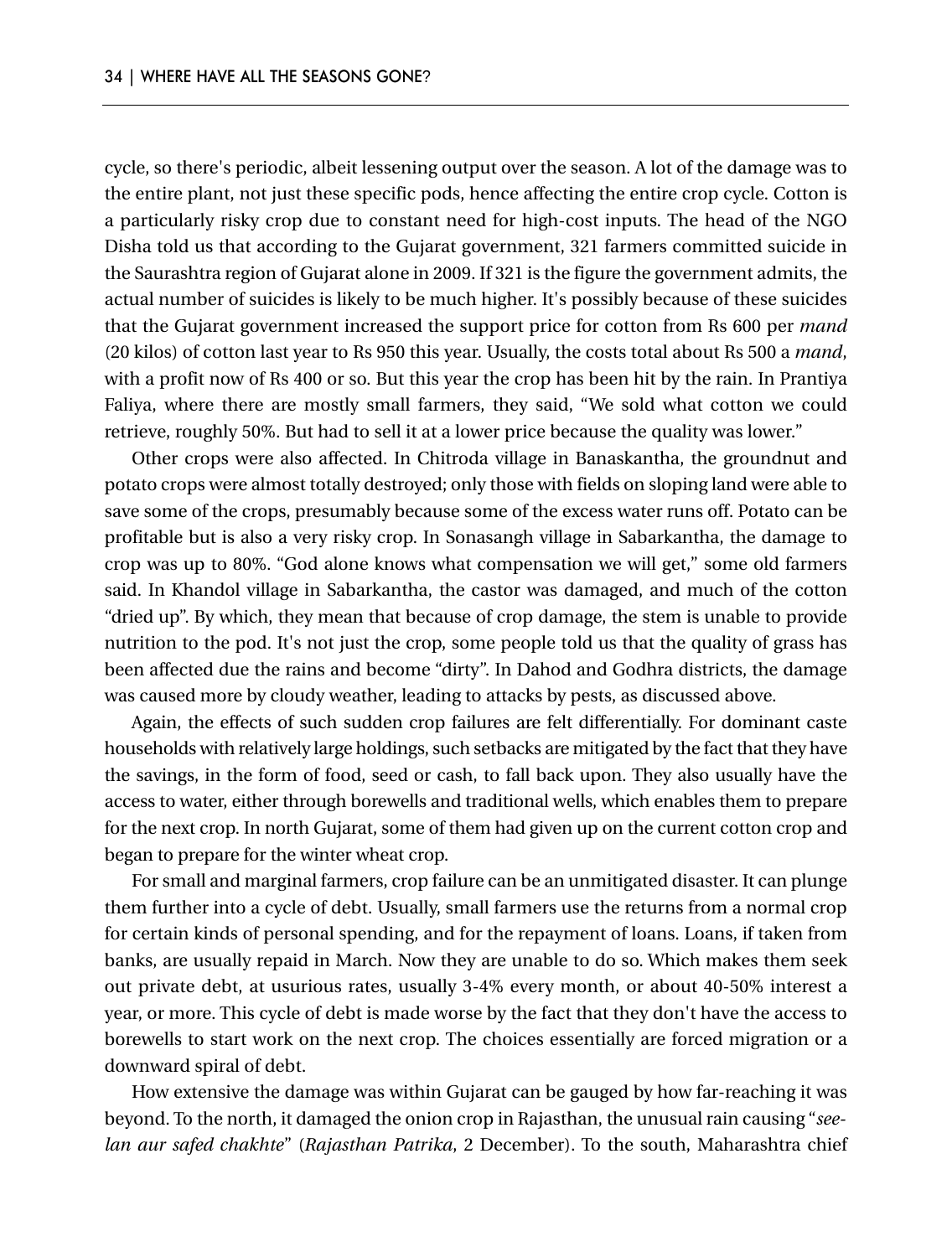cycle, so there's periodic, albeit lessening output over the season. A lot of the damage was to the entire plant, not just these specific pods, hence affecting the entire crop cycle. Cotton is a particularly risky crop due to constant need for high-cost inputs. The head of the NGO Disha told us that according to the Gujarat government, 321 farmers committed suicide in the Saurashtra region of Gujarat alone in 2009. If 321 is the figure the government admits, the actual number of suicides is likely to be much higher. It's possibly because of these suicides that the Gujarat government increased the support price for cotton from Rs 600 per *mand* (20 kilos) of cotton last year to Rs 950 this year. Usually, the costs total about Rs 500 a *mand*, with a profit now of Rs 400 or so. But this year the crop has been hit by the rain. In Prantiya Faliya, where there are mostly small farmers, they said, "We sold what cotton we could retrieve, roughly 50%. But had to sell it at a lower price because the quality was lower."

Other crops were also affected. In Chitroda village in Banaskantha, the groundnut and potato crops were almost totally destroyed; only those with fields on sloping land were able to save some of the crops, presumably because some of the excess water runs off. Potato can be profitable but is also a very risky crop. In Sonasangh village in Sabarkantha, the damage to crop was up to 80%. "God alone knows what compensation we will get," some old farmers said. In Khandol village in Sabarkantha, the castor was damaged, and much of the cotton "dried up". By which, they mean that because of crop damage, the stem is unable to provide nutrition to the pod. It's not just the crop, some people told us that the quality of grass has been affected due the rains and become "dirty". In Dahod and Godhra districts, the damage was caused more by cloudy weather, leading to attacks by pests, as discussed above.

Again, the effects of such sudden crop failures are felt differentially. For dominant caste households with relatively large holdings, such setbacks are mitigated by the fact that they have the savings, in the form of food, seed or cash, to fall back upon. They also usually have the access to water, either through borewells and traditional wells, which enables them to prepare for the next crop. In north Gujarat, some of them had given up on the current cotton crop and began to prepare for the winter wheat crop.

For small and marginal farmers, crop failure can be an unmitigated disaster. It can plunge them further into a cycle of debt. Usually, small farmers use the returns from a normal crop for certain kinds of personal spending, and for the repayment of loans. Loans, if taken from banks, are usually repaid in March. Now they are unable to do so. Which makes them seek out private debt, at usurious rates, usually 3-4% every month, or about 40-50% interest a year, or more. This cycle of debt is made worse by the fact that they don't have the access to borewells to start work on the next crop. The choices essentially are forced migration or a downward spiral of debt.

How extensive the damage was within Gujarat can be gauged by how far-reaching it was beyond. To the north, it damaged the onion crop in Rajasthan, the unusual rain causing "*see-lan aur safed chakhte*" (*Rajasthan Patrika*, 2 December). To the south, Maharashtra chief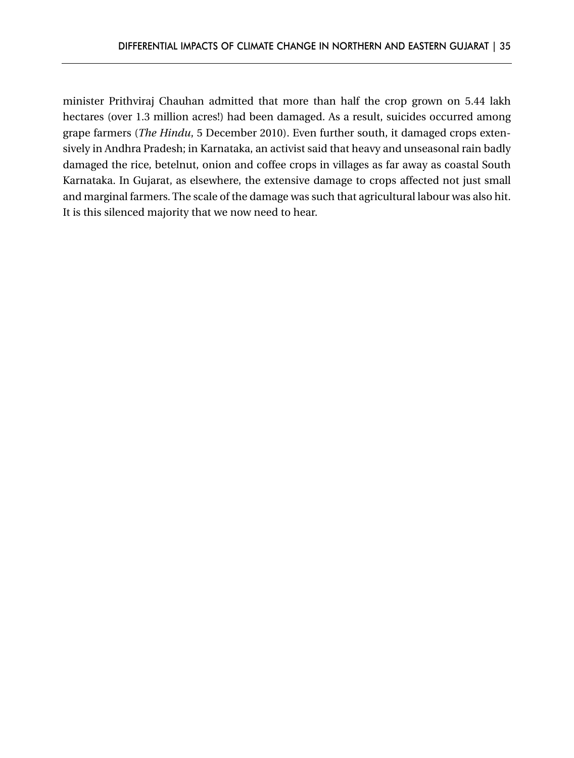minister Prithviraj Chauhan admitted that more than half the crop grown on 5.44 lakh hectares (over 1.3 million acres!) had been damaged. As a result, suicides occurred among grape farmers (*The Hindu*, 5 December 2010). Even further south, it damaged crops extensively in Andhra Pradesh; in Karnataka, an activist said that heavy and unseasonal rain badly damaged the rice, betelnut, onion and coffee crops in villages as far away as coastal South Karnataka. In Gujarat, as elsewhere, the extensive damage to crops affected not just small and marginal farmers. The scale of the damage was such that agricultural labour was also hit. It is this silenced majority that we now need to hear.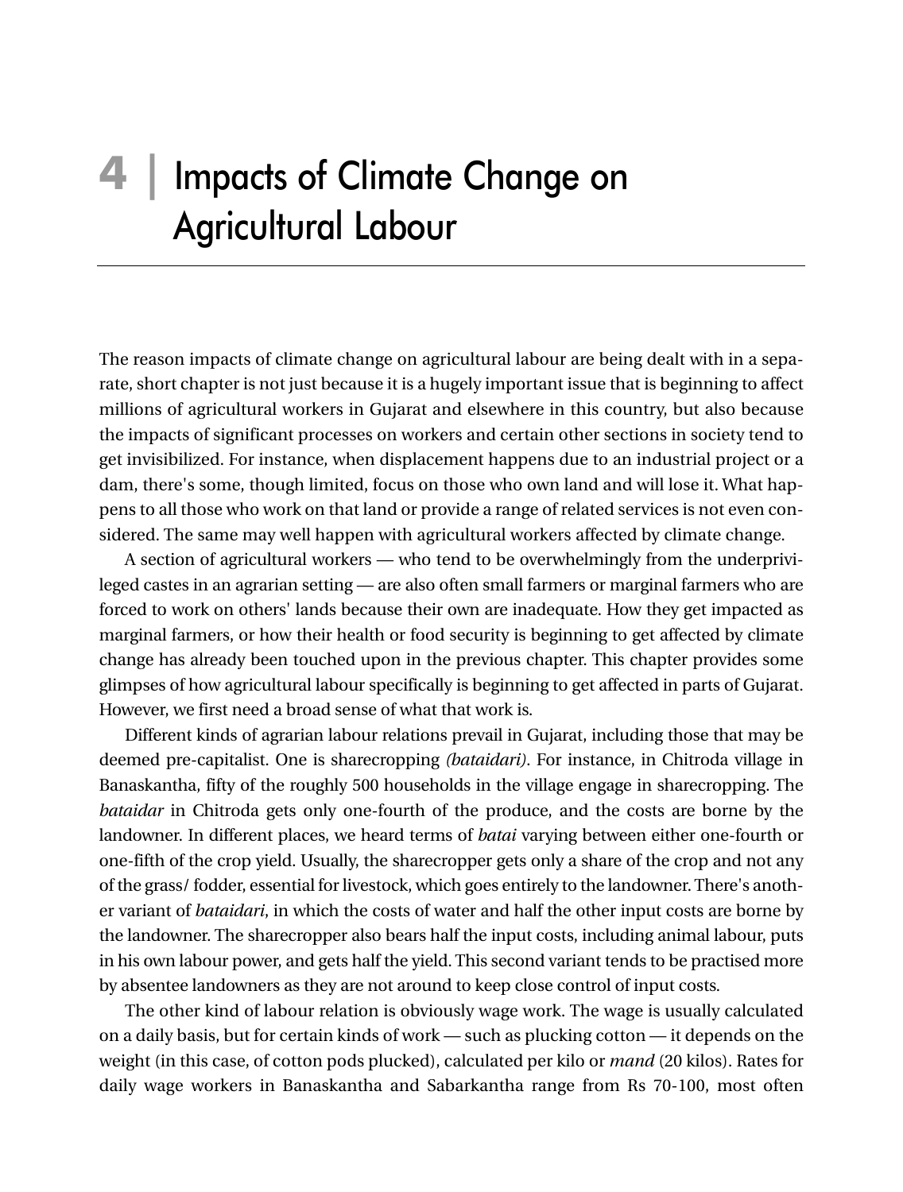# 4 | Impacts of Climate Change on Agricultural Labour

The reason impacts of climate change on agricultural labour are being dealt with in a separate, short chapter is not just because it is a hugely important issue that is beginning to affect millions of agricultural workers in Gujarat and elsewhere in this country, but also because the impacts of significant processes on workers and certain other sections in society tend to get invisibilized. For instance, when displacement happens due to an industrial project or a dam, there's some, though limited, focus on those who own land and will lose it. What happens to all those who work on that land or provide a range of related services is not even considered. The same may well happen with agricultural workers affected by climate change.

A section of agricultural workers — who tend to be overwhelmingly from the underprivileged castes in an agrarian setting — are also often small farmers or marginal farmers who are forced to work on others' lands because their own are inadequate. How they get impacted as marginal farmers, or how their health or food security is beginning to get affected by climate change has already been touched upon in the previous chapter. This chapter provides some glimpses of how agricultural labour specifically is beginning to get affected in parts of Gujarat. However, we first need a broad sense of what that work is.

Different kinds of agrarian labour relations prevail in Gujarat, including those that may be deemed pre-capitalist. One is sharecropping *(bataidari)*. For instance, in Chitroda village in Banaskantha, fifty of the roughly 500 households in the village engage in sharecropping. The *bataidar* in Chitroda gets only one-fourth of the produce, and the costs are borne by the landowner. In different places, we heard terms of *batai* varying between either one-fourth or one-fifth of the crop yield. Usually, the sharecropper gets only a share of the crop and not any of the grass/ fodder, essential for livestock, which goes entirely to the landowner. There's another variant of *bataidari*, in which the costs of water and half the other input costs are borne by the landowner. The sharecropper also bears half the input costs, including animal labour, puts in his own labour power, and gets half the yield. This second variant tends to be practised more by absentee landowners as they are not around to keep close control of input costs.

The other kind of labour relation is obviously wage work. The wage is usually calculated on a daily basis, but for certain kinds of work — such as plucking cotton — it depends on the weight (in this case, of cotton pods plucked), calculated per kilo or *mand* (20 kilos). Rates for daily wage workers in Banaskantha and Sabarkantha range from Rs 70-100, most often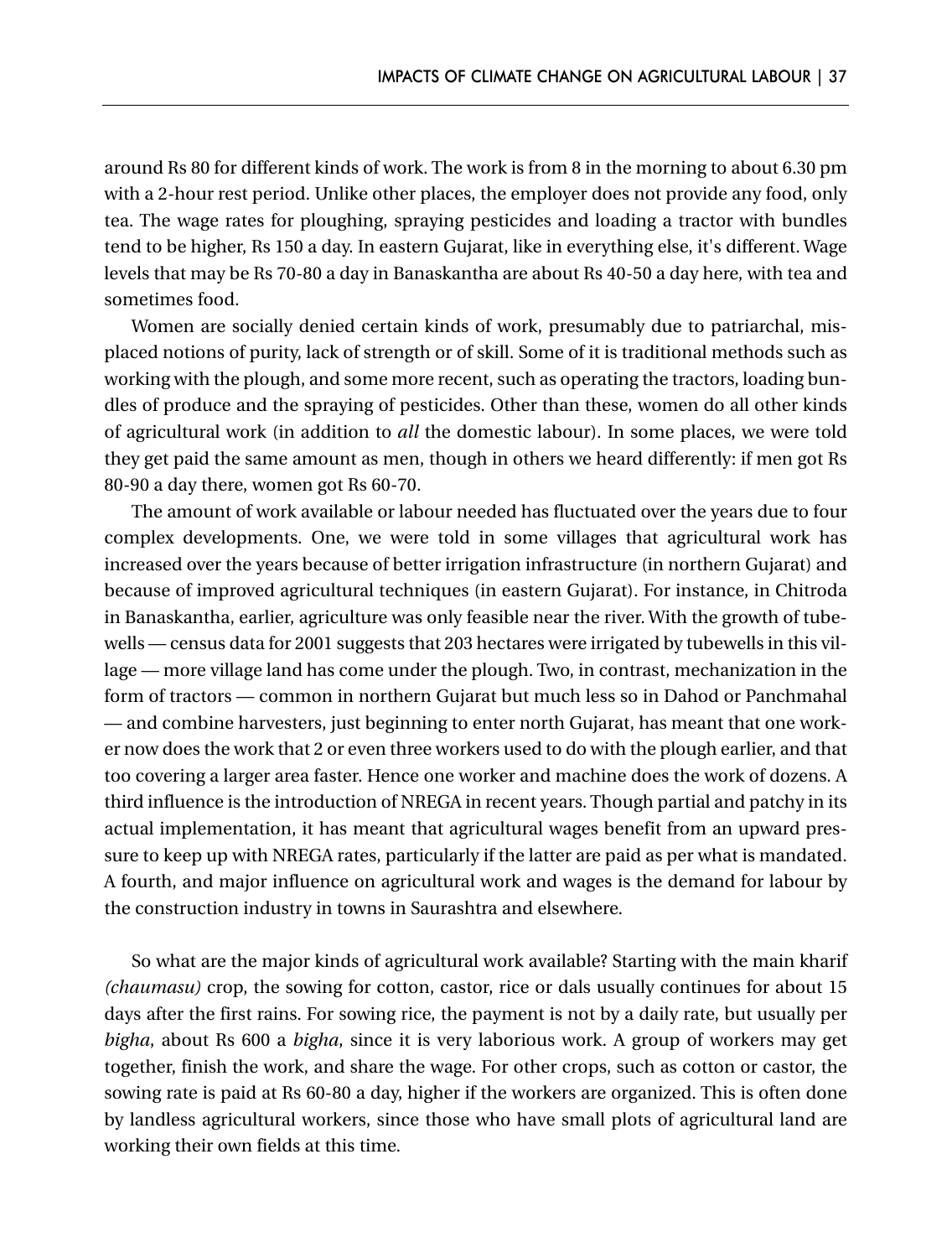around Rs 80 for different kinds of work. The work is from 8 in the morning to about 6.30 pm with a 2-hour rest period. Unlike other places, the employer does not provide any food, only tea. The wage rates for ploughing, spraying pesticides and loading a tractor with bundles tend to be higher, Rs 150 a day. In eastern Gujarat, like in everything else, it's different. Wage levels that may be Rs 70-80 a day in Banaskantha are about Rs 40-50 a day here, with tea and sometimes food.

Women are socially denied certain kinds of work, presumably due to patriarchal, misplaced notions of purity, lack of strength or of skill. Some of it is traditional methods such as working with the plough, and some more recent, such as operating the tractors, loading bundles of produce and the spraying of pesticides. Other than these, women do all other kinds of agricultural work (in addition to *all* the domestic labour). In some places, we were told they get paid the same amount as men, though in others we heard differently: if men got Rs 80-90 a day there, women got Rs 60-70.

The amount of work available or labour needed has fluctuated over the years due to four complex developments. One, we were told in some villages that agricultural work has increased over the years because of better irrigation infrastructure (in northern Gujarat) and because of improved agricultural techniques (in eastern Gujarat). For instance, in Chitroda in Banaskantha, earlier, agriculture was only feasible near the river. With the growth of tubewells — census data for 2001 suggests that 203 hectares were irrigated by tubewells in this village — more village land has come under the plough. Two, in contrast, mechanization in the form of tractors — common in northern Gujarat but much less so in Dahod or Panchmahal — and combine harvesters, just beginning to enter north Gujarat, has meant that one worker now does the work that 2 or even three workers used to do with the plough earlier, and that too covering a larger area faster. Hence one worker and machine does the work of dozens. A third influence is the introduction of NREGA in recent years. Though partial and patchy in its actual implementation, it has meant that agricultural wages benefit from an upward pressure to keep up with NREGA rates, particularly if the latter are paid as per what is mandated. A fourth, and major influence on agricultural work and wages is the demand for labour by the construction industry in towns in Saurashtra and elsewhere.

So what are the major kinds of agricultural work available? Starting with the main kharif *(chaumasu)* crop, the sowing for cotton, castor, rice or dals usually continues for about 15 days after the first rains. For sowing rice, the payment is not by a daily rate, but usually per *bigha*, about Rs 600 a *bigha*, since it is very laborious work. A group of workers may get together, finish the work, and share the wage. For other crops, such as cotton or castor, the sowing rate is paid at Rs 60-80 a day, higher if the workers are organized. This is often done by landless agricultural workers, since those who have small plots of agricultural land are working their own fields at this time.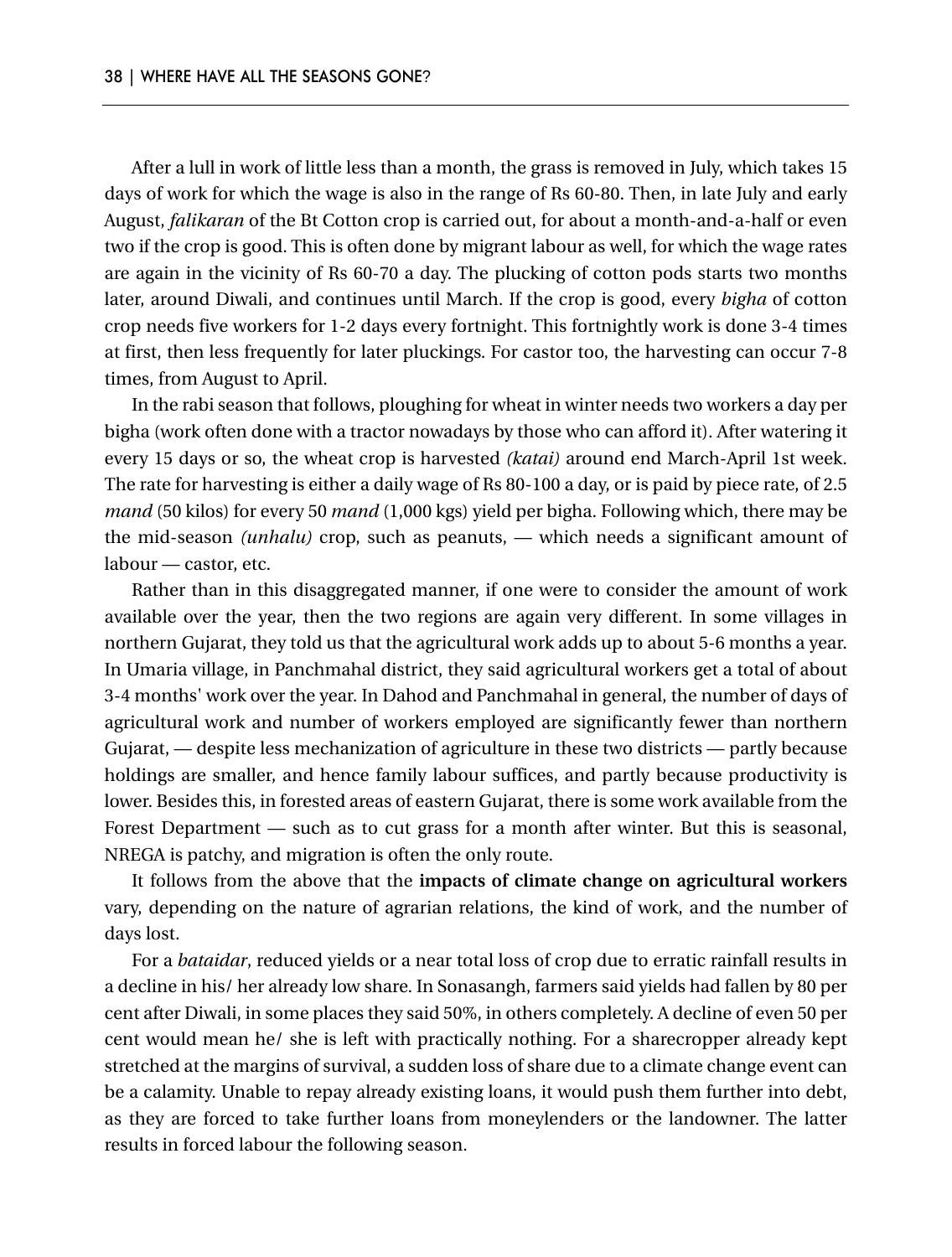After a lull in work of little less than a month, the grass is removed in July, which takes 15 days of work for which the wage is also in the range of Rs 60-80. Then, in late July and early August, *falikaran* of the Bt Cotton crop is carried out, for about a month-and-a-half or even two if the crop is good. This is often done by migrant labour as well, for which the wage rates are again in the vicinity of Rs 60-70 a day. The plucking of cotton pods starts two months later, around Diwali, and continues until March. If the crop is good, every *bigha* of cotton crop needs five workers for 1-2 days every fortnight. This fortnightly work is done 3-4 times at first, then less frequently for later pluckings. For castor too, the harvesting can occur 7-8 times, from August to April.

In the rabi season that follows, ploughing for wheat in winter needs two workers a day per bigha (work often done with a tractor nowadays by those who can afford it). After watering it every 15 days or so, the wheat crop is harvested *(katai)* around end March-April 1st week. The rate for harvesting is either a daily wage of Rs 80-100 a day, or is paid by piece rate, of 2.5 *mand* (50 kilos) for every 50 *mand* (1,000 kgs) yield per bigha. Following which, there may be the mid-season *(unhalu)* crop, such as peanuts, — which needs a significant amount of labour — castor, etc.

Rather than in this disaggregated manner, if one were to consider the amount of work available over the year, then the two regions are again very different. In some villages in northern Gujarat, they told us that the agricultural work adds up to about 5-6 months a year. In Umaria village, in Panchmahal district, they said agricultural workers get a total of about 3-4 months' work over the year. In Dahod and Panchmahal in general, the number of days of agricultural work and number of workers employed are significantly fewer than northern Gujarat, — despite less mechanization of agriculture in these two districts — partly because holdings are smaller, and hence family labour suffices, and partly because productivity is lower. Besides this, in forested areas of eastern Gujarat, there is some work available from the Forest Department — such as to cut grass for a month after winter. But this is seasonal, NREGA is patchy, and migration is often the only route.

It follows from the above that the **impacts of climate change on agricultural workers** vary, depending on the nature of agrarian relations, the kind of work, and the number of days lost.

For a *bataidar*, reduced yields or a near total loss of crop due to erratic rainfall results in a decline in his/ her already low share. In Sonasangh, farmers said yields had fallen by 80 per cent after Diwali, in some places they said 50%, in others completely. A decline of even 50 per cent would mean he/ she is left with practically nothing. For a sharecropper already kept stretched at the margins of survival, a sudden loss of share due to a climate change event can be a calamity. Unable to repay already existing loans, it would push them further into debt, as they are forced to take further loans from moneylenders or the landowner. The latter results in forced labour the following season.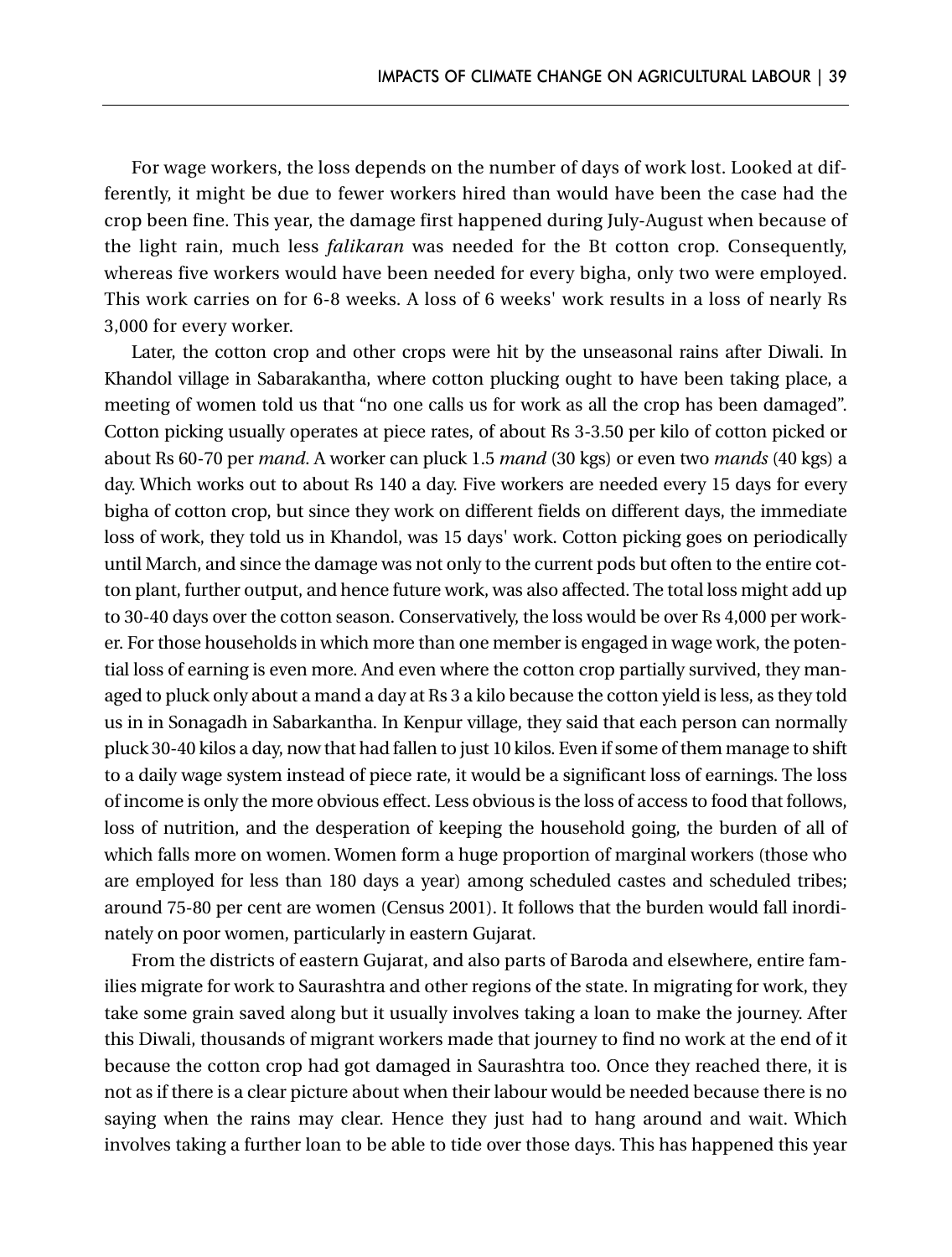For wage workers, the loss depends on the number of days of work lost. Looked at differently, it might be due to fewer workers hired than would have been the case had the crop been fine. This year, the damage first happened during July-August when because of the light rain, much less *falikaran* was needed for the Bt cotton crop. Consequently, whereas five workers would have been needed for every bigha, only two were employed. This work carries on for 6-8 weeks. A loss of 6 weeks' work results in a loss of nearly Rs 3,000 for every worker.

Later, the cotton crop and other crops were hit by the unseasonal rains after Diwali. In Khandol village in Sabarakantha, where cotton plucking ought to have been taking place, a meeting of women told us that "no one calls us for work as all the crop has been damaged". Cotton picking usually operates at piece rates, of about Rs 3-3.50 per kilo of cotton picked or about Rs 60-70 per *mand*. A worker can pluck 1.5 *mand* (30 kgs) or even two *mands* (40 kgs) a day. Which works out to about Rs 140 a day. Five workers are needed every 15 days for every bigha of cotton crop, but since they work on different fields on different days, the immediate loss of work, they told us in Khandol, was 15 days' work. Cotton picking goes on periodically until March, and since the damage was not only to the current pods but often to the entire cotton plant, further output, and hence future work, was also affected. The total loss might add up to 30-40 days over the cotton season. Conservatively, the loss would be over Rs 4,000 per worker. For those households in which more than one member is engaged in wage work, the potential loss of earning is even more. And even where the cotton crop partially survived, they managed to pluck only about a mand a day at Rs 3 a kilo because the cotton yield is less, as they told us in in Sonagadh in Sabarkantha. In Kenpur village, they said that each person can normally pluck 30-40 kilos a day, now that had fallen to just 10 kilos. Even if some of them manage to shift to a daily wage system instead of piece rate, it would be a significant loss of earnings. The loss of income is only the more obvious effect. Less obvious is the loss of access to food that follows, loss of nutrition, and the desperation of keeping the household going, the burden of all of which falls more on women. Women form a huge proportion of marginal workers (those who are employed for less than 180 days a year) among scheduled castes and scheduled tribes; around 75-80 per cent are women (Census 2001). It follows that the burden would fall inordinately on poor women, particularly in eastern Gujarat.

From the districts of eastern Gujarat, and also parts of Baroda and elsewhere, entire families migrate for work to Saurashtra and other regions of the state. In migrating for work, they take some grain saved along but it usually involves taking a loan to make the journey. After this Diwali, thousands of migrant workers made that journey to find no work at the end of it because the cotton crop had got damaged in Saurashtra too. Once they reached there, it is not as if there is a clear picture about when their labour would be needed because there is no saying when the rains may clear. Hence they just had to hang around and wait. Which involves taking a further loan to be able to tide over those days. This has happened this year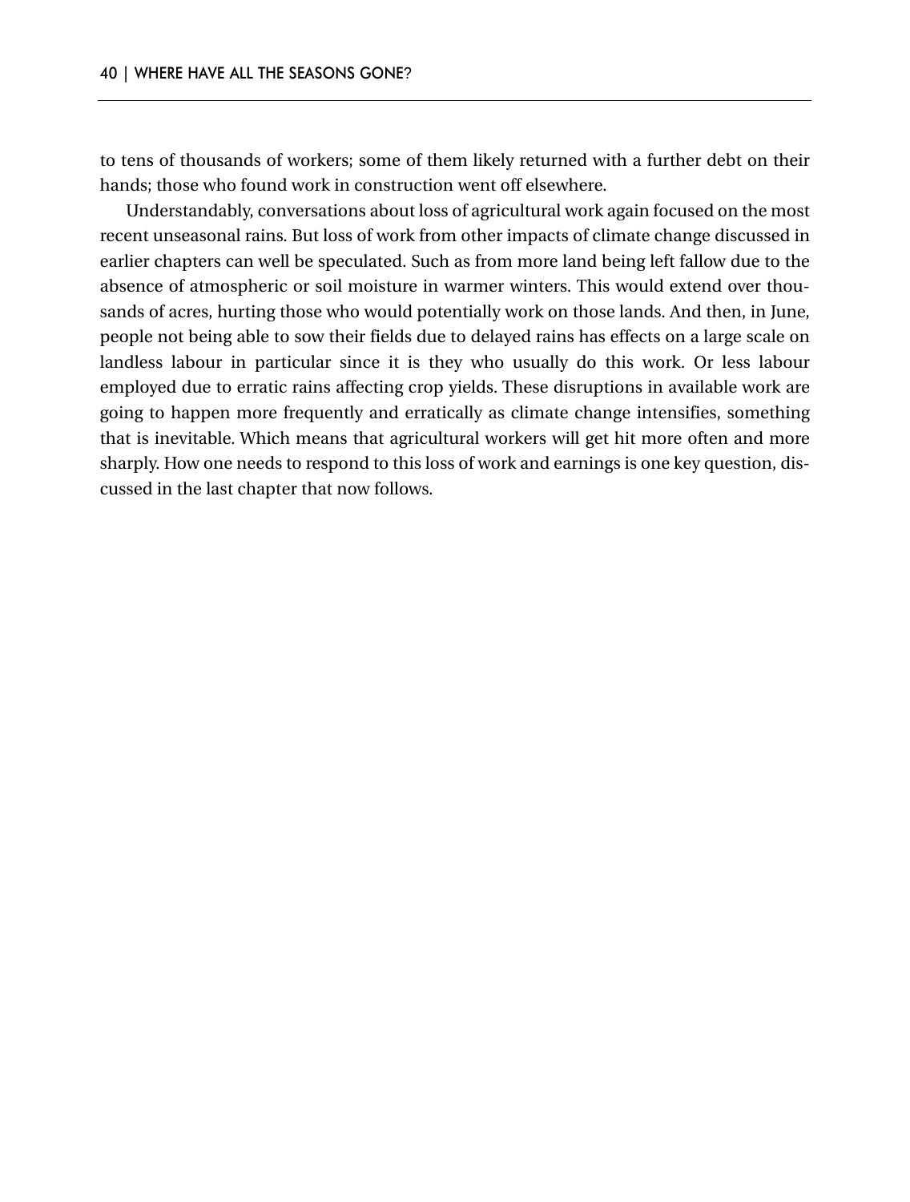to tens of thousands of workers; some of them likely returned with a further debt on their hands; those who found work in construction went off elsewhere.

Understandably, conversations about loss of agricultural work again focused on the most recent unseasonal rains. But loss of work from other impacts of climate change discussed in earlier chapters can well be speculated. Such as from more land being left fallow due to the absence of atmospheric or soil moisture in warmer winters. This would extend over thousands of acres, hurting those who would potentially work on those lands. And then, in June, people not being able to sow their fields due to delayed rains has effects on a large scale on landless labour in particular since it is they who usually do this work. Or less labour employed due to erratic rains affecting crop yields. These disruptions in available work are going to happen more frequently and erratically as climate change intensifies, something that is inevitable. Which means that agricultural workers will get hit more often and more sharply. How one needs to respond to this loss of work and earnings is one key question, discussed in the last chapter that now follows.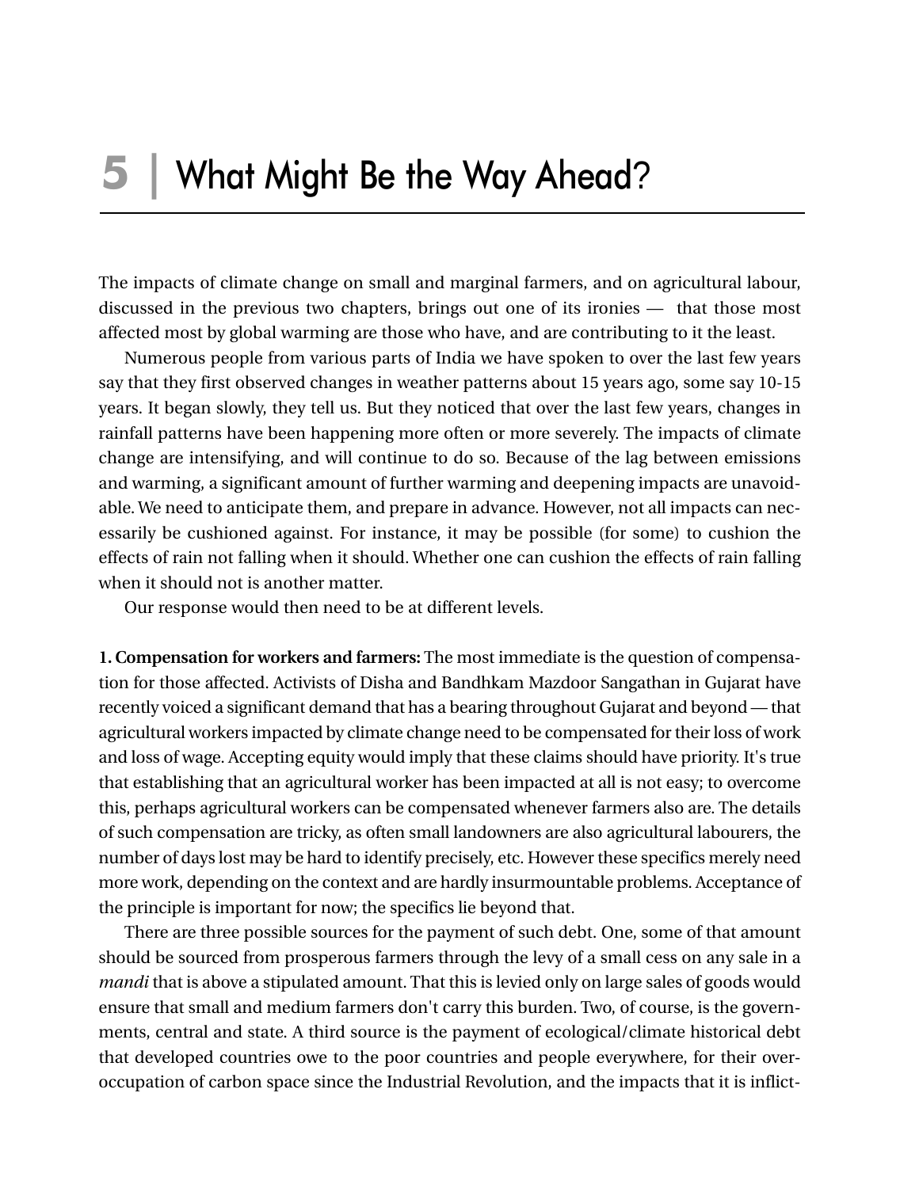# 5 | What Might Be the Way Ahead?

The impacts of climate change on small and marginal farmers, and on agricultural labour, discussed in the previous two chapters, brings out one of its ironies — that those most affected most by global warming are those who have, and are contributing to it the least.

Numerous people from various parts of India we have spoken to over the last few years say that they first observed changes in weather patterns about 15 years ago, some say 10-15 years. It began slowly, they tell us. But they noticed that over the last few years, changes in rainfall patterns have been happening more often or more severely. The impacts of climate change are intensifying, and will continue to do so. Because of the lag between emissions and warming, a significant amount of further warming and deepening impacts are unavoidable. We need to anticipate them, and prepare in advance. However, not all impacts can necessarily be cushioned against. For instance, it may be possible (for some) to cushion the effects of rain not falling when it should. Whether one can cushion the effects of rain falling when it should not is another matter.

Our response would then need to be at different levels.

**1. Compensation for workers and farmers:** The most immediate is the question of compensation for those affected. Activists of Disha and Bandhkam Mazdoor Sangathan in Gujarat have recently voiced a significant demand that has a bearing throughout Gujarat and beyond — that agricultural workers impacted by climate change need to be compensated for their loss of work and loss of wage. Accepting equity would imply that these claims should have priority. It's true that establishing that an agricultural worker has been impacted at all is not easy; to overcome this, perhaps agricultural workers can be compensated whenever farmers also are. The details of such compensation are tricky, as often small landowners are also agricultural labourers, the number of days lost may be hard to identify precisely, etc. However these specifics merely need more work, depending on the context and are hardly insurmountable problems. Acceptance of the principle is important for now; the specifics lie beyond that.

There are three possible sources for the payment of such debt. One, some of that amount should be sourced from prosperous farmers through the levy of a small cess on any sale in a *mandi* that is above a stipulated amount. That this is levied only on large sales of goods would ensure that small and medium farmers don't carry this burden. Two, of course, is the governments, central and state. A third source is the payment of ecological/climate historical debt that developed countries owe to the poor countries and people everywhere, for their over-occupation of carbon space since the Industrial Revolution, and the impacts that it is inflict-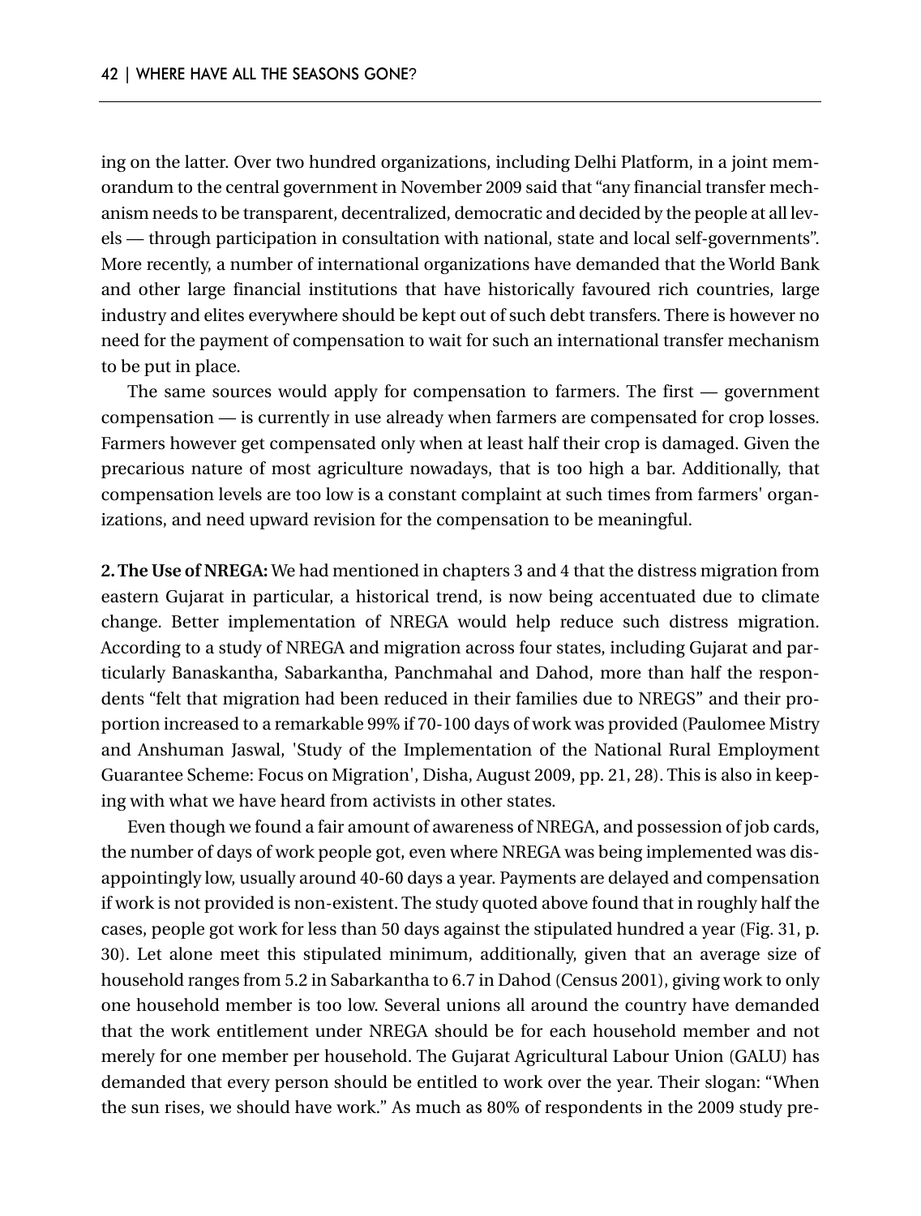ing on the latter. Over two hundred organizations, including Delhi Platform, in a joint memorandum to the central government in November 2009 said that "any financial transfer mechanism needs to be transparent, decentralized, democratic and decided by the people at all levels — through participation in consultation with national, state and local self-governments". More recently, a number of international organizations have demanded that the World Bank and other large financial institutions that have historically favoured rich countries, large industry and elites everywhere should be kept out of such debt transfers. There is however no need for the payment of compensation to wait for such an international transfer mechanism to be put in place.

The same sources would apply for compensation to farmers. The first — government compensation — is currently in use already when farmers are compensated for crop losses. Farmers however get compensated only when at least half their crop is damaged. Given the precarious nature of most agriculture nowadays, that is too high a bar. Additionally, that compensation levels are too low is a constant complaint at such times from farmers' organizations, and need upward revision for the compensation to be meaningful.

**2. The Use of NREGA:** We had mentioned in chapters 3 and 4 that the distress migration from eastern Gujarat in particular, a historical trend, is now being accentuated due to climate change. Better implementation of NREGA would help reduce such distress migration. According to a study of NREGA and migration across four states, including Gujarat and particularly Banaskantha, Sabarkantha, Panchmahal and Dahod, more than half the respondents "felt that migration had been reduced in their families due to NREGS" and their proportion increased to a remarkable 99% if 70-100 days of work was provided (Paulomee Mistry and Anshuman Jaswal, 'Study of the Implementation of the National Rural Employment Guarantee Scheme: Focus on Migration', Disha, August 2009, pp. 21, 28). This is also in keeping with what we have heard from activists in other states.

Even though we found a fair amount of awareness of NREGA, and possession of job cards, the number of days of work people got, even where NREGA was being implemented was disappointingly low, usually around 40-60 days a year. Payments are delayed and compensation if work is not provided is non-existent. The study quoted above found that in roughly half the cases, people got work for less than 50 days against the stipulated hundred a year (Fig. 31, p. 30). Let alone meet this stipulated minimum, additionally, given that an average size of household ranges from 5.2 in Sabarkantha to 6.7 in Dahod (Census 2001), giving work to only one household member is too low. Several unions all around the country have demanded that the work entitlement under NREGA should be for each household member and not merely for one member per household. The Gujarat Agricultural Labour Union (GALU) has demanded that every person should be entitled to work over the year. Their slogan: "When the sun rises, we should have work." As much as 80% of respondents in the 2009 study pre-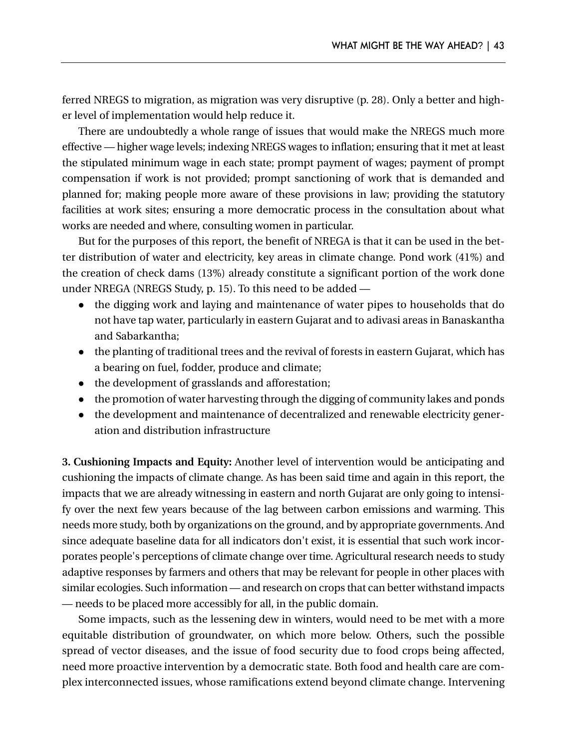ferred NREGS to migration, as migration was very disruptive (p. 28). Only a better and higher level of implementation would help reduce it.

There are undoubtedly a whole range of issues that would make the NREGS much more effective — higher wage levels; indexing NREGS wages to inflation; ensuring that it met at least the stipulated minimum wage in each state; prompt payment of wages; payment of prompt compensation if work is not provided; prompt sanctioning of work that is demanded and planned for; making people more aware of these provisions in law; providing the statutory facilities at work sites; ensuring a more democratic process in the consultation about what works are needed and where, consulting women in particular.

But for the purposes of this report, the benefit of NREGA is that it can be used in the better distribution of water and electricity, key areas in climate change. Pond work (41%) and the creation of check dams (13%) already constitute a significant portion of the work done under NREGA (NREGS Study, p. 15). To this need to be added —

- the digging work and laying and maintenance of water pipes to households that do not have tap water, particularly in eastern Gujarat and to adivasi areas in Banaskantha and Sabarkantha;
- the planting of traditional trees and the revival of forests in eastern Gujarat, which has a bearing on fuel, fodder, produce and climate;
- the development of grasslands and afforestation;
- the promotion of water harvesting through the digging of community lakes and ponds
- the development and maintenance of decentralized and renewable electricity generation and distribution infrastructure

**3. Cushioning Impacts and Equity:** Another level of intervention would be anticipating and cushioning the impacts of climate change. As has been said time and again in this report, the impacts that we are already witnessing in eastern and north Gujarat are only going to intensify over the next few years because of the lag between carbon emissions and warming. This needs more study, both by organizations on the ground, and by appropriate governments. And since adequate baseline data for all indicators don't exist, it is essential that such work incorporates people's perceptions of climate change over time. Agricultural research needs to study adaptive responses by farmers and others that may be relevant for people in other places with similar ecologies. Such information — and research on crops that can better withstand impacts — needs to be placed more accessibly for all, in the public domain.

Some impacts, such as the lessening dew in winters, would need to be met with a more equitable distribution of groundwater, on which more below. Others, such the possible spread of vector diseases, and the issue of food security due to food crops being affected, need more proactive intervention by a democratic state. Both food and health care are complex interconnected issues, whose ramifications extend beyond climate change. Intervening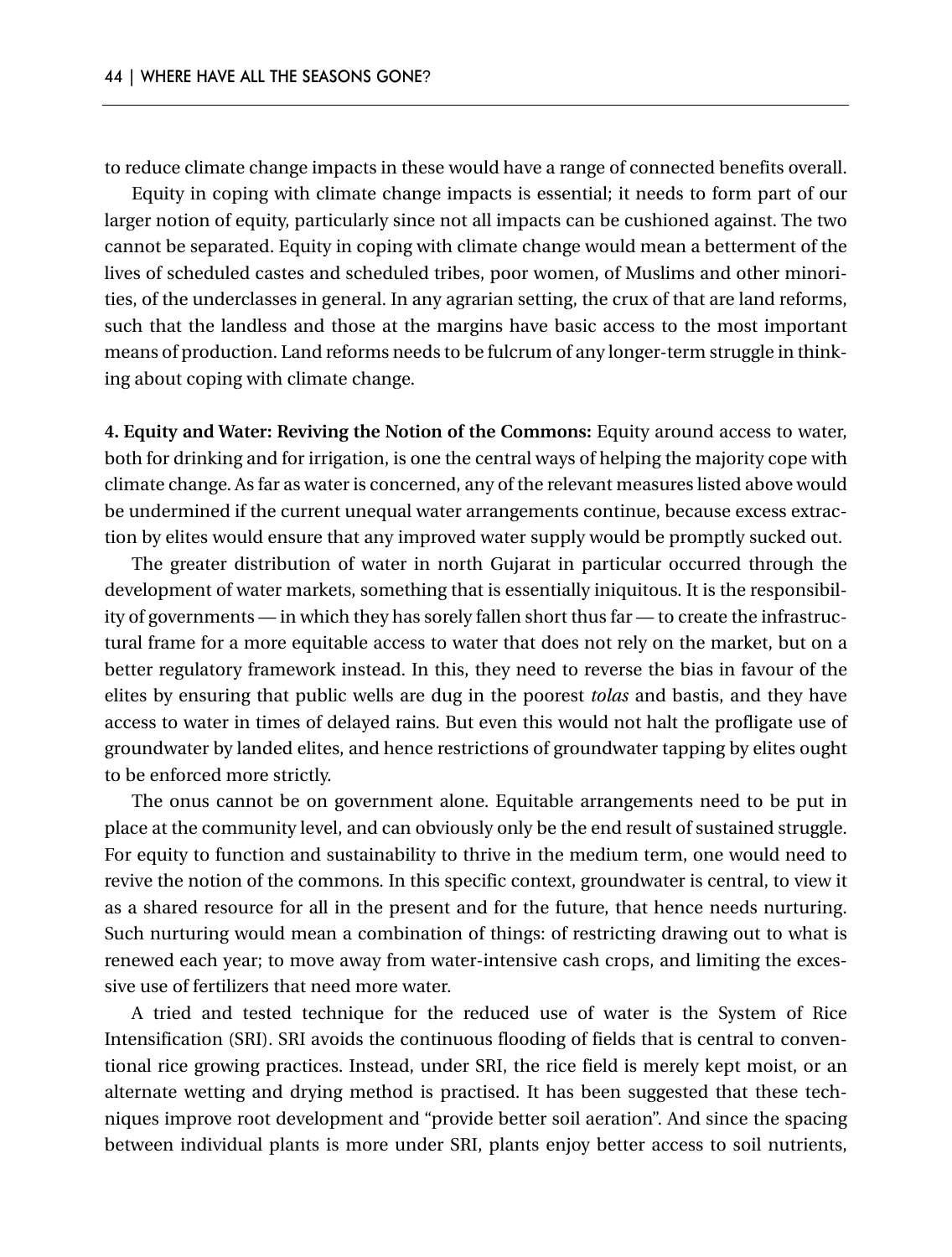to reduce climate change impacts in these would have a range of connected benefits overall.

Equity in coping with climate change impacts is essential; it needs to form part of our larger notion of equity, particularly since not all impacts can be cushioned against. The two cannot be separated. Equity in coping with climate change would mean a betterment of the lives of scheduled castes and scheduled tribes, poor women, of Muslims and other minorities, of the underclasses in general. In any agrarian setting, the crux of that are land reforms, such that the landless and those at the margins have basic access to the most important means of production. Land reforms needs to be fulcrum of any longer-term struggle in thinking about coping with climate change.

**4. Equity and Water: Reviving the Notion of the Commons:** Equity around access to water, both for drinking and for irrigation, is one the central ways of helping the majority cope with climate change. As far as water is concerned, any of the relevant measures listed above would be undermined if the current unequal water arrangements continue, because excess extraction by elites would ensure that any improved water supply would be promptly sucked out.

The greater distribution of water in north Gujarat in particular occurred through the development of water markets, something that is essentially iniquitous. It is the responsibility of governments — in which they has sorely fallen short thus far — to create the infrastructural frame for a more equitable access to water that does not rely on the market, but on a better regulatory framework instead. In this, they need to reverse the bias in favour of the elites by ensuring that public wells are dug in the poorest *tolas* and bastis, and they have access to water in times of delayed rains. But even this would not halt the profligate use of groundwater by landed elites, and hence restrictions of groundwater tapping by elites ought to be enforced more strictly.

The onus cannot be on government alone. Equitable arrangements need to be put in place at the community level, and can obviously only be the end result of sustained struggle. For equity to function and sustainability to thrive in the medium term, one would need to revive the notion of the commons. In this specific context, groundwater is central, to view it as a shared resource for all in the present and for the future, that hence needs nurturing. Such nurturing would mean a combination of things: of restricting drawing out to what is renewed each year; to move away from water-intensive cash crops, and limiting the excessive use of fertilizers that need more water.

A tried and tested technique for the reduced use of water is the System of Rice Intensification (SRI). SRI avoids the continuous flooding of fields that is central to conventional rice growing practices. Instead, under SRI, the rice field is merely kept moist, or an alternate wetting and drying method is practised. It has been suggested that these techniques improve root development and "provide better soil aeration". And since the spacing between individual plants is more under SRI, plants enjoy better access to soil nutrients,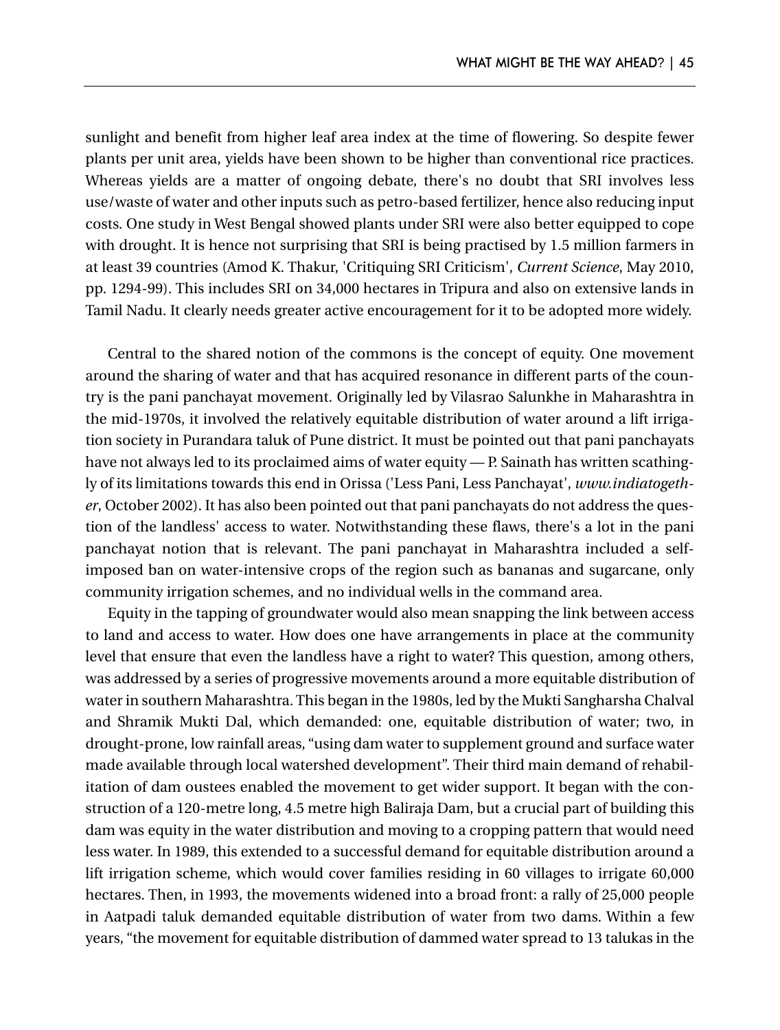sunlight and benefit from higher leaf area index at the time of flowering. So despite fewer plants per unit area, yields have been shown to be higher than conventional rice practices. Whereas yields are a matter of ongoing debate, there's no doubt that SRI involves less use/waste of water and other inputs such as petro-based fertilizer, hence also reducing input costs. One study in West Bengal showed plants under SRI were also better equipped to cope with drought. It is hence not surprising that SRI is being practised by 1.5 million farmers in at least 39 countries (Amod K. Thakur, 'Critiquing SRI Criticism', *Current Science*, May 2010, pp. 1294-99). This includes SRI on 34,000 hectares in Tripura and also on extensive lands in Tamil Nadu. It clearly needs greater active encouragement for it to be adopted more widely.

Central to the shared notion of the commons is the concept of equity. One movement around the sharing of water and that has acquired resonance in different parts of the country is the pani panchayat movement. Originally led by Vilasrao Salunkhe in Maharashtra in the mid-1970s, it involved the relatively equitable distribution of water around a lift irrigation society in Purandara taluk of Pune district. It must be pointed out that pani panchayats have not always led to its proclaimed aims of water equity — P. Sainath has written scathingly of its limitations towards this end in Orissa ('Less Pani, Less Panchayat', *www.indiatogether*, October 2002). It has also been pointed out that pani panchayats do not address the question of the landless' access to water. Notwithstanding these flaws, there's a lot in the pani panchayat notion that is relevant. The pani panchayat in Maharashtra included a self-imposed ban on water-intensive crops of the region such as bananas and sugarcane, only community irrigation schemes, and no individual wells in the command area.

Equity in the tapping of groundwater would also mean snapping the link between access to land and access to water. How does one have arrangements in place at the community level that ensure that even the landless have a right to water? This question, among others, was addressed by a series of progressive movements around a more equitable distribution of water in southern Maharashtra. This began in the 1980s, led by the Mukti Sangharsha Chalval and Shramik Mukti Dal, which demanded: one, equitable distribution of water; two, in drought-prone, low rainfall areas, "using dam water to supplement ground and surface water made available through local watershed development". Their third main demand of rehabilitation of dam oustees enabled the movement to get wider support. It began with the construction of a 120-metre long, 4.5 metre high Baliraja Dam, but a crucial part of building this dam was equity in the water distribution and moving to a cropping pattern that would need less water. In 1989, this extended to a successful demand for equitable distribution around a lift irrigation scheme, which would cover families residing in 60 villages to irrigate 60,000 hectares. Then, in 1993, the movements widened into a broad front: a rally of 25,000 people in Aatpadi taluk demanded equitable distribution of water from two dams. Within a few years, "the movement for equitable distribution of dammed water spread to 13 talukas in the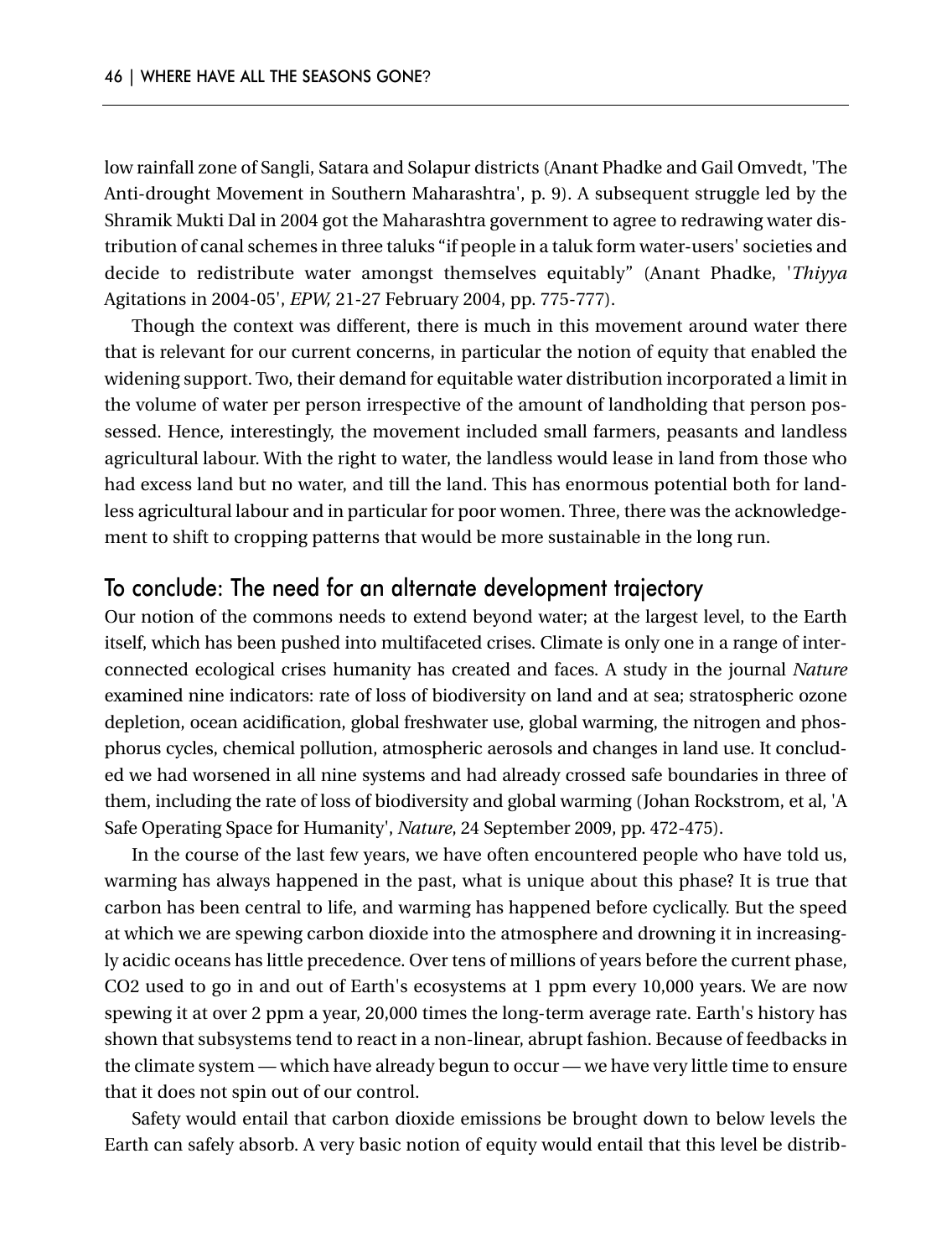low rainfall zone of Sangli, Satara and Solapur districts (Anant Phadke and Gail Omvedt, 'The Anti-drought Movement in Southern Maharashtra', p. 9). A subsequent struggle led by the Shramik Mukti Dal in 2004 got the Maharashtra government to agree to redrawing water distribution of canal schemes in three taluks "if people in a taluk form water-users' societies and decide to redistribute water amongst themselves equitably" (Anant Phadke, '*Thiyya* Agitations in 2004-05', *EPW*, 21-27 February 2004, pp. 775-777).

Though the context was different, there is much in this movement around water there that is relevant for our current concerns, in particular the notion of equity that enabled the widening support. Two, their demand for equitable water distribution incorporated a limit in the volume of water per person irrespective of the amount of landholding that person possessed. Hence, interestingly, the movement included small farmers, peasants and landless agricultural labour. With the right to water, the landless would lease in land from those who had excess land but no water, and till the land. This has enormous potential both for landless agricultural labour and in particular for poor women. Three, there was the acknowledgement to shift to cropping patterns that would be more sustainable in the long run.

## To conclude: The need for an alternate development trajectory

Our notion of the commons needs to extend beyond water; at the largest level, to the Earth itself, which has been pushed into multifaceted crises. Climate is only one in a range of interconnected ecological crises humanity has created and faces. A study in the journal *Nature* examined nine indicators: rate of loss of biodiversity on land and at sea; stratospheric ozone depletion, ocean acidification, global freshwater use, global warming, the nitrogen and phosphorus cycles, chemical pollution, atmospheric aerosols and changes in land use. It concluded we had worsened in all nine systems and had already crossed safe boundaries in three of them, including the rate of loss of biodiversity and global warming (Johan Rockstrom, et al, 'A Safe Operating Space for Humanity', *Nature*, 24 September 2009, pp. 472-475).

In the course of the last few years, we have often encountered people who have told us, warming has always happened in the past, what is unique about this phase? It is true that carbon has been central to life, and warming has happened before cyclically. But the speed at which we are spewing carbon dioxide into the atmosphere and drowning it in increasingly acidic oceans has little precedence. Over tens of millions of years before the current phase, $CO_2$ used to go in and out of Earth's ecosystems at 1 ppm every 10,000 years. We are now spewing it at over 2 ppm a year, 20,000 times the long-term average rate. Earth's history has shown that subsystems tend to react in a non-linear, abrupt fashion. Because of feedbacks in the climate system — which have already begun to occur — we have very little time to ensure that it does not spin out of our control.

Safety would entail that carbon dioxide emissions be brought down to below levels the Earth can safely absorb. A very basic notion of equity would entail that this level be distrib-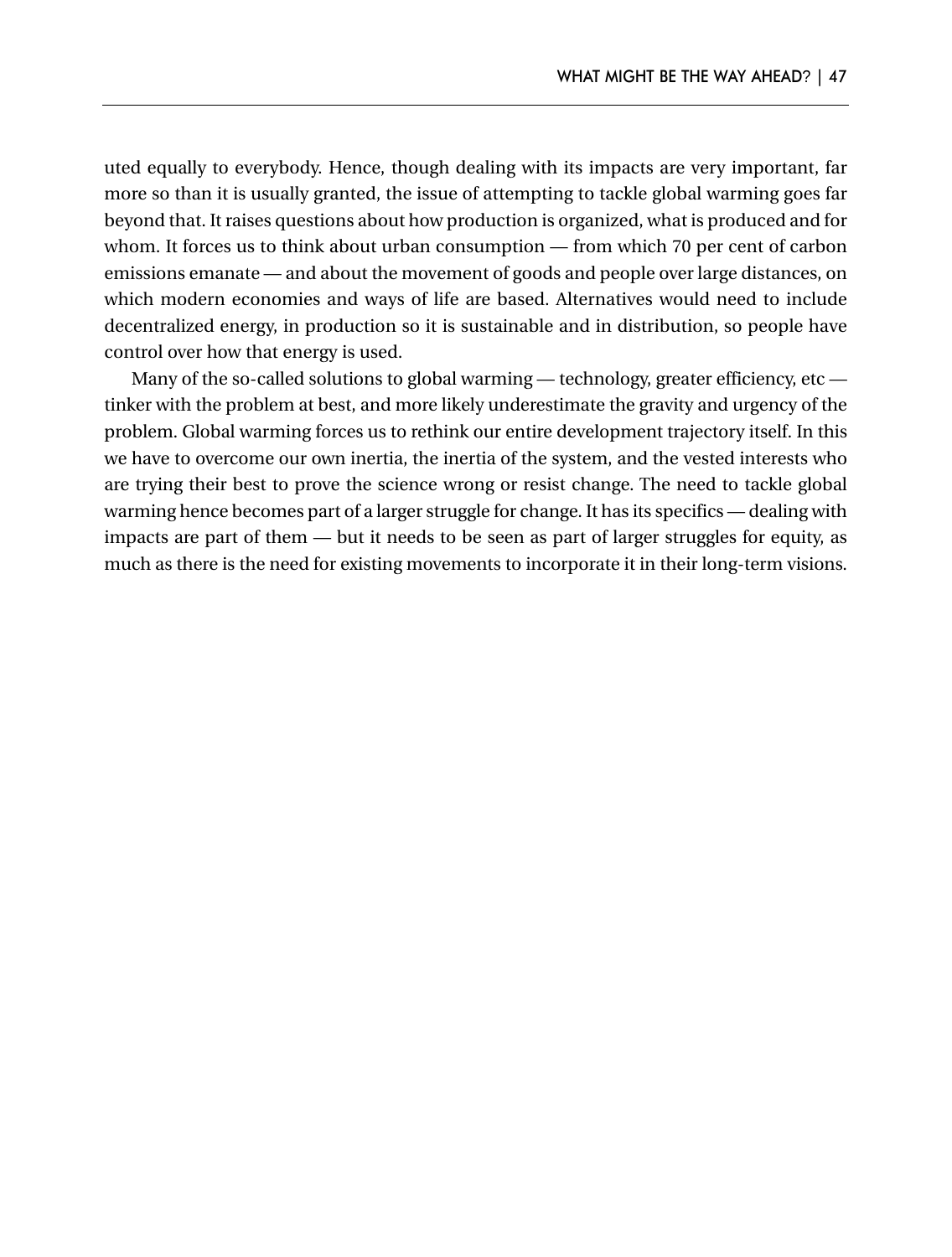uted equally to everybody. Hence, though dealing with its impacts are very important, far more so than it is usually granted, the issue of attempting to tackle global warming goes far beyond that. It raises questions about how production is organized, what is produced and for whom. It forces us to think about urban consumption — from which 70 per cent of carbon emissions emanate — and about the movement of goods and people over large distances, on which modern economies and ways of life are based. Alternatives would need to include decentralized energy, in production so it is sustainable and in distribution, so people have control over how that energy is used.

Many of the so-called solutions to global warming — technology, greater efficiency, etc — tinker with the problem at best, and more likely underestimate the gravity and urgency of the problem. Global warming forces us to rethink our entire development trajectory itself. In this we have to overcome our own inertia, the inertia of the system, and the vested interests who are trying their best to prove the science wrong or resist change. The need to tackle global warming hence becomes part of a larger struggle for change. It has its specifics — dealing with impacts are part of them — but it needs to be seen as part of larger struggles for equity, as much as there is the need for existing movements to incorporate it in their long-term visions.